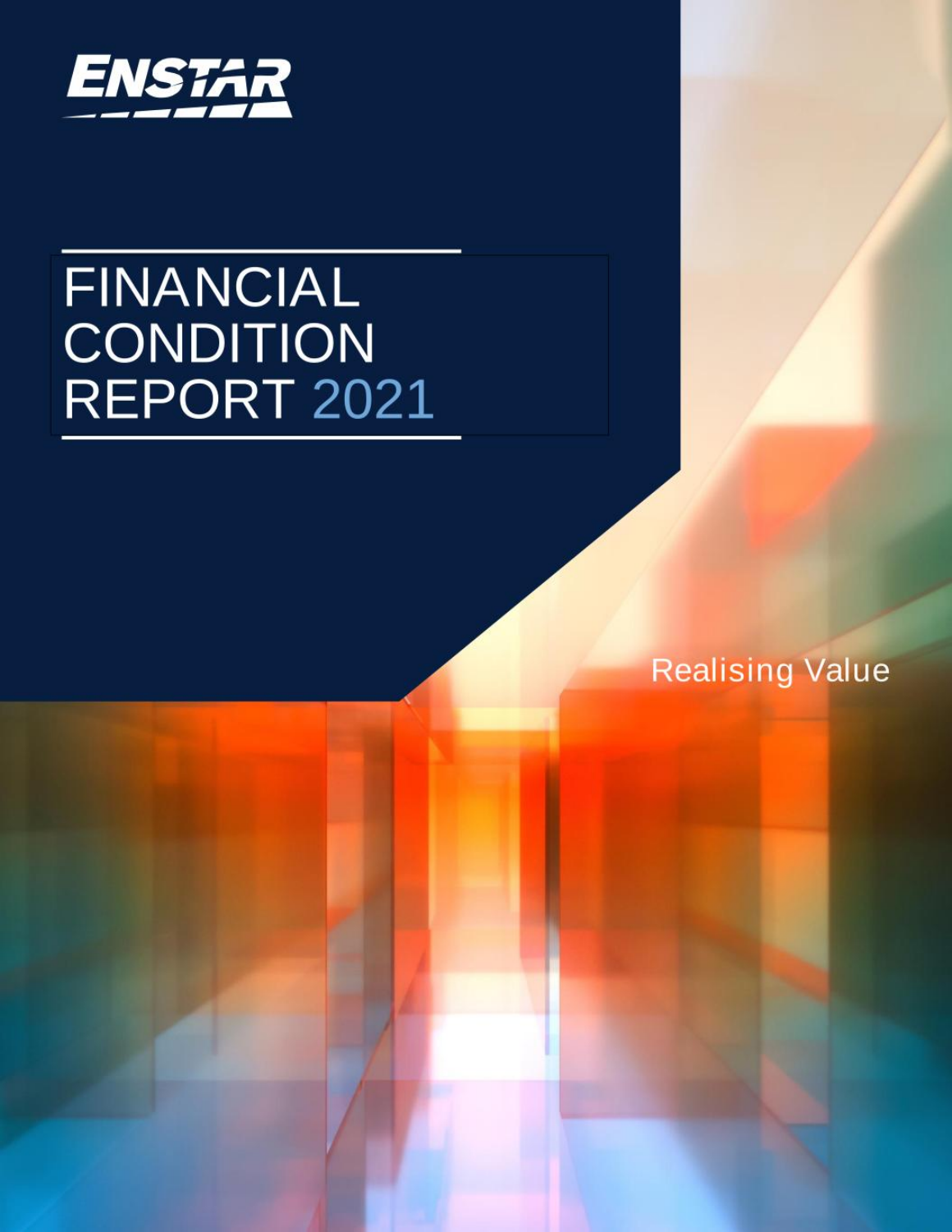ENSTAR

# FINANCIAL CONDITION REPORT 2021

Realising Value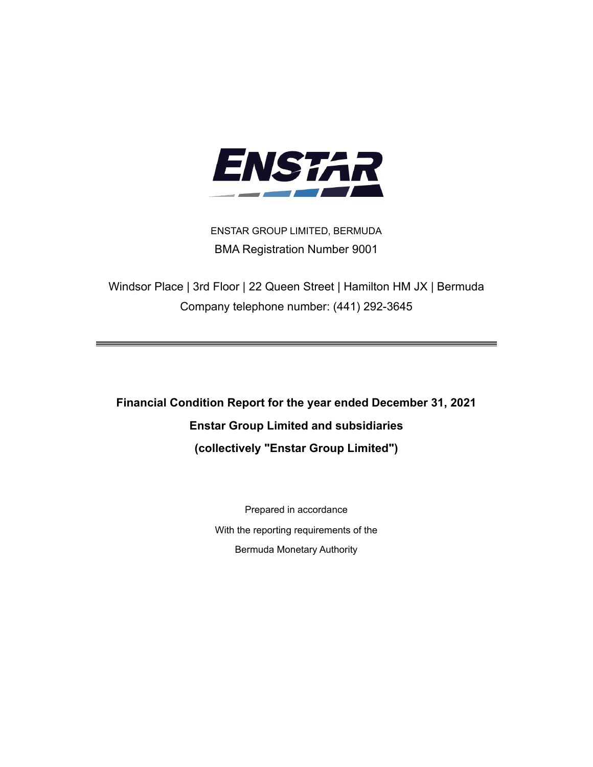ENSTAR GROUP LIMITED, BERMUDA

BMA Registration Number 9001

Windsor Place | 3rd Floor | 22 Queen Street | Hamilton HM JX | Bermuda

Company telephone number: (441) 292-3645

---

**Financial Condition Report for the year ended December 31, 2021**

**Enstar Group Limited and subsidiaries**

**(collectively "Enstar Group Limited")**

Prepared in accordance

With the reporting requirements of the

Bermuda Monetary Authority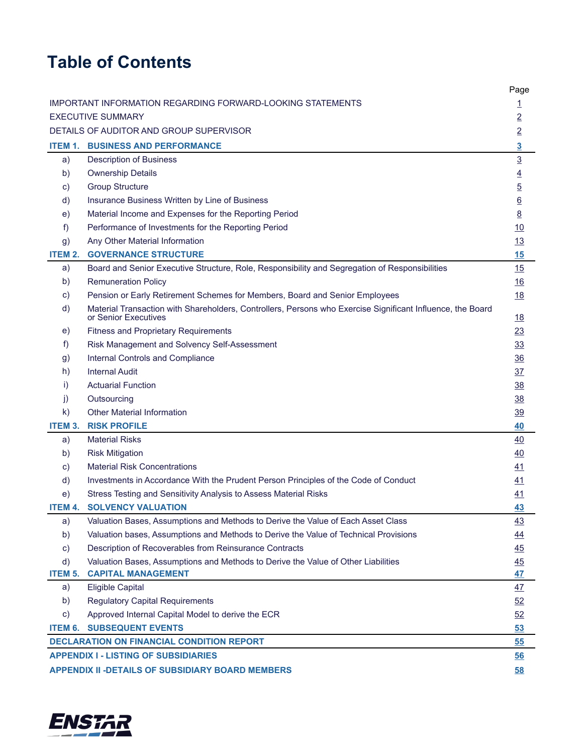# Table of Contents

| | | Page |
|---|---|---|
| IMPORTANT INFORMATION REGARDING FORWARD-LOOKING STATEMENTS | | 1 |
| EXECUTIVE SUMMARY | | 2 |
| DETAILS OF AUDITOR AND GROUP SUPERVISOR | | 2 |
| **ITEM 1.** | **BUSINESS AND PERFORMANCE** | **3** |
| a) | Description of Business | 3 |
| b) | Ownership Details | 4 |
| c) | Group Structure | 5 |
| d) | Insurance Business Written by Line of Business | 6 |
| e) | Material Income and Expenses for the Reporting Period | 8 |
| f) | Performance of Investments for the Reporting Period | 10 |
| g) | Any Other Material Information | 13 |
| **ITEM 2.** | **GOVERNANCE STRUCTURE** | **15** |
| a) | Board and Senior Executive Structure, Role, Responsibility and Segregation of Responsibilities | 15 |
| b) | Remuneration Policy | 16 |
| c) | Pension or Early Retirement Schemes for Members, Board and Senior Employees | 18 |
| d) | Material Transaction with Shareholders, Controllers, Persons who Exercise Significant Influence, the Board or Senior Executives | 18 |
| e) | Fitness and Proprietary Requirements | 23 |
| f) | Risk Management and Solvency Self-Assessment | 33 |
| g) | Internal Controls and Compliance | 36 |
| h) | Internal Audit | 37 |
| i) | Actuarial Function | 38 |
| j) | Outsourcing | 38 |
| k) | Other Material Information | 39 |
| **ITEM 3.** | **RISK PROFILE** | **40** |
| a) | Material Risks | 40 |
| b) | Risk Mitigation | 40 |
| c) | Material Risk Concentrations | 41 |
| d) | Investments in Accordance With the Prudent Person Principles of the Code of Conduct | 41 |
| e) | Stress Testing and Sensitivity Analysis to Assess Material Risks | 41 |
| **ITEM 4.** | **SOLVENCY VALUATION** | **43** |
| a) | Valuation Bases, Assumptions and Methods to Derive the Value of Each Asset Class | 43 |
| b) | Valuation bases, Assumptions and Methods to Derive the Value of Technical Provisions | 44 |
| c) | Description of Recoverables from Reinsurance Contracts | 45 |
| d) | Valuation Bases, Assumptions and Methods to Derive the Value of Other Liabilities | 45 |
| **ITEM 5.** | **CAPITAL MANAGEMENT** | **47** |
| a) | Eligible Capital | 47 |
| b) | Regulatory Capital Requirements | 52 |
| c) | Approved Internal Capital Model to derive the ECR | 52 |
| **ITEM 6.** | **SUBSEQUENT EVENTS** | **53** |
| **DECLARATION ON FINANCIAL CONDITION REPORT** | | **55** |
| **APPENDIX I - LISTING OF SUBSIDIARIES** | | **56** |
| **APPENDIX II -DETAILS OF SUBSIDIARY BOARD MEMBERS** | | **58** |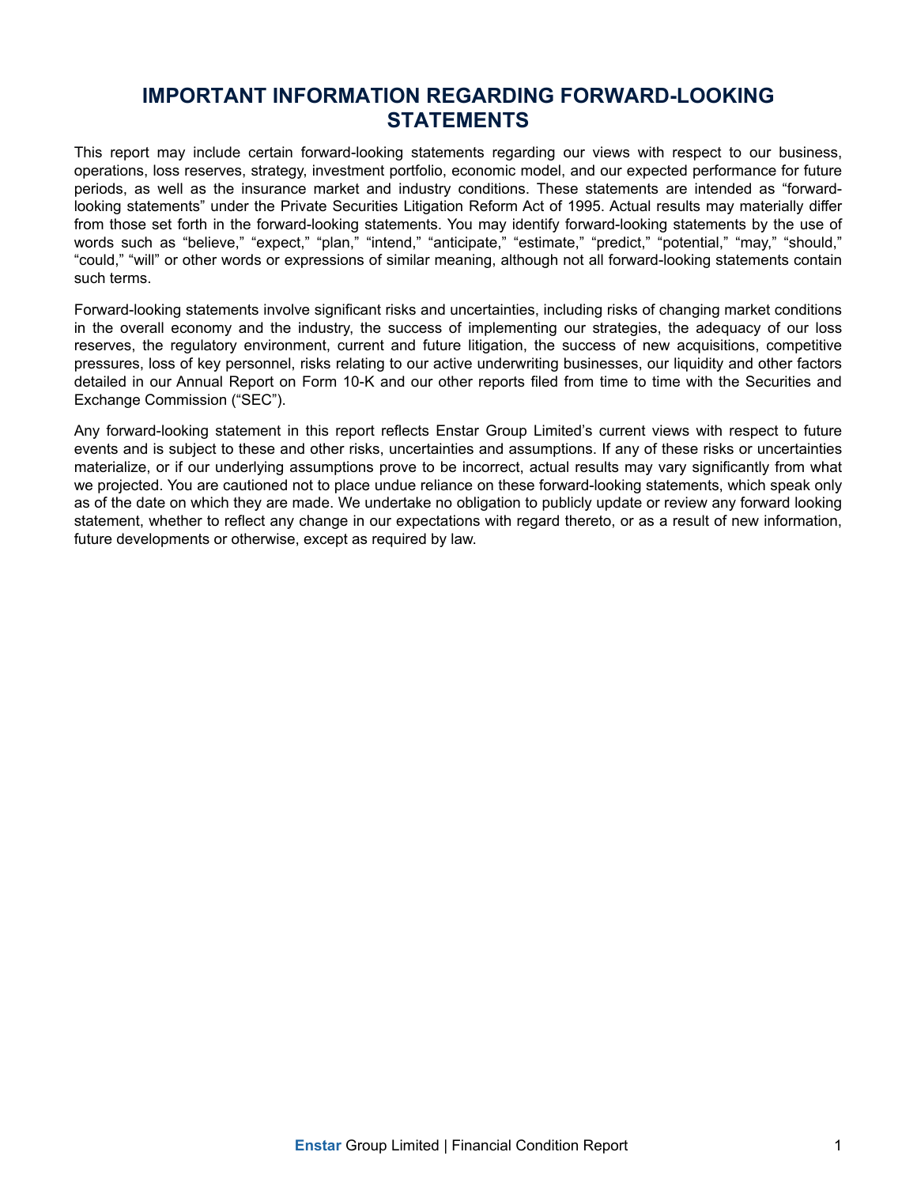# IMPORTANT INFORMATION REGARDING FORWARD-LOOKING STATEMENTS

This report may include certain forward-looking statements regarding our views with respect to our business, operations, loss reserves, strategy, investment portfolio, economic model, and our expected performance for future periods, as well as the insurance market and industry conditions. These statements are intended as "forward-looking statements" under the Private Securities Litigation Reform Act of 1995. Actual results may materially differ from those set forth in the forward-looking statements. You may identify forward-looking statements by the use of words such as "believe," "expect," "plan," "intend," "anticipate," "estimate," "predict," "potential," "may," "should," "could," "will" or other words or expressions of similar meaning, although not all forward-looking statements contain such terms.

Forward-looking statements involve significant risks and uncertainties, including risks of changing market conditions in the overall economy and the industry, the success of implementing our strategies, the adequacy of our loss reserves, the regulatory environment, current and future litigation, the success of new acquisitions, competitive pressures, loss of key personnel, risks relating to our active underwriting businesses, our liquidity and other factors detailed in our Annual Report on Form 10-K and our other reports filed from time to time with the Securities and Exchange Commission ("SEC").

Any forward-looking statement in this report reflects Enstar Group Limited's current views with respect to future events and is subject to these and other risks, uncertainties and assumptions. If any of these risks or uncertainties materialize, or if our underlying assumptions prove to be incorrect, actual results may vary significantly from what we projected. You are cautioned not to place undue reliance on these forward-looking statements, which speak only as of the date on which they are made. We undertake no obligation to publicly update or review any forward looking statement, whether to reflect any change in our expectations with regard thereto, or as a result of new information, future developments or otherwise, except as required by law.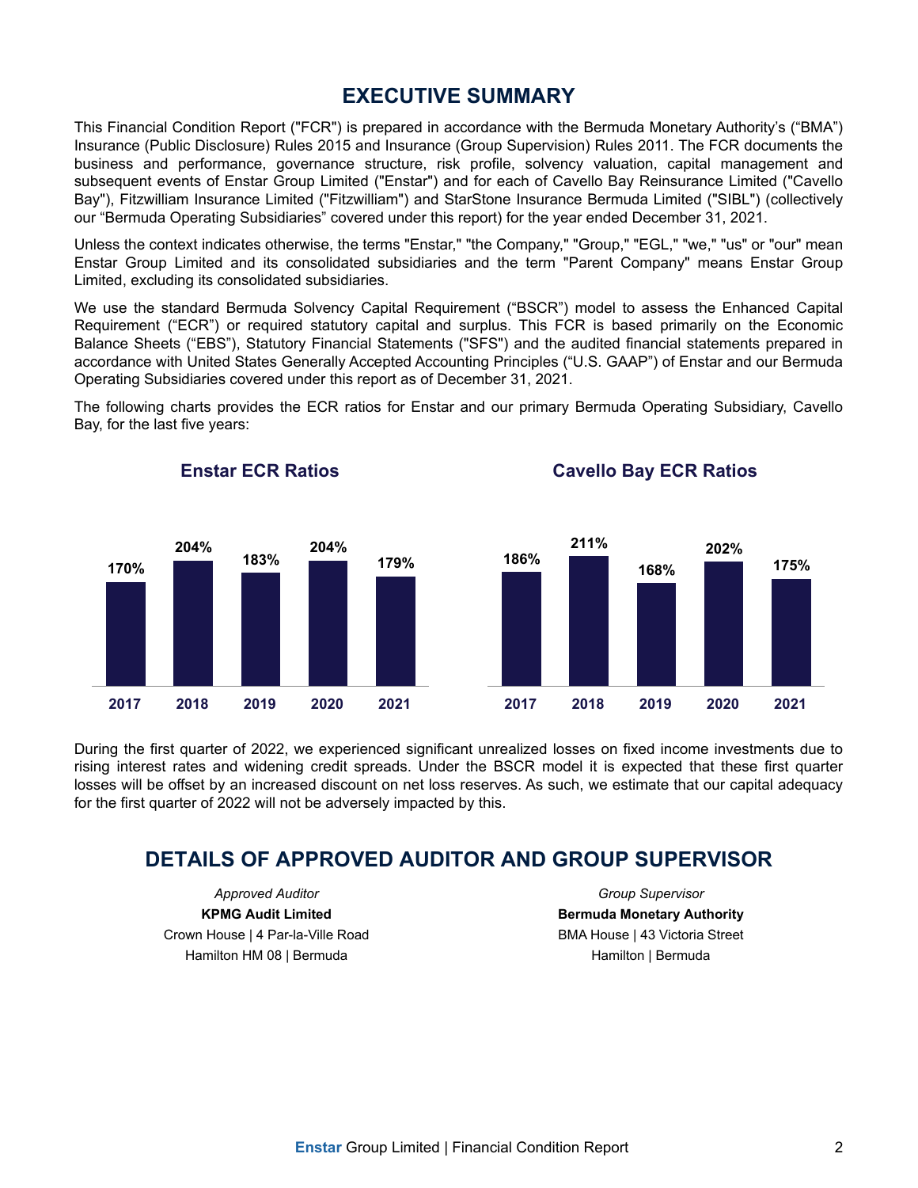# EXECUTIVE SUMMARY

This Financial Condition Report ("FCR") is prepared in accordance with the Bermuda Monetary Authority's ("BMA") Insurance (Public Disclosure) Rules 2015 and Insurance (Group Supervision) Rules 2011. The FCR documents the business and performance, governance structure, risk profile, solvency valuation, capital management and subsequent events of Enstar Group Limited ("Enstar") and for each of Cavello Bay Reinsurance Limited ("Cavello Bay"), Fitzwilliam Insurance Limited ("Fitzwilliam") and StarStone Insurance Bermuda Limited ("SIBL") (collectively our "Bermuda Operating Subsidiaries" covered under this report) for the year ended December 31, 2021.

Unless the context indicates otherwise, the terms "Enstar," "the Company," "Group," "EGL," "we," "us" or "our" mean Enstar Group Limited and its consolidated subsidiaries and the term "Parent Company" means Enstar Group Limited, excluding its consolidated subsidiaries.

We use the standard Bermuda Solvency Capital Requirement ("BSCR") model to assess the Enhanced Capital Requirement ("ECR") or required statutory capital and surplus. This FCR is based primarily on the Economic Balance Sheets ("EBS"), Statutory Financial Statements ("SFS") and the audited financial statements prepared in accordance with United States Generally Accepted Accounting Principles ("U.S. GAAP") of Enstar and our Bermuda Operating Subsidiaries covered under this report as of December 31, 2021.

The following charts provides the ECR ratios for Enstar and our primary Bermuda Operating Subsidiary, Cavello Bay, for the last five years:

**Enstar ECR Ratios**

| 2017 | 2018 | 2019 | 2020 | 2021 |
|---|---|---|---|---|
| 170% | 204% | 183% | 204% | 179% |

**Cavello Bay ECR Ratios**

| 2017 | 2018 | 2019 | 2020 | 2021 |
|---|---|---|---|---|
| 186% | 211% | 168% | 202% | 175% |

During the first quarter of 2022, we experienced significant unrealized losses on fixed income investments due to rising interest rates and widening credit spreads. Under the BSCR model it is expected that these first quarter losses will be offset by an increased discount on net loss reserves. As such, we estimate that our capital adequacy for the first quarter of 2022 will not be adversely impacted by this.

# DETAILS OF APPROVED AUDITOR AND GROUP SUPERVISOR

*Approved Auditor*
**KPMG Audit Limited**
Crown House | 4 Par-la-Ville Road
Hamilton HM 08 | Bermuda

*Group Supervisor*
**Bermuda Monetary Authority**
BMA House | 43 Victoria Street
Hamilton | Bermuda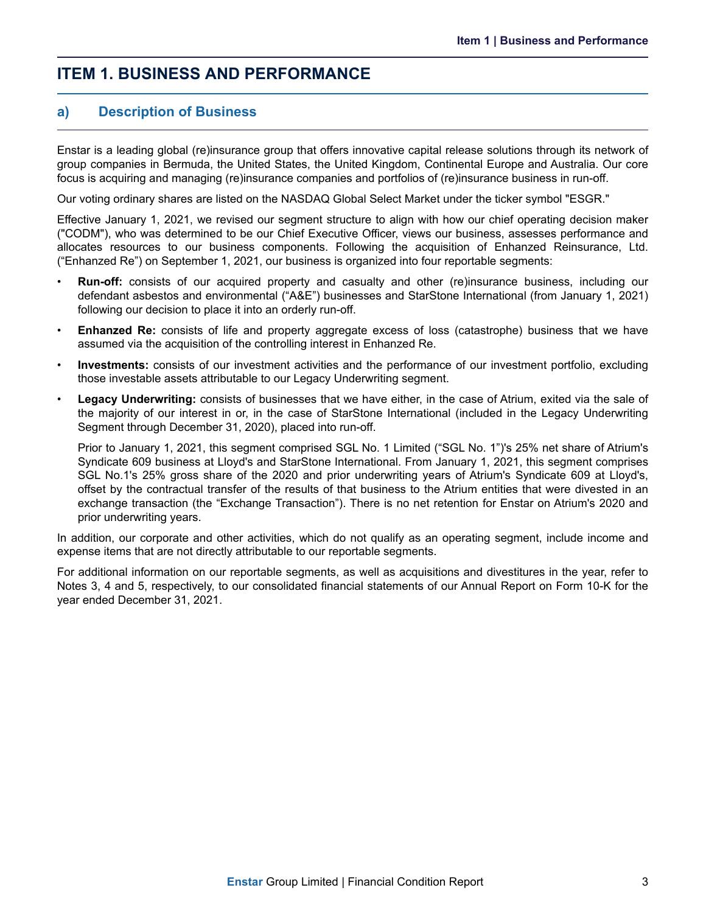# ITEM 1. BUSINESS AND PERFORMANCE

## a) Description of Business

Enstar is a leading global (re)insurance group that offers innovative capital release solutions through its network of group companies in Bermuda, the United States, the United Kingdom, Continental Europe and Australia. Our core focus is acquiring and managing (re)insurance companies and portfolios of (re)insurance business in run-off.

Our voting ordinary shares are listed on the NASDAQ Global Select Market under the ticker symbol "ESGR."

Effective January 1, 2021, we revised our segment structure to align with how our chief operating decision maker ("CODM"), who was determined to be our Chief Executive Officer, views our business, assesses performance and allocates resources to our business components. Following the acquisition of Enhanzed Reinsurance, Ltd. ("Enhanzed Re") on September 1, 2021, our business is organized into four reportable segments:

- **Run-off:** consists of our acquired property and casualty and other (re)insurance business, including our defendant asbestos and environmental ("A&E") businesses and StarStone International (from January 1, 2021) following our decision to place it into an orderly run-off.
- **Enhanzed Re:** consists of life and property aggregate excess of loss (catastrophe) business that we have assumed via the acquisition of the controlling interest in Enhanzed Re.
- **Investments:** consists of our investment activities and the performance of our investment portfolio, excluding those investable assets attributable to our Legacy Underwriting segment.
- **Legacy Underwriting:** consists of businesses that we have either, in the case of Atrium, exited via the sale of the majority of our interest in or, in the case of StarStone International (included in the Legacy Underwriting Segment through December 31, 2020), placed into run-off.

  Prior to January 1, 2021, this segment comprised SGL No. 1 Limited ("SGL No. 1")'s 25% net share of Atrium's Syndicate 609 business at Lloyd's and StarStone International. From January 1, 2021, this segment comprises SGL No.1's 25% gross share of the 2020 and prior underwriting years of Atrium's Syndicate 609 at Lloyd's, offset by the contractual transfer of the results of that business to the Atrium entities that were divested in an exchange transaction (the "Exchange Transaction"). There is no net retention for Enstar on Atrium's 2020 and prior underwriting years.

In addition, our corporate and other activities, which do not qualify as an operating segment, include income and expense items that are not directly attributable to our reportable segments.

For additional information on our reportable segments, as well as acquisitions and divestitures in the year, refer to Notes 3, 4 and 5, respectively, to our consolidated financial statements of our Annual Report on Form 10-K for the year ended December 31, 2021.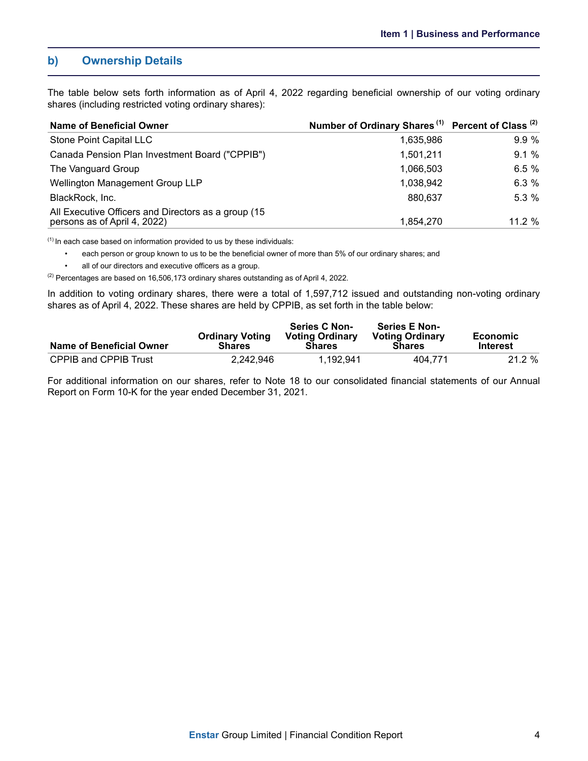## b) Ownership Details

The table below sets forth information as of April 4, 2022 regarding beneficial ownership of our voting ordinary shares (including restricted voting ordinary shares):

| Name of Beneficial Owner | Number of Ordinary Shares [(1)] | Percent of Class [(2)] |
|---|---|---|
| Stone Point Capital LLC | 1,635,986 | 9.9 % |
| Canada Pension Plan Investment Board ("CPPIB") | 1,501,211 | 9.1 % |
| The Vanguard Group | 1,066,503 | 6.5 % |
| Wellington Management Group LLP | 1,038,942 | 6.3 % |
| BlackRock, Inc. | 880,637 | 5.3 % |
| All Executive Officers and Directors as a group (15 persons as of April 4, 2022) | 1,854,270 | 11.2 % |

[(1)] In each case based on information provided to us by these individuals:

- each person or group known to us to be the beneficial owner of more than 5% of our ordinary shares; and
- all of our directors and executive officers as a group.

[(2)] Percentages are based on 16,506,173 ordinary shares outstanding as of April 4, 2022.

In addition to voting ordinary shares, there were a total of 1,597,712 issued and outstanding non-voting ordinary shares as of April 4, 2022. These shares are held by CPPIB, as set forth in the table below:

| Name of Beneficial Owner | Ordinary Voting Shares | Series C Non-Voting Ordinary Shares | Series E Non-Voting Ordinary Shares | Economic Interest |
|---|---|---|---|---|
| CPPIB and CPPIB Trust | 2,242,946 | 1,192,941 | 404,771 | 21.2 % |

For additional information on our shares, refer to Note 18 to our consolidated financial statements of our Annual Report on Form 10-K for the year ended December 31, 2021.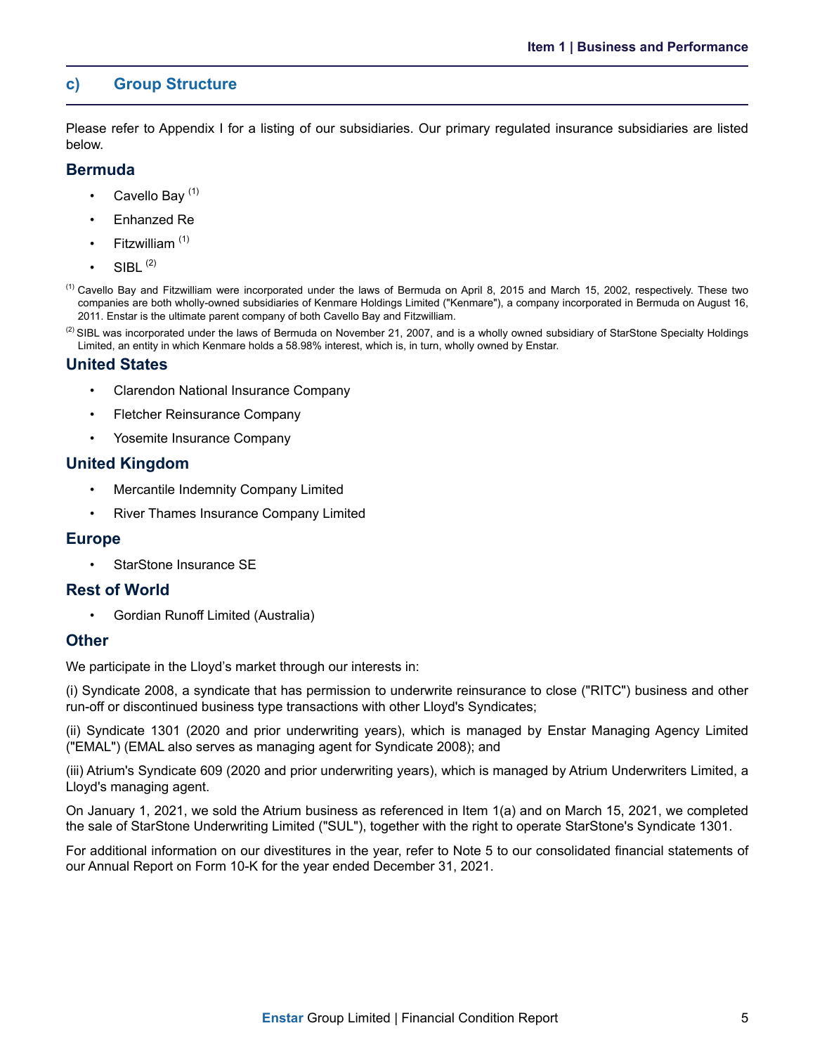## c) Group Structure

Please refer to Appendix I for a listing of our subsidiaries. Our primary regulated insurance subsidiaries are listed below.

### Bermuda

- Cavello Bay [(1)]
- Enhanzed Re
- Fitzwilliam [(1)]
- SIBL [(2)]

[(1)] Cavello Bay and Fitzwilliam were incorporated under the laws of Bermuda on April 8, 2015 and March 15, 2002, respectively. These two companies are both wholly-owned subsidiaries of Kenmare Holdings Limited ("Kenmare"), a company incorporated in Bermuda on August 16, 2011. Enstar is the ultimate parent company of both Cavello Bay and Fitzwilliam.

[(2)] SIBL was incorporated under the laws of Bermuda on November 21, 2007, and is a wholly owned subsidiary of StarStone Specialty Holdings Limited, an entity in which Kenmare holds a 58.98% interest, which is, in turn, wholly owned by Enstar.

### United States

- Clarendon National Insurance Company
- Fletcher Reinsurance Company
- Yosemite Insurance Company

### United Kingdom

- Mercantile Indemnity Company Limited
- River Thames Insurance Company Limited

### Europe

- StarStone Insurance SE

### Rest of World

- Gordian Runoff Limited (Australia)

### Other

We participate in the Lloyd's market through our interests in:

(i) Syndicate 2008, a syndicate that has permission to underwrite reinsurance to close ("RITC") business and other run-off or discontinued business type transactions with other Lloyd's Syndicates;

(ii) Syndicate 1301 (2020 and prior underwriting years), which is managed by Enstar Managing Agency Limited ("EMAL") (EMAL also serves as managing agent for Syndicate 2008); and

(iii) Atrium's Syndicate 609 (2020 and prior underwriting years), which is managed by Atrium Underwriters Limited, a Lloyd's managing agent.

On January 1, 2021, we sold the Atrium business as referenced in Item 1(a) and on March 15, 2021, we completed the sale of StarStone Underwriting Limited ("SUL"), together with the right to operate StarStone's Syndicate 1301.

For additional information on our divestitures in the year, refer to Note 5 to our consolidated financial statements of our Annual Report on Form 10-K for the year ended December 31, 2021.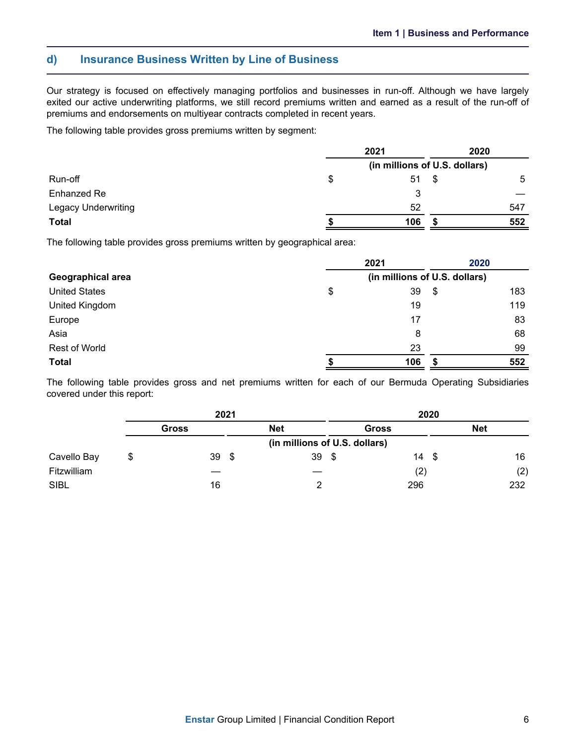## d) Insurance Business Written by Line of Business

Our strategy is focused on effectively managing portfolios and businesses in run-off. Although we have largely exited our active underwriting platforms, we still record premiums written and earned as a result of the run-off of premiums and endorsements on multiyear contracts completed in recent years.

The following table provides gross premiums written by segment:

| | 2021 | 2020 |
|---|---|---|
| | (in millions of U.S. dollars) | |
| Run-off | $ 51 | $ 5 |
| Enhanzed Re | 3 | — |
| Legacy Underwriting | 52 | 547 |
| **Total** | **$ 106** | **$ 552** |

The following table provides gross premiums written by geographical area:

| | 2021 | 2020 |
|---|---|---|
| **Geographical area** | (in millions of U.S. dollars) | |
| United States | $ 39 | $ 183 |
| United Kingdom | 19 | 119 |
| Europe | 17 | 83 |
| Asia | 8 | 68 |
| Rest of World | 23 | 99 |
| **Total** | **$ 106** | **$ 552** |

The following table provides gross and net premiums written for each of our Bermuda Operating Subsidiaries covered under this report:

| | 2021 | | 2020 | |
|---|---|---|---|---|
| | Gross | Net | Gross | Net |
| | (in millions of U.S. dollars) | | | |
| Cavello Bay | $ 39 | $ 39 | $ 14 | $ 16 |
| Fitzwilliam | — | — | (2) | (2) |
| SIBL | 16 | 2 | 296 | 232 |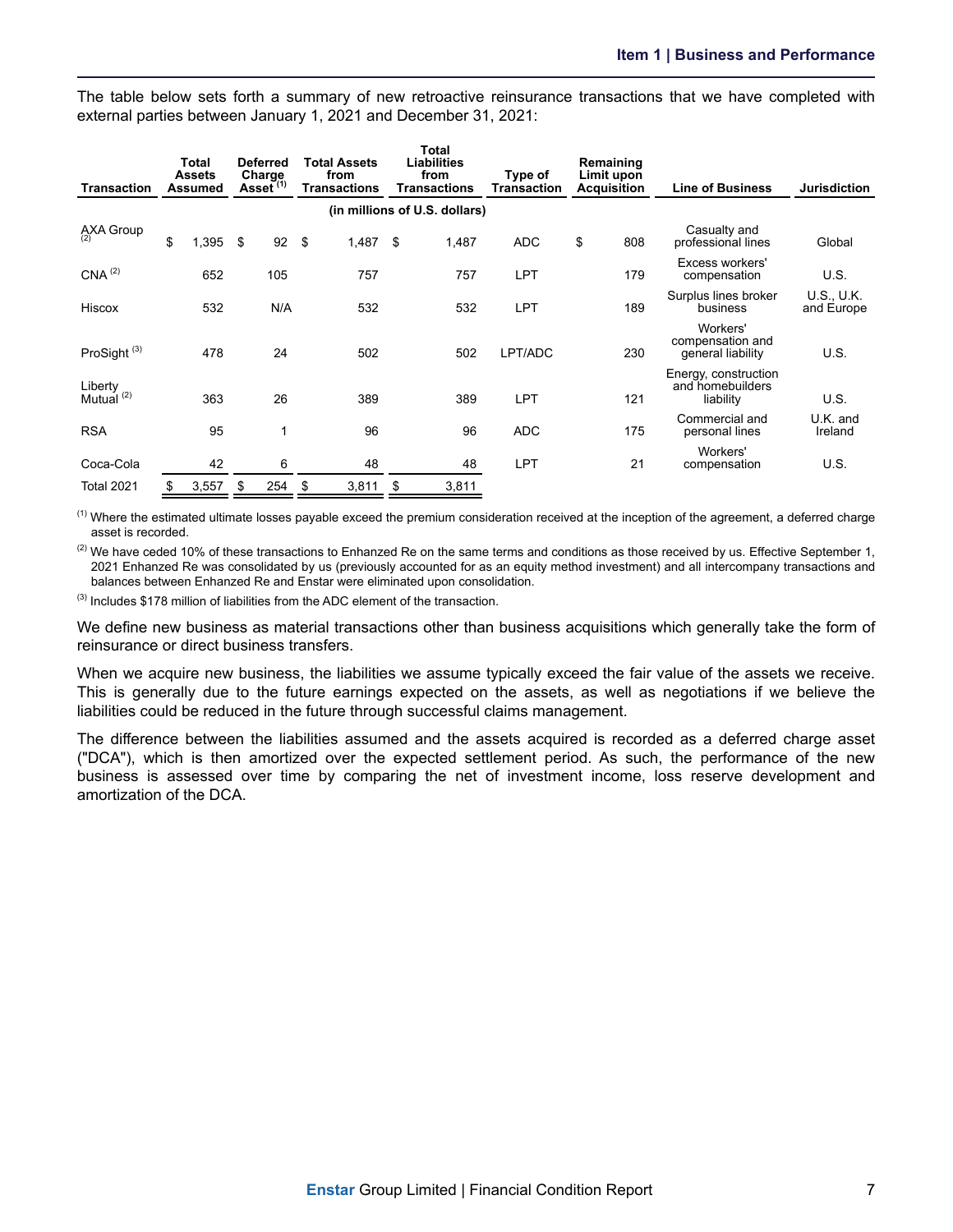The table below sets forth a summary of new retroactive reinsurance transactions that we have completed with external parties between January 1, 2021 and December 31, 2021:

| Transaction | Total Assets Assumed | Deferred Charge Asset [1] | Total Assets from Transactions | Total Liabilities from Transactions | Type of Transaction | Remaining Limit upon Acquisition | Line of Business | Jurisdiction |
|---|---|---|---|---|---|---|---|---|
| | (in millions of U.S. dollars) | | | | | | | |
| AXA Group [2] | $ 1,395 | $ 92 | $ 1,487 | $ 1,487 | ADC | $ 808 | Casualty and professional lines | Global |
| CNA [2] | 652 | 105 | 757 | 757 | LPT | 179 | Excess workers' compensation | U.S. |
| Hiscox | 532 | N/A | 532 | 532 | LPT | 189 | Surplus lines broker business | U.S., U.K. and Europe |
| ProSight [3] | 478 | 24 | 502 | 502 | LPT/ADC | 230 | Workers' compensation and general liability | U.S. |
| Liberty Mutual [2] | 363 | 26 | 389 | 389 | LPT | 121 | Energy, construction and homebuilders liability | U.S. |
| RSA | 95 | 1 | 96 | 96 | ADC | 175 | Commercial and personal lines | U.K. and Ireland |
| Coca-Cola | 42 | 6 | 48 | 48 | LPT | 21 | Workers' compensation | U.S. |
| Total 2021 | $ 3,557 | $ 254 | $ 3,811 | $ 3,811 | | | | |

[1] Where the estimated ultimate losses payable exceed the premium consideration received at the inception of the agreement, a deferred charge asset is recorded.

[2] We have ceded 10% of these transactions to Enhanzed Re on the same terms and conditions as those received by us. Effective September 1, 2021 Enhanzed Re was consolidated by us (previously accounted for as an equity method investment) and all intercompany transactions and balances between Enhanzed Re and Enstar were eliminated upon consolidation.

[3] Includes $178 million of liabilities from the ADC element of the transaction.

We define new business as material transactions other than business acquisitions which generally take the form of reinsurance or direct business transfers.

When we acquire new business, the liabilities we assume typically exceed the fair value of the assets we receive. This is generally due to the future earnings expected on the assets, as well as negotiations if we believe the liabilities could be reduced in the future through successful claims management.

The difference between the liabilities assumed and the assets acquired is recorded as a deferred charge asset ("DCA"), which is then amortized over the expected settlement period. As such, the performance of the new business is assessed over time by comparing the net of investment income, loss reserve development and amortization of the DCA.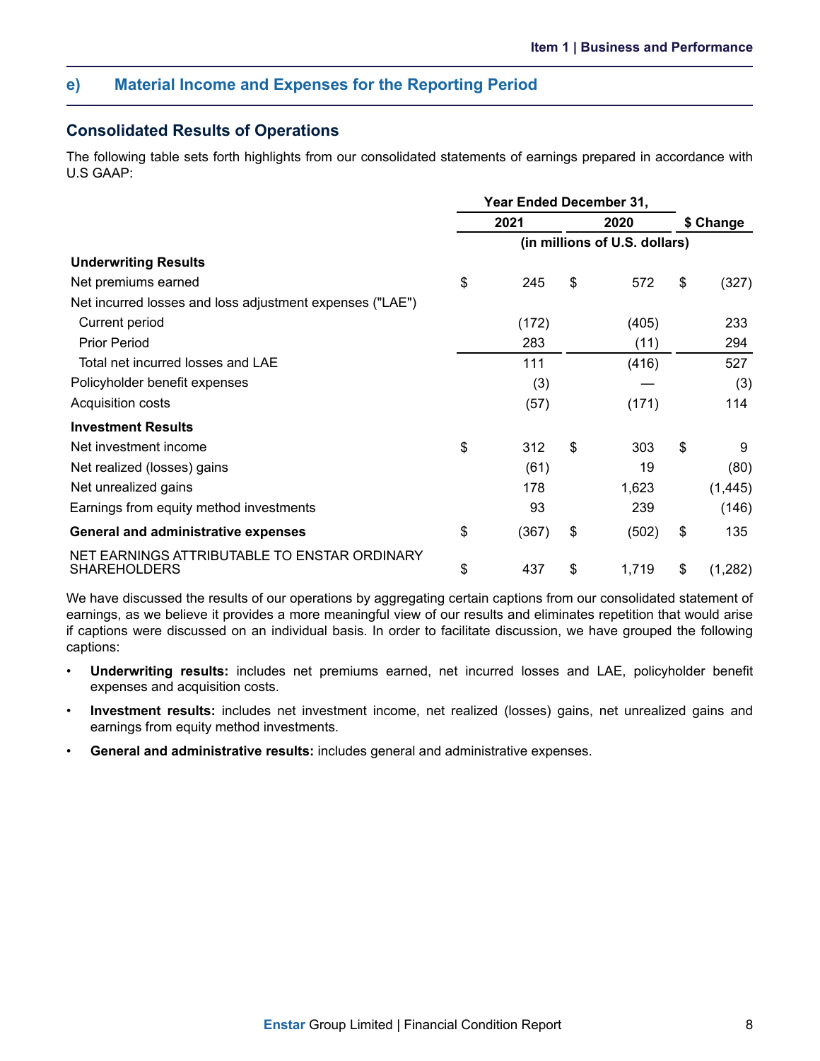## e) Material Income and Expenses for the Reporting Period

### Consolidated Results of Operations

The following table sets forth highlights from our consolidated statements of earnings prepared in accordance with U.S GAAP:

| | Year Ended December 31, 2021 | Year Ended December 31, 2020 | $ Change |
|---|---|---|---|
| | (in millions of U.S. dollars) | | |
| **Underwriting Results** | | | |
| Net premiums earned | $ 245 | $ 572 | $ (327) |
| Net incurred losses and loss adjustment expenses ("LAE") | | | |
| Current period | (172) | (405) | 233 |
| Prior Period | 283 | (11) | 294 |
| Total net incurred losses and LAE | 111 | (416) | 527 |
| Policyholder benefit expenses | (3) | — | (3) |
| Acquisition costs | (57) | (171) | 114 |
| **Investment Results** | | | |
| Net investment income | $ 312 | $ 303 | $ 9 |
| Net realized (losses) gains | (61) | 19 | (80) |
| Net unrealized gains | 178 | 1,623 | (1,445) |
| Earnings from equity method investments | 93 | 239 | (146) |
| **General and administrative expenses** | $ (367) | $ (502) | $ 135 |
| NET EARNINGS ATTRIBUTABLE TO ENSTAR ORDINARY SHAREHOLDERS | $ 437 | $ 1,719 | $ (1,282) |

We have discussed the results of our operations by aggregating certain captions from our consolidated statement of earnings, as we believe it provides a more meaningful view of our results and eliminates repetition that would arise if captions were discussed on an individual basis. In order to facilitate discussion, we have grouped the following captions:

- **Underwriting results:** includes net premiums earned, net incurred losses and LAE, policyholder benefit expenses and acquisition costs.
- **Investment results:** includes net investment income, net realized (losses) gains, net unrealized gains and earnings from equity method investments.
- **General and administrative results:** includes general and administrative expenses.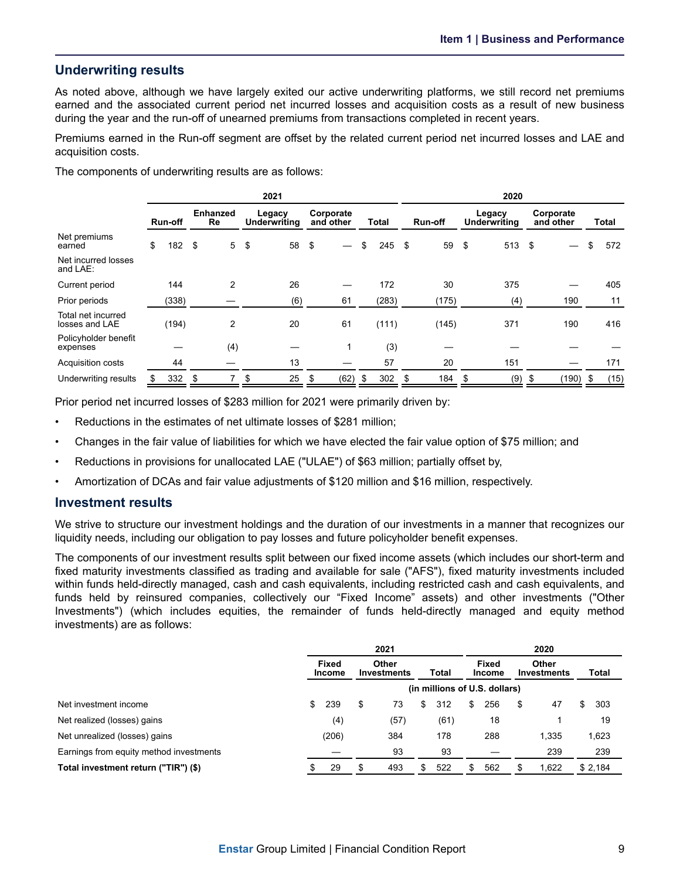## Underwriting results

As noted above, although we have largely exited our active underwriting platforms, we still record net premiums earned and the associated current period net incurred losses and acquisition costs as a result of new business during the year and the run-off of unearned premiums from transactions completed in recent years.

Premiums earned in the Run-off segment are offset by the related current period net incurred losses and LAE and acquisition costs.

The components of underwriting results are as follows:

| | 2021 | | | | | 2020 | | | |
|---|---|---|---|---|---|---|---|---|---|
| | Run-off | Enhanced Re | Legacy Underwriting | Corporate and other | Total | Run-off | Legacy Underwriting | Corporate and other | Total |
| Net premiums earned | $ 182 | $ 5 | $ 58 | $ — | $ 245 | $ 59 | $ 513 | $ — | $ 572 |
| Net incurred losses and LAE: | | | | | | | | | |
| Current period | 144 | 2 | 26 | — | 172 | 30 | 375 | — | 405 |
| Prior periods | (338) | — | (6) | 61 | (283) | (175) | (4) | 190 | 11 |
| Total net incurred losses and LAE | (194) | 2 | 20 | 61 | (111) | (145) | 371 | 190 | 416 |
| Policyholder benefit expenses | — | (4) | — | 1 | (3) | — | — | — | — |
| Acquisition costs | 44 | — | 13 | — | 57 | 20 | 151 | — | 171 |
| Underwriting results | $ 332 | $ 7 | $ 25 | $ (62) | $ 302 | $ 184 | $ (9) | $ (190) | $ (15) |

Prior period net incurred losses of $283 million for 2021 were primarily driven by:

- Reductions in the estimates of net ultimate losses of $281 million;
- Changes in the fair value of liabilities for which we have elected the fair value option of $75 million; and
- Reductions in provisions for unallocated LAE ("ULAE") of $63 million; partially offset by,
- Amortization of DCAs and fair value adjustments of $120 million and $16 million, respectively.

## Investment results

We strive to structure our investment holdings and the duration of our investments in a manner that recognizes our liquidity needs, including our obligation to pay losses and future policyholder benefit expenses.

The components of our investment results split between our fixed income assets (which includes our short-term and fixed maturity investments classified as trading and available for sale ("AFS"), fixed maturity investments included within funds held-directly managed, cash and cash equivalents, including restricted cash and cash equivalents, and funds held by reinsured companies, collectively our "Fixed Income" assets) and other investments ("Other Investments") (which includes equities, the remainder of funds held-directly managed and equity method investments) are as follows:

| | 2021 | | | 2020 | | |
|---|---|---|---|---|---|---|
| | Fixed Income | Other Investments | Total | Fixed Income | Other Investments | Total |
| | (in millions of U.S. dollars) | | | | | |
| Net investment income | $ 239 | $ 73 | $ 312 | $ 256 | $ 47 | $ 303 |
| Net realized (losses) gains | (4) | (57) | (61) | 18 | 1 | 19 |
| Net unrealized (losses) gains | (206) | 384 | 178 | 288 | 1,335 | 1,623 |
| Earnings from equity method investments | — | 93 | 93 | — | 239 | 239 |
| **Total investment return ("TIR") ($)** | $ 29 | $ 493 | $ 522 | $ 562 | $ 1,622 | $ 2,184 |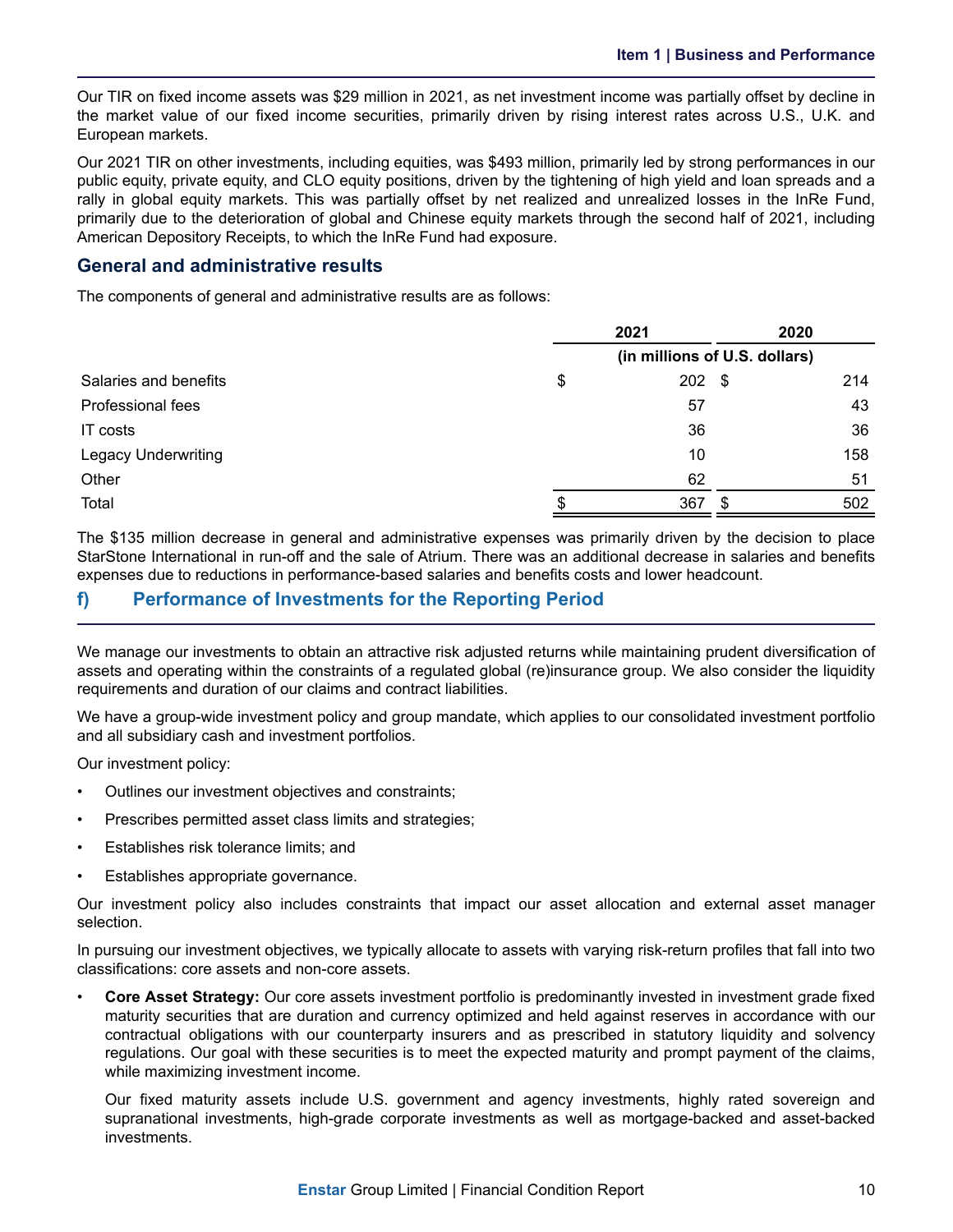Our TIR on fixed income assets was $29 million in 2021, as net investment income was partially offset by decline in the market value of our fixed income securities, primarily driven by rising interest rates across U.S., U.K. and European markets.

Our 2021 TIR on other investments, including equities, was $493 million, primarily led by strong performances in our public equity, private equity, and CLO equity positions, driven by the tightening of high yield and loan spreads and a rally in global equity markets. This was partially offset by net realized and unrealized losses in the InRe Fund, primarily due to the deterioration of global and Chinese equity markets through the second half of 2021, including American Depository Receipts, to which the InRe Fund had exposure.

### General and administrative results

The components of general and administrative results are as follows:

| | 2021 | 2020 |
|---|---|---|
| | (in millions of U.S. dollars) | |
| Salaries and benefits | $ 202 | $ 214 |
| Professional fees | 57 | 43 |
| IT costs | 36 | 36 |
| Legacy Underwriting | 10 | 158 |
| Other | 62 | 51 |
| Total | $ 367 | $ 502 |

The $135 million decrease in general and administrative expenses was primarily driven by the decision to place StarStone International in run-off and the sale of Atrium. There was an additional decrease in salaries and benefits expenses due to reductions in performance-based salaries and benefits costs and lower headcount.

## f) Performance of Investments for the Reporting Period

We manage our investments to obtain an attractive risk adjusted returns while maintaining prudent diversification of assets and operating within the constraints of a regulated global (re)insurance group. We also consider the liquidity requirements and duration of our claims and contract liabilities.

We have a group-wide investment policy and group mandate, which applies to our consolidated investment portfolio and all subsidiary cash and investment portfolios.

Our investment policy:

- Outlines our investment objectives and constraints;
- Prescribes permitted asset class limits and strategies;
- Establishes risk tolerance limits; and
- Establishes appropriate governance.

Our investment policy also includes constraints that impact our asset allocation and external asset manager selection.

In pursuing our investment objectives, we typically allocate to assets with varying risk-return profiles that fall into two classifications: core assets and non-core assets.

- **Core Asset Strategy:** Our core assets investment portfolio is predominantly invested in investment grade fixed maturity securities that are duration and currency optimized and held against reserves in accordance with our contractual obligations with our counterparty insurers and as prescribed in statutory liquidity and solvency regulations. Our goal with these securities is to meet the expected maturity and prompt payment of the claims, while maximizing investment income.

  Our fixed maturity assets include U.S. government and agency investments, highly rated sovereign and supranational investments, high-grade corporate investments as well as mortgage-backed and asset-backed investments.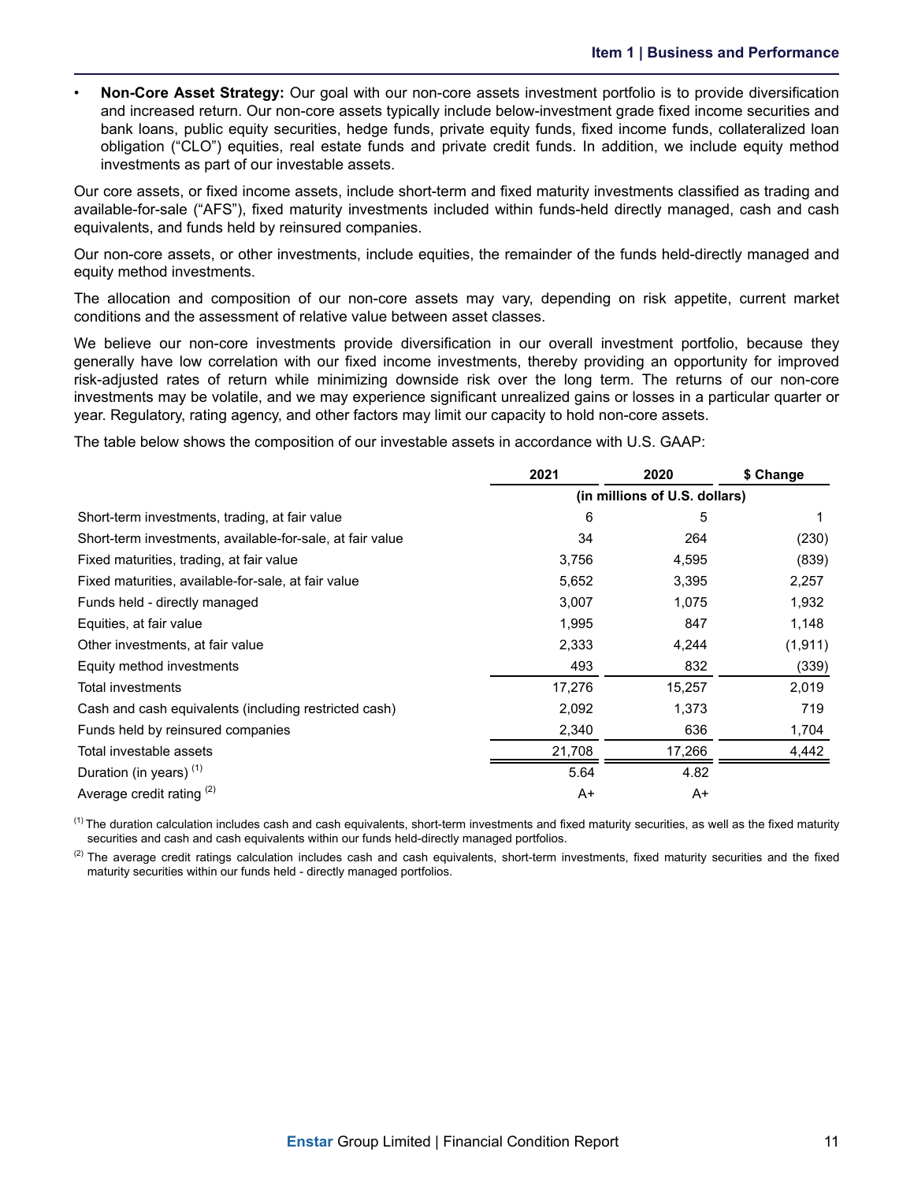- **Non-Core Asset Strategy:** Our goal with our non-core assets investment portfolio is to provide diversification and increased return. Our non-core assets typically include below-investment grade fixed income securities and bank loans, public equity securities, hedge funds, private equity funds, fixed income funds, collateralized loan obligation ("CLO") equities, real estate funds and private credit funds. In addition, we include equity method investments as part of our investable assets.

Our core assets, or fixed income assets, include short-term and fixed maturity investments classified as trading and available-for-sale ("AFS"), fixed maturity investments included within funds-held directly managed, cash and cash equivalents, and funds held by reinsured companies.

Our non-core assets, or other investments, include equities, the remainder of the funds held-directly managed and equity method investments.

The allocation and composition of our non-core assets may vary, depending on risk appetite, current market conditions and the assessment of relative value between asset classes.

We believe our non-core investments provide diversification in our overall investment portfolio, because they generally have low correlation with our fixed income investments, thereby providing an opportunity for improved risk-adjusted rates of return while minimizing downside risk over the long term. The returns of our non-core investments may be volatile, and we may experience significant unrealized gains or losses in a particular quarter or year. Regulatory, rating agency, and other factors may limit our capacity to hold non-core assets.

The table below shows the composition of our investable assets in accordance with U.S. GAAP:

| | 2021 | 2020 | $ Change |
|---|---|---|---|
| | (in millions of U.S. dollars) | | |
| Short-term investments, trading, at fair value | 6 | 5 | 1 |
| Short-term investments, available-for-sale, at fair value | 34 | 264 | (230) |
| Fixed maturities, trading, at fair value | 3,756 | 4,595 | (839) |
| Fixed maturities, available-for-sale, at fair value | 5,652 | 3,395 | 2,257 |
| Funds held - directly managed | 3,007 | 1,075 | 1,932 |
| Equities, at fair value | 1,995 | 847 | 1,148 |
| Other investments, at fair value | 2,333 | 4,244 | (1,911) |
| Equity method investments | 493 | 832 | (339) |
| Total investments | 17,276 | 15,257 | 2,019 |
| Cash and cash equivalents (including restricted cash) | 2,092 | 1,373 | 719 |
| Funds held by reinsured companies | 2,340 | 636 | 1,704 |
| Total investable assets | 21,708 | 17,266 | 4,442 |
| Duration (in years) [(1)] | 5.64 | 4.82 | |
| Average credit rating [(2)] | A+ | A+ | |

[(1)] The duration calculation includes cash and cash equivalents, short-term investments and fixed maturity securities, as well as the fixed maturity securities and cash and cash equivalents within our funds held-directly managed portfolios.

[(2)] The average credit ratings calculation includes cash and cash equivalents, short-term investments, fixed maturity securities and the fixed maturity securities within our funds held - directly managed portfolios.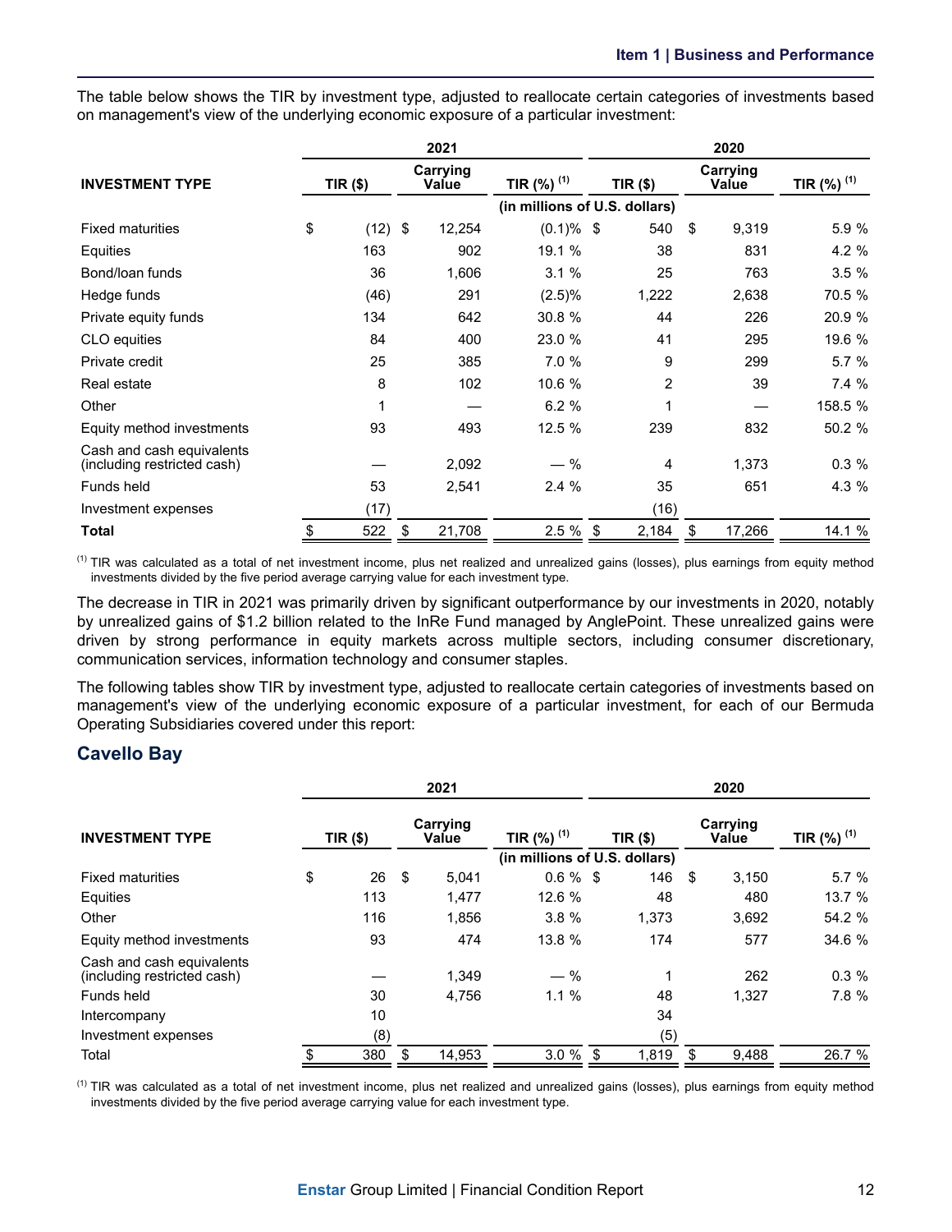The table below shows the TIR by investment type, adjusted to reallocate certain categories of investments based on management's view of the underlying economic exposure of a particular investment:

| | 2021 | | | 2020 | | |
|---|---|---|---|---|---|---|
| **INVESTMENT TYPE** | **TIR ($)** | **Carrying Value** | **TIR (%)** [(1)] | **TIR ($)** | **Carrying Value** | **TIR (%)** [(1)] |
| | (in millions of U.S. dollars) | | | | | |
| Fixed maturities | $ (12) | $ 12,254 | (0.1)% | $ 540 | $ 9,319 | 5.9 % |
| Equities | 163 | 902 | 19.1 % | 38 | 831 | 4.2 % |
| Bond/loan funds | 36 | 1,606 | 3.1 % | 25 | 763 | 3.5 % |
| Hedge funds | (46) | 291 | (2.5)% | 1,222 | 2,638 | 70.5 % |
| Private equity funds | 134 | 642 | 30.8 % | 44 | 226 | 20.9 % |
| CLO equities | 84 | 400 | 23.0 % | 41 | 295 | 19.6 % |
| Private credit | 25 | 385 | 7.0 % | 9 | 299 | 5.7 % |
| Real estate | 8 | 102 | 10.6 % | 2 | 39 | 7.4 % |
| Other | 1 | — | 6.2 % | 1 | — | 158.5 % |
| Equity method investments | 93 | 493 | 12.5 % | 239 | 832 | 50.2 % |
| Cash and cash equivalents (including restricted cash) | — | 2,092 | — % | 4 | 1,373 | 0.3 % |
| Funds held | 53 | 2,541 | 2.4 % | 35 | 651 | 4.3 % |
| Investment expenses | (17) | | | (16) | | |
| **Total** | $ 522 | $ 21,708 | 2.5 % | $ 2,184 | $ 17,266 | 14.1 % |

[(1)] TIR was calculated as a total of net investment income, plus net realized and unrealized gains (losses), plus earnings from equity method investments divided by the five period average carrying value for each investment type.

The decrease in TIR in 2021 was primarily driven by significant outperformance by our investments in 2020, notably by unrealized gains of $1.2 billion related to the InRe Fund managed by AnglePoint. These unrealized gains were driven by strong performance in equity markets across multiple sectors, including consumer discretionary, communication services, information technology and consumer staples.

The following tables show TIR by investment type, adjusted to reallocate certain categories of investments based on management's view of the underlying economic exposure of a particular investment, for each of our Bermuda Operating Subsidiaries covered under this report:

## Cavello Bay

| | 2021 | | | 2020 | | |
|---|---|---|---|---|---|---|
| **INVESTMENT TYPE** | **TIR ($)** | **Carrying Value** | **TIR (%)** [(1)] | **TIR ($)** | **Carrying Value** | **TIR (%)** [(1)] |
| | (in millions of U.S. dollars) | | | | | |
| Fixed maturities | $ 26 | $ 5,041 | 0.6 % | $ 146 | $ 3,150 | 5.7 % |
| Equities | 113 | 1,477 | 12.6 % | 48 | 480 | 13.7 % |
| Other | 116 | 1,856 | 3.8 % | 1,373 | 3,692 | 54.2 % |
| Equity method investments | 93 | 474 | 13.8 % | 174 | 577 | 34.6 % |
| Cash and cash equivalents (including restricted cash) | — | 1,349 | — % | 1 | 262 | 0.3 % |
| Funds held | 30 | 4,756 | 1.1 % | 48 | 1,327 | 7.8 % |
| Intercompany | 10 | | | 34 | | |
| Investment expenses | (8) | | | (5) | | |
| Total | $ 380 | $ 14,953 | 3.0 % | $ 1,819 | $ 9,488 | 26.7 % |

[(1)] TIR was calculated as a total of net investment income, plus net realized and unrealized gains (losses), plus earnings from equity method investments divided by the five period average carrying value for each investment type.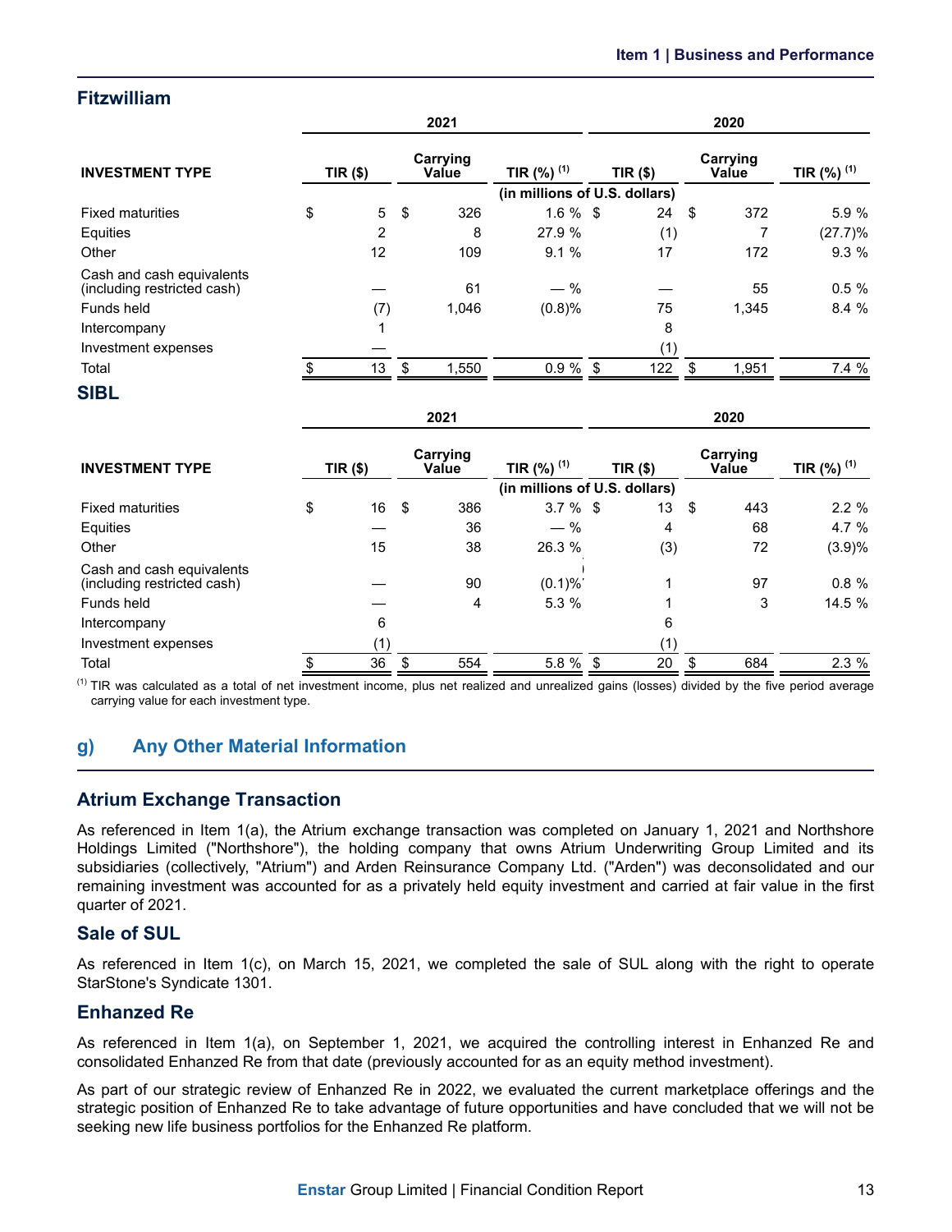## Fitzwilliam

| INVESTMENT TYPE | 2021 | | | 2020 | | |
|---|---|---|---|---|---|---|
| | TIR ($) | Carrying Value | TIR (%) [1] | TIR ($) | Carrying Value | TIR (%) [1] |
| | (in millions of U.S. dollars) | | | | | |
| Fixed maturities | $ 5 | $ 326 | 1.6 % | $ 24 | $ 372 | 5.9 % |
| Equities | 2 | 8 | 27.9 % | (1) | 7 | (27.7)% |
| Other | 12 | 109 | 9.1 % | 17 | 172 | 9.3 % |
| Cash and cash equivalents (including restricted cash) | — | 61 | — % | — | 55 | 0.5 % |
| Funds held | (7) | 1,046 | (0.8)% | 75 | 1,345 | 8.4 % |
| Intercompany | 1 | | | 8 | | |
| Investment expenses | — | | | (1) | | |
| Total | $ 13 | $ 1,550 | 0.9 % | $ 122 | $ 1,951 | 7.4 % |

## SIBL

| INVESTMENT TYPE | 2021 | | | 2020 | | |
|---|---|---|---|---|---|---|
| | TIR ($) | Carrying Value | TIR (%) [1] | TIR ($) | Carrying Value | TIR (%) [1] |
| | (in millions of U.S. dollars) | | | | | |
| Fixed maturities | $ 16 | $ 386 | 3.7 % | $ 13 | $ 443 | 2.2 % |
| Equities | — | 36 | — % | 4 | 68 | 4.7 % |
| Other | 15 | 38 | 26.3 % | (3) | 72 | (3.9)% |
| Cash and cash equivalents (including restricted cash) | — | 90 | (0.1)% | 1 | 97 | 0.8 % |
| Funds held | — | 4 | 5.3 % | 1 | 3 | 14.5 % |
| Intercompany | 6 | | | 6 | | |
| Investment expenses | (1) | | | (1) | | |
| Total | $ 36 | $ 554 | 5.8 % | $ 20 | $ 684 | 2.3 % |

[1] TIR was calculated as a total of net investment income, plus net realized and unrealized gains (losses) divided by the five period average carrying value for each investment type.

## g) Any Other Material Information

### Atrium Exchange Transaction

As referenced in Item 1(a), the Atrium exchange transaction was completed on January 1, 2021 and Northshore Holdings Limited ("Northshore"), the holding company that owns Atrium Underwriting Group Limited and its subsidiaries (collectively, "Atrium") and Arden Reinsurance Company Ltd. ("Arden") was deconsolidated and our remaining investment was accounted for as a privately held equity investment and carried at fair value in the first quarter of 2021.

### Sale of SUL

As referenced in Item 1(c), on March 15, 2021, we completed the sale of SUL along with the right to operate StarStone's Syndicate 1301.

### Enhanzed Re

As referenced in Item 1(a), on September 1, 2021, we acquired the controlling interest in Enhanzed Re and consolidated Enhanzed Re from that date (previously accounted for as an equity method investment).

As part of our strategic review of Enhanzed Re in 2022, we evaluated the current marketplace offerings and the strategic position of Enhanzed Re to take advantage of future opportunities and have concluded that we will not be seeking new life business portfolios for the Enhanzed Re platform.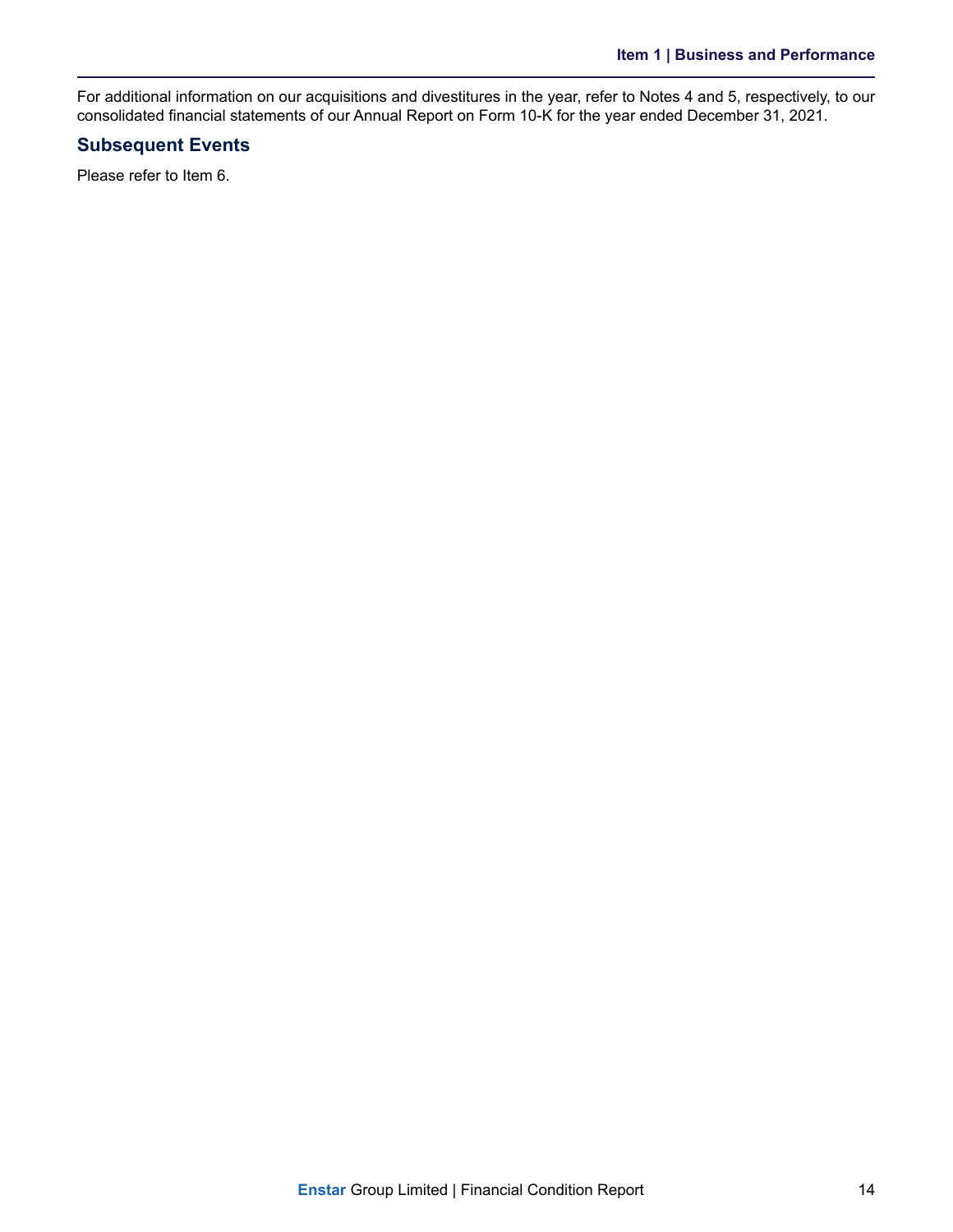For additional information on our acquisitions and divestitures in the year, refer to Notes 4 and 5, respectively, to our consolidated financial statements of our Annual Report on Form 10-K for the year ended December 31, 2021.

## Subsequent Events

Please refer to Item 6.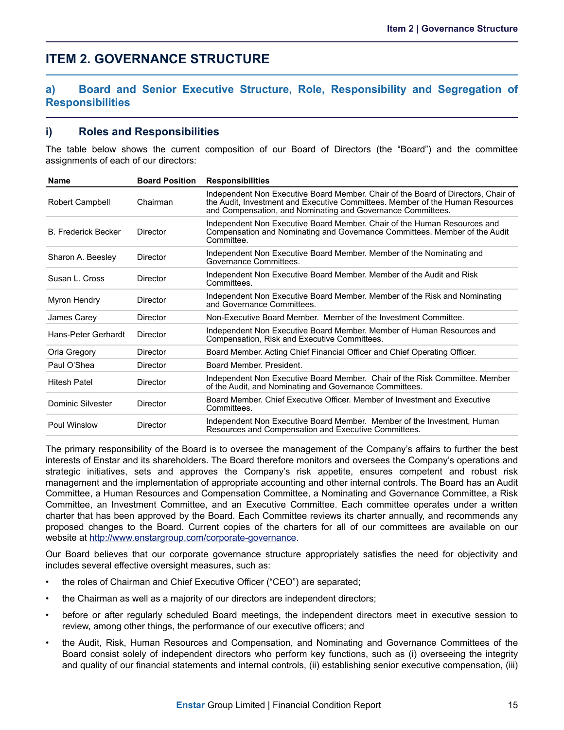# ITEM 2. GOVERNANCE STRUCTURE

## a) Board and Senior Executive Structure, Role, Responsibility and Segregation of Responsibilities

### i) Roles and Responsibilities

The table below shows the current composition of our Board of Directors (the "Board") and the committee assignments of each of our directors:

| Name | Board Position | Responsibilities |
|---|---|---|
| Robert Campbell | Chairman | Independent Non Executive Board Member. Chair of the Board of Directors, Chair of the Audit, Investment and Executive Committees. Member of the Human Resources and Compensation, and Nominating and Governance Committees. |
| B. Frederick Becker | Director | Independent Non Executive Board Member. Chair of the Human Resources and Compensation and Nominating and Governance Committees. Member of the Audit Committee. |
| Sharon A. Beesley | Director | Independent Non Executive Board Member. Member of the Nominating and Governance Committees. |
| Susan L. Cross | Director | Independent Non Executive Board Member. Member of the Audit and Risk Committees. |
| Myron Hendry | Director | Independent Non Executive Board Member. Member of the Risk and Nominating and Governance Committees. |
| James Carey | Director | Non-Executive Board Member. Member of the Investment Committee. |
| Hans-Peter Gerhardt | Director | Independent Non Executive Board Member. Member of Human Resources and Compensation, Risk and Executive Committees. |
| Orla Gregory | Director | Board Member. Acting Chief Financial Officer and Chief Operating Officer. |
| Paul O'Shea | Director | Board Member. President. |
| Hitesh Patel | Director | Independent Non Executive Board Member. Chair of the Risk Committee. Member of the Audit, and Nominating and Governance Committees. |
| Dominic Silvester | Director | Board Member. Chief Executive Officer. Member of Investment and Executive Committees. |
| Poul Winslow | Director | Independent Non Executive Board Member. Member of the Investment, Human Resources and Compensation and Executive Committees. |

The primary responsibility of the Board is to oversee the management of the Company's affairs to further the best interests of Enstar and its shareholders. The Board therefore monitors and oversees the Company's operations and strategic initiatives, sets and approves the Company's risk appetite, ensures competent and robust risk management and the implementation of appropriate accounting and other internal controls. The Board has an Audit Committee, a Human Resources and Compensation Committee, a Nominating and Governance Committee, a Risk Committee, an Investment Committee, and an Executive Committee. Each committee operates under a written charter that has been approved by the Board. Each Committee reviews its charter annually, and recommends any proposed changes to the Board. Current copies of the charters for all of our committees are available on our website at http://www.enstargroup.com/corporate-governance.

Our Board believes that our corporate governance structure appropriately satisfies the need for objectivity and includes several effective oversight measures, such as:

- the roles of Chairman and Chief Executive Officer ("CEO") are separated;
- the Chairman as well as a majority of our directors are independent directors;
- before or after regularly scheduled Board meetings, the independent directors meet in executive session to review, among other things, the performance of our executive officers; and
- the Audit, Risk, Human Resources and Compensation, and Nominating and Governance Committees of the Board consist solely of independent directors who perform key functions, such as (i) overseeing the integrity and quality of our financial statements and internal controls, (ii) establishing senior executive compensation, (iii)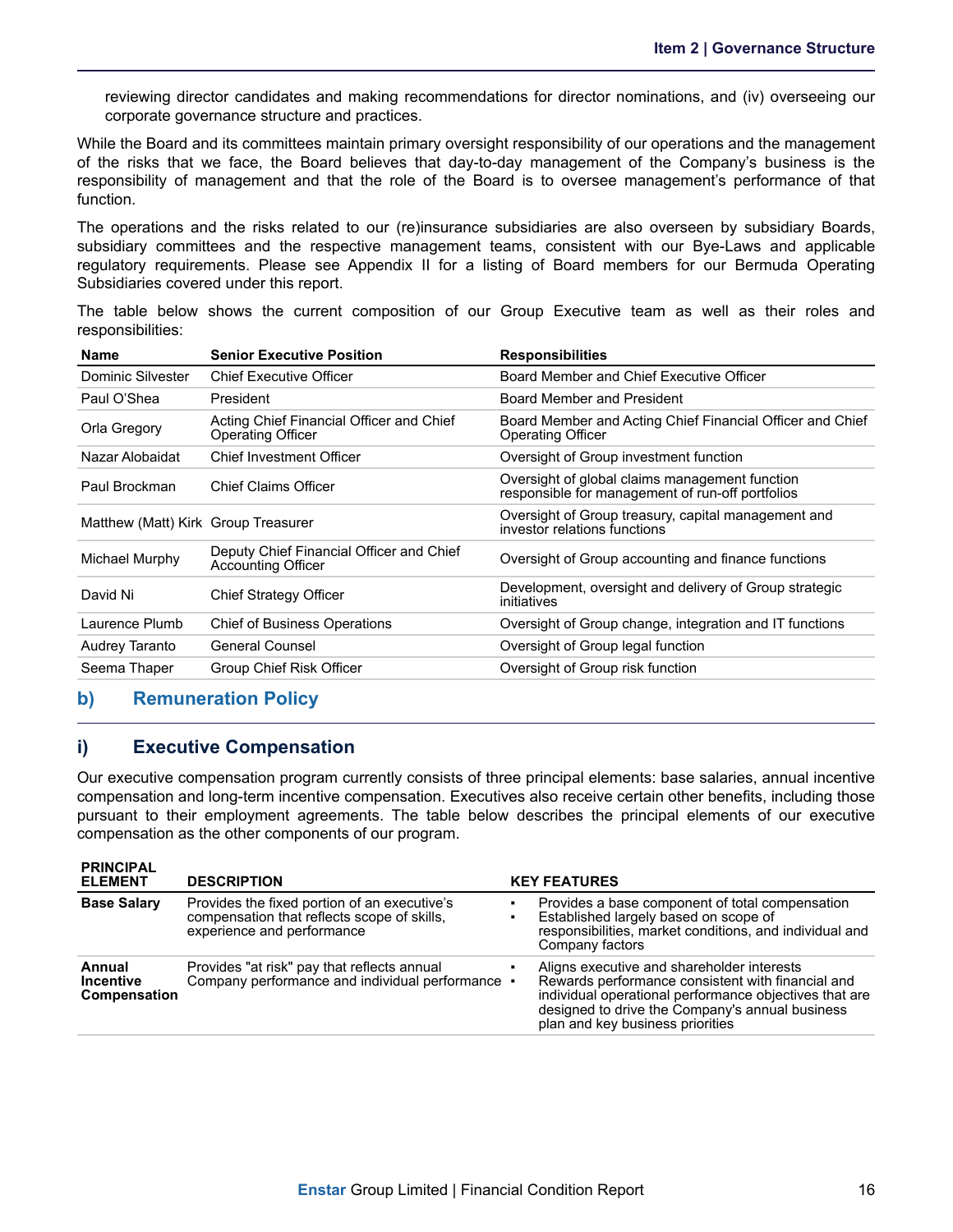reviewing director candidates and making recommendations for director nominations, and (iv) overseeing our corporate governance structure and practices.

While the Board and its committees maintain primary oversight responsibility of our operations and the management of the risks that we face, the Board believes that day-to-day management of the Company's business is the responsibility of management and that the role of the Board is to oversee management's performance of that function.

The operations and the risks related to our (re)insurance subsidiaries are also overseen by subsidiary Boards, subsidiary committees and the respective management teams, consistent with our Bye-Laws and applicable regulatory requirements. Please see Appendix II for a listing of Board members for our Bermuda Operating Subsidiaries covered under this report.

The table below shows the current composition of our Group Executive team as well as their roles and responsibilities:

| Name | Senior Executive Position | Responsibilities |
|---|---|---|
| Dominic Silvester | Chief Executive Officer | Board Member and Chief Executive Officer |
| Paul O'Shea | President | Board Member and President |
| Orla Gregory | Acting Chief Financial Officer and Chief Operating Officer | Board Member and Acting Chief Financial Officer and Chief Operating Officer |
| Nazar Alobaidat | Chief Investment Officer | Oversight of Group investment function |
| Paul Brockman | Chief Claims Officer | Oversight of global claims management function responsible for management of run-off portfolios |
| Matthew (Matt) Kirk | Group Treasurer | Oversight of Group treasury, capital management and investor relations functions |
| Michael Murphy | Deputy Chief Financial Officer and Chief Accounting Officer | Oversight of Group accounting and finance functions |
| David Ni | Chief Strategy Officer | Development, oversight and delivery of Group strategic initiatives |
| Laurence Plumb | Chief of Business Operations | Oversight of Group change, integration and IT functions |
| Audrey Taranto | General Counsel | Oversight of Group legal function |
| Seema Thaper | Group Chief Risk Officer | Oversight of Group risk function |

## b) Remuneration Policy

### i) Executive Compensation

Our executive compensation program currently consists of three principal elements: base salaries, annual incentive compensation and long-term incentive compensation. Executives also receive certain other benefits, including those pursuant to their employment agreements. The table below describes the principal elements of our executive compensation as the other components of our program.

| PRINCIPAL ELEMENT | DESCRIPTION | KEY FEATURES |
|---|---|---|
| **Base Salary** | Provides the fixed portion of an executive's compensation that reflects scope of skills, experience and performance | ▪ Provides a base component of total compensation<br>▪ Established largely based on scope of responsibilities, market conditions, and individual and Company factors |
| **Annual Incentive Compensation** | Provides "at risk" pay that reflects annual Company performance and individual performance | ▪ Aligns executive and shareholder interests<br>▪ Rewards performance consistent with financial and individual operational performance objectives that are designed to drive the Company's annual business plan and key business priorities |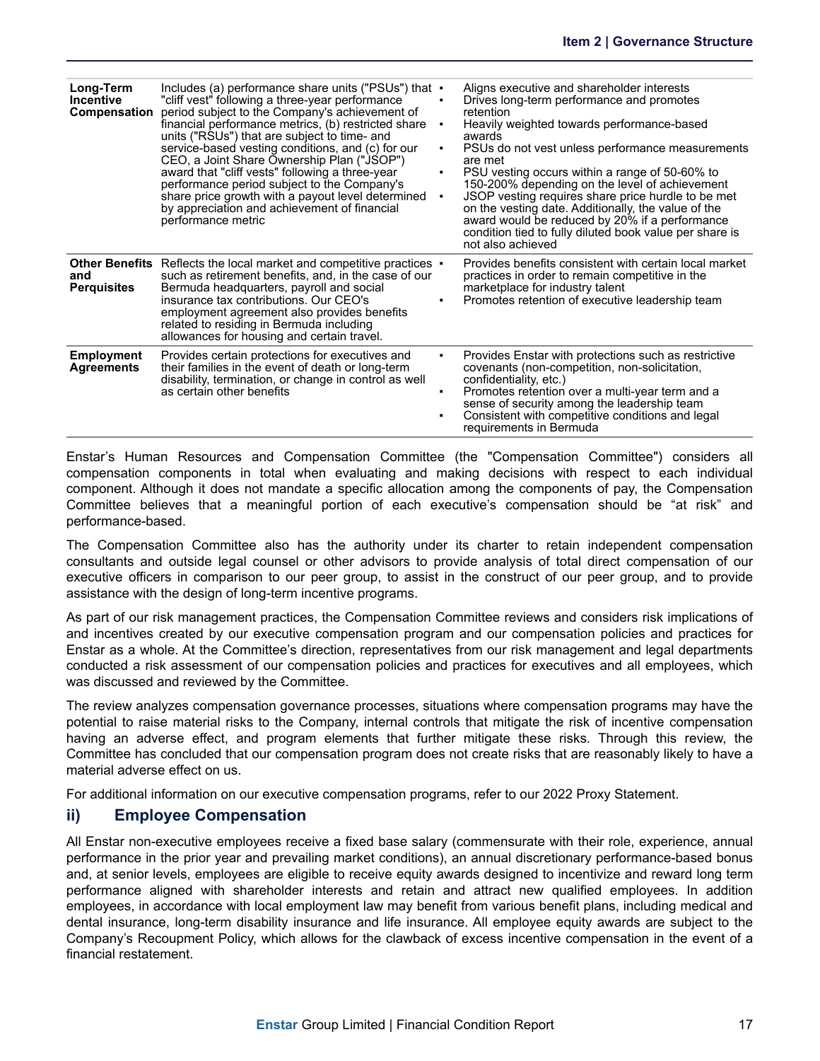| | | |
|---|---|---|
| **Long-Term Incentive Compensation** | Includes (a) performance share units ("PSUs") that "cliff vest" following a three-year performance period subject to the Company's achievement of financial performance metrics, (b) restricted share units ("RSUs") that are subject to time- and service-based vesting conditions, and (c) for our CEO, a Joint Share Ownership Plan ("JSOP") award that "cliff vests" following a three-year performance period subject to the Company's share price growth with a payout level determined by appreciation and achievement of financial performance metric | ▪ Aligns executive and shareholder interests<br>▪ Drives long-term performance and promotes retention<br>▪ Heavily weighted towards performance-based awards<br>▪ PSUs do not vest unless performance measurements are met<br>▪ PSU vesting occurs within a range of 50-60% to 150-200% depending on the level of achievement<br>▪ JSOP vesting requires share price hurdle to be met on the vesting date. Additionally, the value of the award would be reduced by 20% if a performance condition tied to fully diluted book value per share is not also achieved |
| **Other Benefits and Perquisites** | Reflects the local market and competitive practices such as retirement benefits, and, in the case of our Bermuda headquarters, payroll and social insurance tax contributions. Our CEO's employment agreement also provides benefits related to residing in Bermuda including allowances for housing and certain travel. | ▪ Provides benefits consistent with certain local market practices in order to remain competitive in the marketplace for industry talent<br>▪ Promotes retention of executive leadership team |
| **Employment Agreements** | Provides certain protections for executives and their families in the event of death or long-term disability, termination, or change in control as well as certain other benefits | ▪ Provides Enstar with protections such as restrictive covenants (non-competition, non-solicitation, confidentiality, etc.)<br>▪ Promotes retention over a multi-year term and a sense of security among the leadership team<br>▪ Consistent with competitive conditions and legal requirements in Bermuda |

Enstar's Human Resources and Compensation Committee (the "Compensation Committee") considers all compensation components in total when evaluating and making decisions with respect to each individual component. Although it does not mandate a specific allocation among the components of pay, the Compensation Committee believes that a meaningful portion of each executive's compensation should be "at risk" and performance-based.

The Compensation Committee also has the authority under its charter to retain independent compensation consultants and outside legal counsel or other advisors to provide analysis of total direct compensation of our executive officers in comparison to our peer group, to assist in the construct of our peer group, and to provide assistance with the design of long-term incentive programs.

As part of our risk management practices, the Compensation Committee reviews and considers risk implications of and incentives created by our executive compensation program and our compensation policies and practices for Enstar as a whole. At the Committee's direction, representatives from our risk management and legal departments conducted a risk assessment of our compensation policies and practices for executives and all employees, which was discussed and reviewed by the Committee.

The review analyzes compensation governance processes, situations where compensation programs may have the potential to raise material risks to the Company, internal controls that mitigate the risk of incentive compensation having an adverse effect, and program elements that further mitigate these risks. Through this review, the Committee has concluded that our compensation program does not create risks that are reasonably likely to have a material adverse effect on us.

For additional information on our executive compensation programs, refer to our 2022 Proxy Statement.

## ii) Employee Compensation

All Enstar non-executive employees receive a fixed base salary (commensurate with their role, experience, annual performance in the prior year and prevailing market conditions), an annual discretionary performance-based bonus and, at senior levels, employees are eligible to receive equity awards designed to incentivize and reward long term performance aligned with shareholder interests and retain and attract new qualified employees. In addition employees, in accordance with local employment law may benefit from various benefit plans, including medical and dental insurance, long-term disability insurance and life insurance. All employee equity awards are subject to the Company's Recoupment Policy, which allows for the clawback of excess incentive compensation in the event of a financial restatement.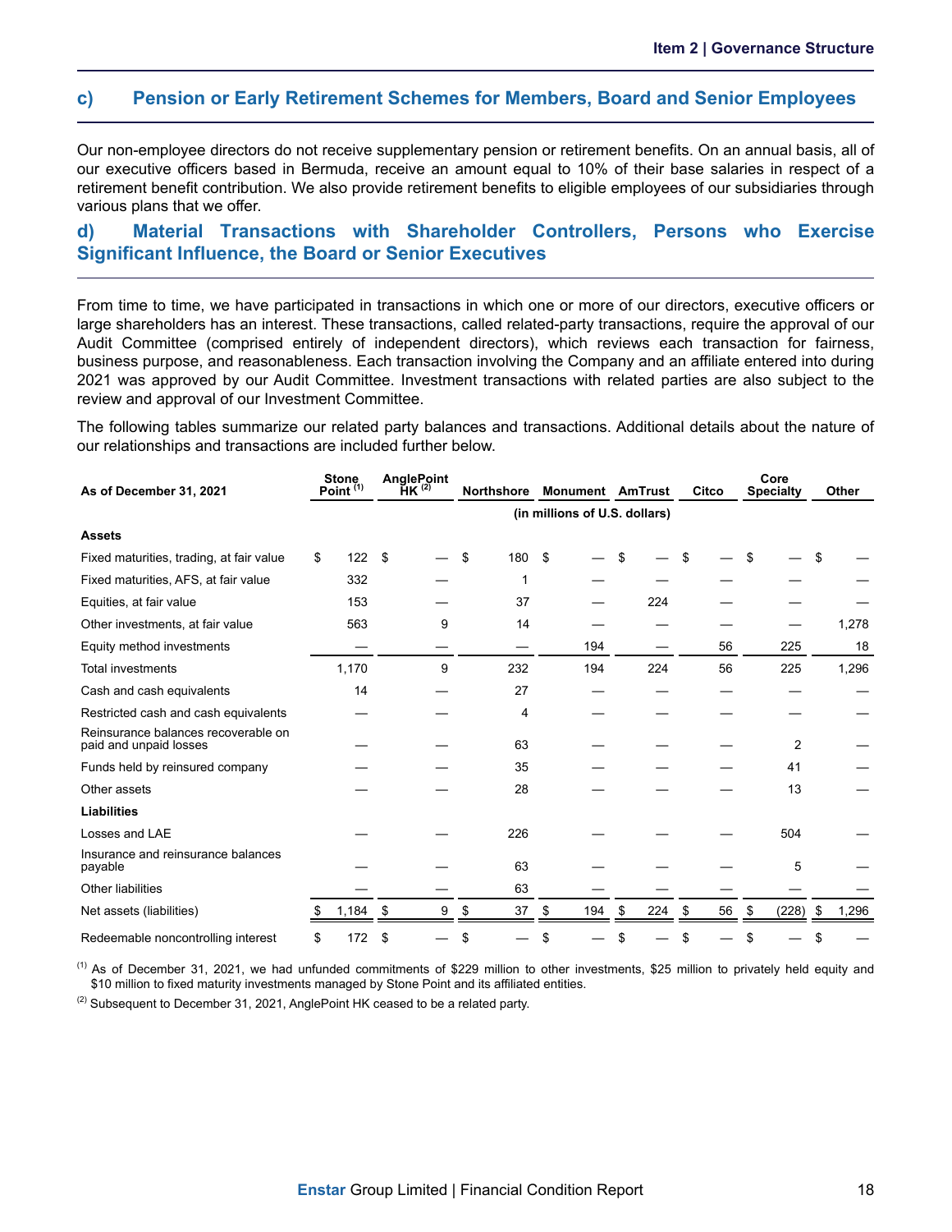## c) Pension or Early Retirement Schemes for Members, Board and Senior Employees

Our non-employee directors do not receive supplementary pension or retirement benefits. On an annual basis, all of our executive officers based in Bermuda, receive an amount equal to 10% of their base salaries in respect of a retirement benefit contribution. We also provide retirement benefits to eligible employees of our subsidiaries through various plans that we offer.

## d) Material Transactions with Shareholder Controllers, Persons who Exercise Significant Influence, the Board or Senior Executives

From time to time, we have participated in transactions in which one or more of our directors, executive officers or large shareholders has an interest. These transactions, called related-party transactions, require the approval of our Audit Committee (comprised entirely of independent directors), which reviews each transaction for fairness, business purpose, and reasonableness. Each transaction involving the Company and an affiliate entered into during 2021 was approved by our Audit Committee. Investment transactions with related parties are also subject to the review and approval of our Investment Committee.

The following tables summarize our related party balances and transactions. Additional details about the nature of our relationships and transactions are included further below.

| As of December 31, 2021 | Stone Point [1] | AnglePoint HK [2] | Northshore | Monument | AmTrust | Citco | Core Specialty | Other |
|---|---|---|---|---|---|---|---|---|
| | (in millions of U.S. dollars) | | | | | | | |
| **Assets** | | | | | | | | |
| Fixed maturities, trading, at fair value | $ 122 | $ — | $ 180 | $ — | $ — | $ — | $ — | $ — |
| Fixed maturities, AFS, at fair value | 332 | — | 1 | — | — | — | — | — |
| Equities, at fair value | 153 | — | 37 | — | 224 | — | — | — |
| Other investments, at fair value | 563 | 9 | 14 | — | — | — | — | 1,278 |
| Equity method investments | — | — | — | 194 | — | 56 | 225 | 18 |
| Total investments | 1,170 | 9 | 232 | 194 | 224 | 56 | 225 | 1,296 |
| Cash and cash equivalents | 14 | — | 27 | — | — | — | — | — |
| Restricted cash and cash equivalents | — | — | 4 | — | — | — | — | — |
| Reinsurance balances recoverable on paid and unpaid losses | — | — | 63 | — | — | — | 2 | — |
| Funds held by reinsured company | — | — | 35 | — | — | — | 41 | — |
| Other assets | — | — | 28 | — | — | — | 13 | — |
| **Liabilities** | | | | | | | | |
| Losses and LAE | — | — | 226 | — | — | — | 504 | — |
| Insurance and reinsurance balances payable | — | — | 63 | — | — | — | 5 | — |
| Other liabilities | — | — | 63 | — | — | — | — | — |
| Net assets (liabilities) | $ 1,184 | $ 9 | $ 37 | $ 194 | $ 224 | $ 56 | $ (228) | $ 1,296 |
| Redeemable noncontrolling interest | $ 172 | $ — | $ — | $ — | $ — | $ — | $ — | $ — |

[1] As of December 31, 2021, we had unfunded commitments of $229 million to other investments, $25 million to privately held equity and $10 million to fixed maturity investments managed by Stone Point and its affiliated entities.

[2] Subsequent to December 31, 2021, AnglePoint HK ceased to be a related party.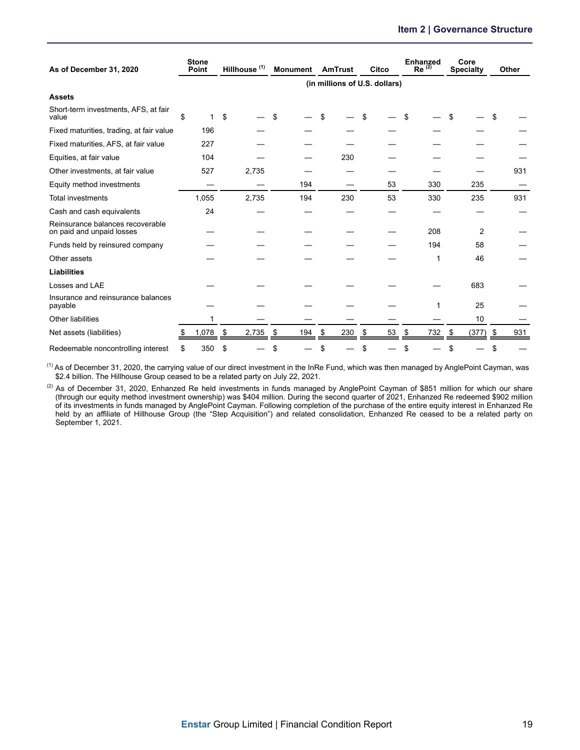| As of December 31, 2020 | Stone Point | Hillhouse [(1)] | Monument | AmTrust | Citco | Enhanzed Re [(2)] | Core Specialty | Other |
|---|---|---|---|---|---|---|---|---|
| | (in millions of U.S. dollars) | | | | | | | |
| **Assets** | | | | | | | | |
| Short-term investments, AFS, at fair value | $ 1 | $ — | $ — | $ — | $ — | $ — | $ — | $ — |
| Fixed maturities, trading, at fair value | 196 | — | — | — | — | — | — | — |
| Fixed maturities, AFS, at fair value | 227 | — | — | — | — | — | — | — |
| Equities, at fair value | 104 | — | — | 230 | — | — | — | — |
| Other investments, at fair value | 527 | 2,735 | — | — | — | — | — | 931 |
| Equity method investments | — | — | 194 | — | 53 | 330 | 235 | — |
| Total investments | 1,055 | 2,735 | 194 | 230 | 53 | 330 | 235 | 931 |
| Cash and cash equivalents | 24 | — | — | — | — | — | — | — |
| Reinsurance balances recoverable on paid and unpaid losses | — | — | — | — | — | 208 | 2 | — |
| Funds held by reinsured company | — | — | — | — | — | 194 | 58 | — |
| Other assets | — | — | — | — | — | 1 | 46 | — |
| **Liabilities** | | | | | | | | |
| Losses and LAE | — | — | — | — | — | — | 683 | — |
| Insurance and reinsurance balances payable | — | — | — | — | — | 1 | 25 | — |
| Other liabilities | 1 | — | — | — | — | — | 10 | — |
| Net assets (liabilities) | $ 1,078 | $ 2,735 | $ 194 | $ 230 | $ 53 | $ 732 | $ (377) | $ 931 |
| Redeemable noncontrolling interest | $ 350 | $ — | $ — | $ — | $ — | $ — | $ — | $ — |

[(1)] As of December 31, 2020, the carrying value of our direct investment in the InRe Fund, which was then managed by AnglePoint Cayman, was $2.4 billion. The Hillhouse Group ceased to be a related party on July 22, 2021.

[(2)] As of December 31, 2020, Enhanzed Re held investments in funds managed by AnglePoint Cayman of $851 million for which our share (through our equity method investment ownership) was $404 million. During the second quarter of 2021, Enhanzed Re redeemed $902 million of its investments in funds managed by AnglePoint Cayman. Following completion of the purchase of the entire equity interest in Enhanzed Re held by an affiliate of Hillhouse Group (the "Step Acquisition") and related consolidation, Enhanzed Re ceased to be a related party on September 1, 2021.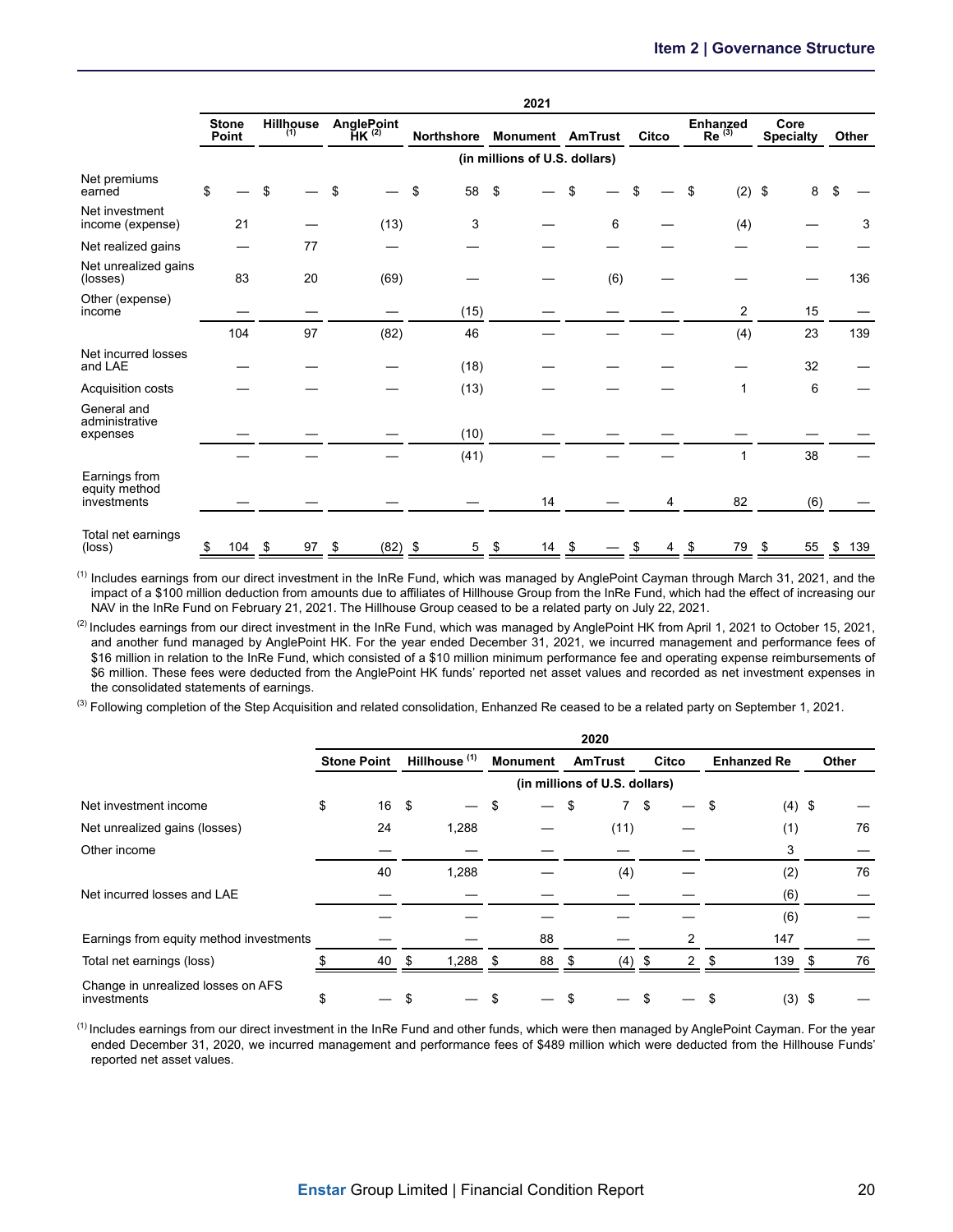| | 2021 | | | | | | | | | |
|---|---|---|---|---|---|---|---|---|---|---|
| | Stone Point | Hillhouse [1] | AnglePoint HK [2] | Northshore | Monument | AmTrust | Citco | Enhanzed Re [3] | Core Specialty | Other |
| | (in millions of U.S. dollars) | | | | | | | | | |
| Net premiums earned | $ — | $ — | $ — | $ 58 | $ — | $ — | $ — | $ (2) | $ 8 | $ — |
| Net investment income (expense) | 21 | — | (13) | 3 | — | 6 | — | (4) | — | 3 |
| Net realized gains | — | 77 | — | — | — | — | — | — | — | — |
| Net unrealized gains (losses) | 83 | 20 | (69) | — | — | (6) | — | — | — | 136 |
| Other (expense) income | — | — | — | (15) | — | — | — | 2 | 15 | — |
| | 104 | 97 | (82) | 46 | — | — | — | (4) | 23 | 139 |
| Net incurred losses and LAE | — | — | — | (18) | — | — | — | — | 32 | — |
| Acquisition costs | — | — | — | (13) | — | — | — | 1 | 6 | — |
| General and administrative expenses | — | — | — | (10) | — | — | — | — | — | — |
| | — | — | — | (41) | — | — | — | 1 | 38 | — |
| Earnings from equity method investments | — | — | — | — | 14 | — | 4 | 82 | (6) | — |
| Total net earnings (loss) | $ 104 | $ 97 | $ (82) | $ 5 | $ 14 | $ — | $ 4 | $ 79 | $ 55 | $ 139 |

(1) Includes earnings from our direct investment in the InRe Fund, which was managed by AnglePoint Cayman through March 31, 2021, and the impact of a $100 million deduction from amounts due to affiliates of Hillhouse Group from the InRe Fund, which had the effect of increasing our NAV in the InRe Fund on February 21, 2021. The Hillhouse Group ceased to be a related party on July 22, 2021.

(2) Includes earnings from our direct investment in the InRe Fund, which was managed by AnglePoint HK from April 1, 2021 to October 15, 2021, and another fund managed by AnglePoint HK. For the year ended December 31, 2021, we incurred management and performance fees of $16 million in relation to the InRe Fund, which consisted of a $10 million minimum performance fee and operating expense reimbursements of $6 million. These fees were deducted from the AnglePoint HK funds' reported net asset values and recorded as net investment expenses in the consolidated statements of earnings.

(3) Following completion of the Step Acquisition and related consolidation, Enhanzed Re ceased to be a related party on September 1, 2021.

| | 2020 | | | | | | |
|---|---|---|---|---|---|---|---|
| | Stone Point | Hillhouse [1] | Monument | AmTrust | Citco | Enhanzed Re | Other |
| | (in millions of U.S. dollars) | | | | | | |
| Net investment income | $ 16 | $ — | $ — | $ 7 | $ — | $ (4) | $ — |
| Net unrealized gains (losses) | 24 | 1,288 | — | (11) | — | (1) | 76 |
| Other income | — | — | — | — | — | 3 | — |
| | 40 | 1,288 | — | (4) | — | (2) | 76 |
| Net incurred losses and LAE | — | — | — | — | — | (6) | — |
| | — | — | — | — | — | (6) | — |
| Earnings from equity method investments | — | — | 88 | — | 2 | 147 | — |
| Total net earnings (loss) | $ 40 | $ 1,288 | $ 88 | $ (4) | $ 2 | $ 139 | $ 76 |
| Change in unrealized losses on AFS investments | $ — | $ — | $ — | $ — | $ — | $ (3) | $ — |

(1) Includes earnings from our direct investment in the InRe Fund and other funds, which were then managed by AnglePoint Cayman. For the year ended December 31, 2020, we incurred management and performance fees of $489 million which were deducted from the Hillhouse Funds' reported net asset values.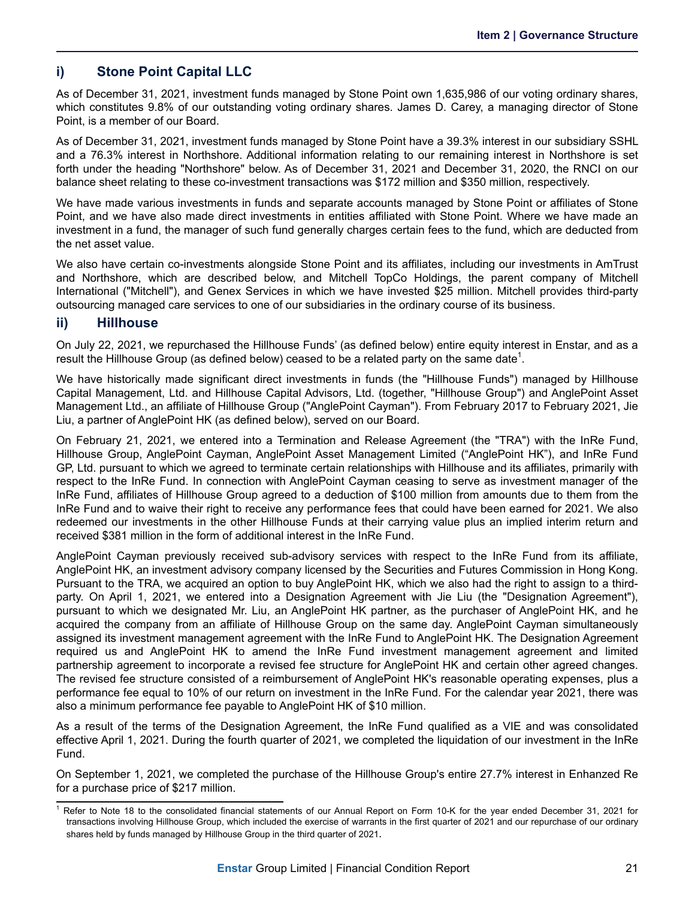## i) Stone Point Capital LLC

As of December 31, 2021, investment funds managed by Stone Point own 1,635,986 of our voting ordinary shares, which constitutes 9.8% of our outstanding voting ordinary shares. James D. Carey, a managing director of Stone Point, is a member of our Board.

As of December 31, 2021, investment funds managed by Stone Point have a 39.3% interest in our subsidiary SSHL and a 76.3% interest in Northshore. Additional information relating to our remaining interest in Northshore is set forth under the heading "Northshore" below. As of December 31, 2021 and December 31, 2020, the RNCI on our balance sheet relating to these co-investment transactions was $172 million and $350 million, respectively.

We have made various investments in funds and separate accounts managed by Stone Point or affiliates of Stone Point, and we have also made direct investments in entities affiliated with Stone Point. Where we have made an investment in a fund, the manager of such fund generally charges certain fees to the fund, which are deducted from the net asset value.

We also have certain co-investments alongside Stone Point and its affiliates, including our investments in AmTrust and Northshore, which are described below, and Mitchell TopCo Holdings, the parent company of Mitchell International ("Mitchell"), and Genex Services in which we have invested $25 million. Mitchell provides third-party outsourcing managed care services to one of our subsidiaries in the ordinary course of its business.

## ii) Hillhouse

On July 22, 2021, we repurchased the Hillhouse Funds' (as defined below) entire equity interest in Enstar, and as a result the Hillhouse Group (as defined below) ceased to be a related party on the same date[1].

We have historically made significant direct investments in funds (the "Hillhouse Funds") managed by Hillhouse Capital Management, Ltd. and Hillhouse Capital Advisors, Ltd. (together, "Hillhouse Group") and AnglePoint Asset Management Ltd., an affiliate of Hillhouse Group ("AnglePoint Cayman"). From February 2017 to February 2021, Jie Liu, a partner of AnglePoint HK (as defined below), served on our Board.

On February 21, 2021, we entered into a Termination and Release Agreement (the "TRA") with the InRe Fund, Hillhouse Group, AnglePoint Cayman, AnglePoint Asset Management Limited ("AnglePoint HK"), and InRe Fund GP, Ltd. pursuant to which we agreed to terminate certain relationships with Hillhouse and its affiliates, primarily with respect to the InRe Fund. In connection with AnglePoint Cayman ceasing to serve as investment manager of the InRe Fund, affiliates of Hillhouse Group agreed to a deduction of $100 million from amounts due to them from the InRe Fund and to waive their right to receive any performance fees that could have been earned for 2021. We also redeemed our investments in the other Hillhouse Funds at their carrying value plus an implied interim return and received $381 million in the form of additional interest in the InRe Fund.

AnglePoint Cayman previously received sub-advisory services with respect to the InRe Fund from its affiliate, AnglePoint HK, an investment advisory company licensed by the Securities and Futures Commission in Hong Kong. Pursuant to the TRA, we acquired an option to buy AnglePoint HK, which we also had the right to assign to a third-party. On April 1, 2021, we entered into a Designation Agreement with Jie Liu (the "Designation Agreement"), pursuant to which we designated Mr. Liu, an AnglePoint HK partner, as the purchaser of AnglePoint HK, and he acquired the company from an affiliate of Hillhouse Group on the same day. AnglePoint Cayman simultaneously assigned its investment management agreement with the InRe Fund to AnglePoint HK. The Designation Agreement required us and AnglePoint HK to amend the InRe Fund investment management agreement and limited partnership agreement to incorporate a revised fee structure for AnglePoint HK and certain other agreed changes. The revised fee structure consisted of a reimbursement of AnglePoint HK's reasonable operating expenses, plus a performance fee equal to 10% of our return on investment in the InRe Fund. For the calendar year 2021, there was also a minimum performance fee payable to AnglePoint HK of $10 million.

As a result of the terms of the Designation Agreement, the InRe Fund qualified as a VIE and was consolidated effective April 1, 2021. During the fourth quarter of 2021, we completed the liquidation of our investment in the InRe Fund.

On September 1, 2021, we completed the purchase of the Hillhouse Group's entire 27.7% interest in Enhanzed Re for a purchase price of $217 million.

[1] Refer to Note 18 to the consolidated financial statements of our Annual Report on Form 10-K for the year ended December 31, 2021 for transactions involving Hillhouse Group, which included the exercise of warrants in the first quarter of 2021 and our repurchase of our ordinary shares held by funds managed by Hillhouse Group in the third quarter of 2021.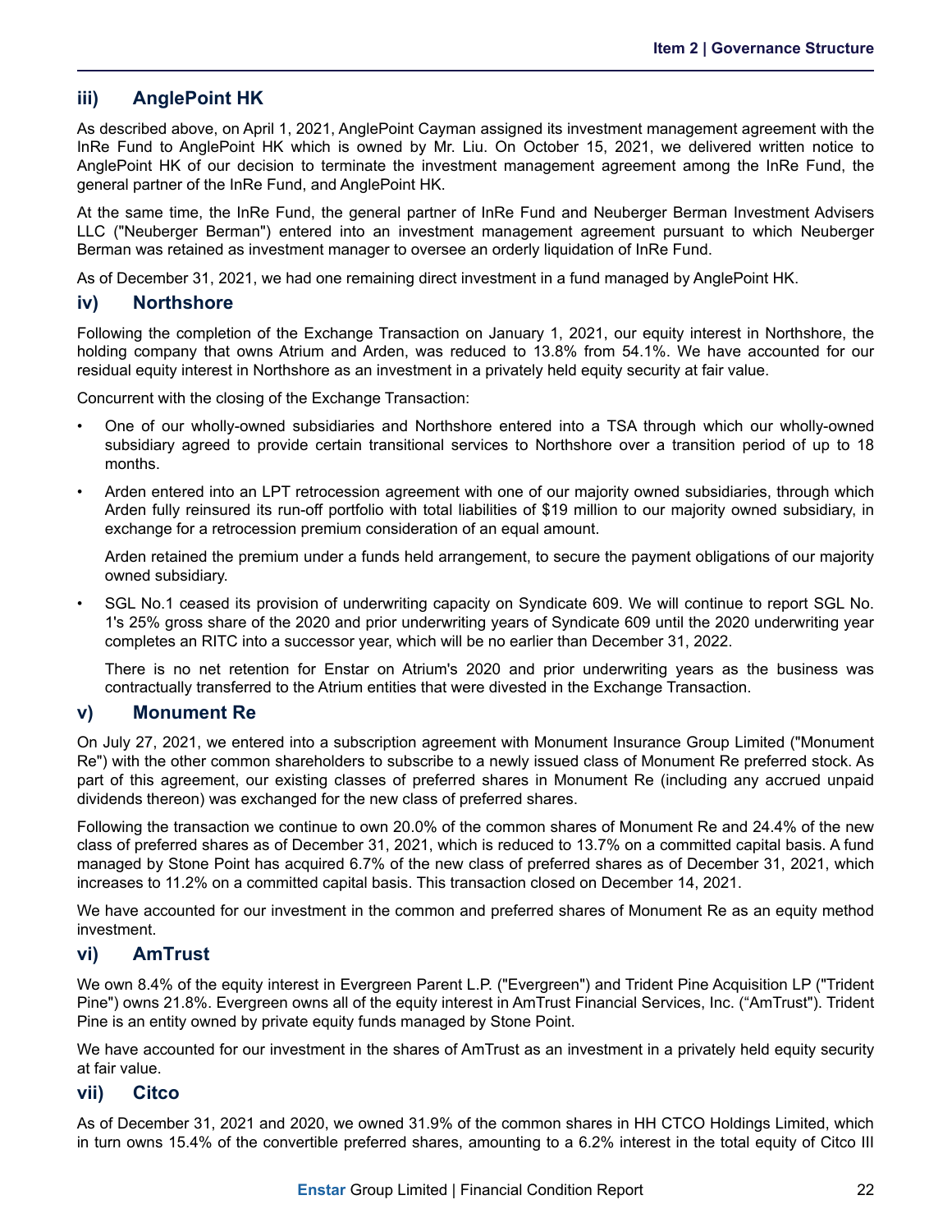### iii) AnglePoint HK

As described above, on April 1, 2021, AnglePoint Cayman assigned its investment management agreement with the InRe Fund to AnglePoint HK which is owned by Mr. Liu. On October 15, 2021, we delivered written notice to AnglePoint HK of our decision to terminate the investment management agreement among the InRe Fund, the general partner of the InRe Fund, and AnglePoint HK.

At the same time, the InRe Fund, the general partner of InRe Fund and Neuberger Berman Investment Advisers LLC ("Neuberger Berman") entered into an investment management agreement pursuant to which Neuberger Berman was retained as investment manager to oversee an orderly liquidation of InRe Fund.

As of December 31, 2021, we had one remaining direct investment in a fund managed by AnglePoint HK.

### iv) Northshore

Following the completion of the Exchange Transaction on January 1, 2021, our equity interest in Northshore, the holding company that owns Atrium and Arden, was reduced to 13.8% from 54.1%. We have accounted for our residual equity interest in Northshore as an investment in a privately held equity security at fair value.

Concurrent with the closing of the Exchange Transaction:

- One of our wholly-owned subsidiaries and Northshore entered into a TSA through which our wholly-owned subsidiary agreed to provide certain transitional services to Northshore over a transition period of up to 18 months.
- Arden entered into an LPT retrocession agreement with one of our majority owned subsidiaries, through which Arden fully reinsured its run-off portfolio with total liabilities of $19 million to our majority owned subsidiary, in exchange for a retrocession premium consideration of an equal amount.

  Arden retained the premium under a funds held arrangement, to secure the payment obligations of our majority owned subsidiary.
- SGL No.1 ceased its provision of underwriting capacity on Syndicate 609. We will continue to report SGL No. 1's 25% gross share of the 2020 and prior underwriting years of Syndicate 609 until the 2020 underwriting year completes an RITC into a successor year, which will be no earlier than December 31, 2022.

  There is no net retention for Enstar on Atrium's 2020 and prior underwriting years as the business was contractually transferred to the Atrium entities that were divested in the Exchange Transaction.

### v) Monument Re

On July 27, 2021, we entered into a subscription agreement with Monument Insurance Group Limited ("Monument Re") with the other common shareholders to subscribe to a newly issued class of Monument Re preferred stock. As part of this agreement, our existing classes of preferred shares in Monument Re (including any accrued unpaid dividends thereon) was exchanged for the new class of preferred shares.

Following the transaction we continue to own 20.0% of the common shares of Monument Re and 24.4% of the new class of preferred shares as of December 31, 2021, which is reduced to 13.7% on a committed capital basis. A fund managed by Stone Point has acquired 6.7% of the new class of preferred shares as of December 31, 2021, which increases to 11.2% on a committed capital basis. This transaction closed on December 14, 2021.

We have accounted for our investment in the common and preferred shares of Monument Re as an equity method investment.

### vi) AmTrust

We own 8.4% of the equity interest in Evergreen Parent L.P. ("Evergreen") and Trident Pine Acquisition LP ("Trident Pine") owns 21.8%. Evergreen owns all of the equity interest in AmTrust Financial Services, Inc. ("AmTrust"). Trident Pine is an entity owned by private equity funds managed by Stone Point.

We have accounted for our investment in the shares of AmTrust as an investment in a privately held equity security at fair value.

### vii) Citco

As of December 31, 2021 and 2020, we owned 31.9% of the common shares in HH CTCO Holdings Limited, which in turn owns 15.4% of the convertible preferred shares, amounting to a 6.2% interest in the total equity of Citco III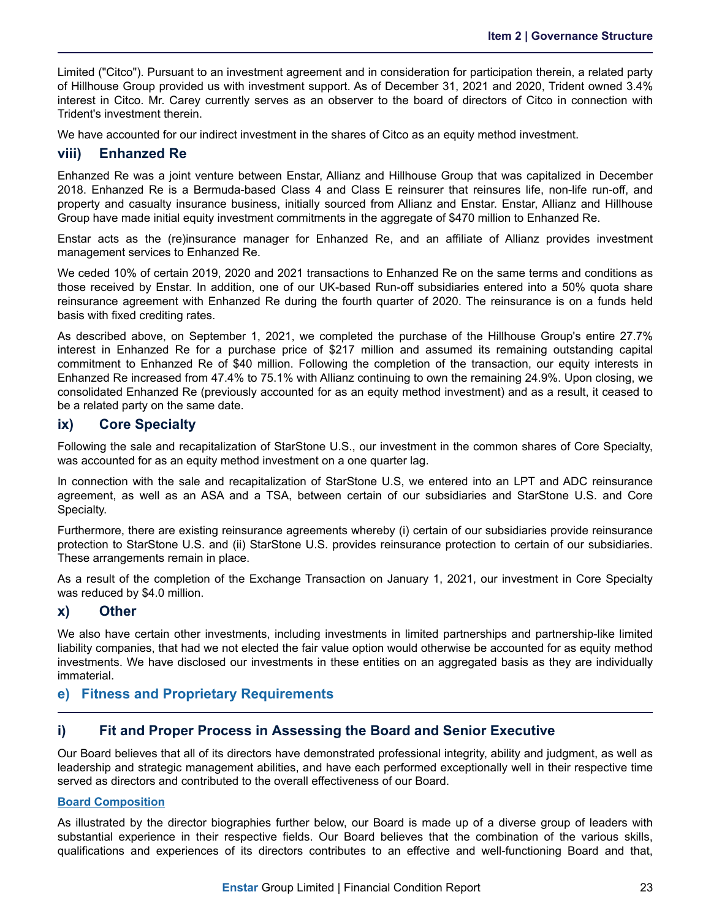Limited ("Citco"). Pursuant to an investment agreement and in consideration for participation therein, a related party of Hillhouse Group provided us with investment support. As of December 31, 2021 and 2020, Trident owned 3.4% interest in Citco. Mr. Carey currently serves as an observer to the board of directors of Citco in connection with Trident's investment therein.

We have accounted for our indirect investment in the shares of Citco as an equity method investment.

### viii) Enhanzed Re

Enhanzed Re was a joint venture between Enstar, Allianz and Hillhouse Group that was capitalized in December 2018. Enhanzed Re is a Bermuda-based Class 4 and Class E reinsurer that reinsures life, non-life run-off, and property and casualty insurance business, initially sourced from Allianz and Enstar. Enstar, Allianz and Hillhouse Group have made initial equity investment commitments in the aggregate of $470 million to Enhanzed Re.

Enstar acts as the (re)insurance manager for Enhanzed Re, and an affiliate of Allianz provides investment management services to Enhanzed Re.

We ceded 10% of certain 2019, 2020 and 2021 transactions to Enhanzed Re on the same terms and conditions as those received by Enstar. In addition, one of our UK-based Run-off subsidiaries entered into a 50% quota share reinsurance agreement with Enhanzed Re during the fourth quarter of 2020. The reinsurance is on a funds held basis with fixed crediting rates.

As described above, on September 1, 2021, we completed the purchase of the Hillhouse Group's entire 27.7% interest in Enhanzed Re for a purchase price of $217 million and assumed its remaining outstanding capital commitment to Enhanzed Re of $40 million. Following the completion of the transaction, our equity interests in Enhanzed Re increased from 47.4% to 75.1% with Allianz continuing to own the remaining 24.9%. Upon closing, we consolidated Enhanzed Re (previously accounted for as an equity method investment) and as a result, it ceased to be a related party on the same date.

### ix) Core Specialty

Following the sale and recapitalization of StarStone U.S., our investment in the common shares of Core Specialty, was accounted for as an equity method investment on a one quarter lag.

In connection with the sale and recapitalization of StarStone U.S, we entered into an LPT and ADC reinsurance agreement, as well as an ASA and a TSA, between certain of our subsidiaries and StarStone U.S. and Core Specialty.

Furthermore, there are existing reinsurance agreements whereby (i) certain of our subsidiaries provide reinsurance protection to StarStone U.S. and (ii) StarStone U.S. provides reinsurance protection to certain of our subsidiaries. These arrangements remain in place.

As a result of the completion of the Exchange Transaction on January 1, 2021, our investment in Core Specialty was reduced by $4.0 million.

### x) Other

We also have certain other investments, including investments in limited partnerships and partnership-like limited liability companies, that had we not elected the fair value option would otherwise be accounted for as equity method investments. We have disclosed our investments in these entities on an aggregated basis as they are individually immaterial.

## e) Fitness and Proprietary Requirements

### i) Fit and Proper Process in Assessing the Board and Senior Executive

Our Board believes that all of its directors have demonstrated professional integrity, ability and judgment, as well as leadership and strategic management abilities, and have each performed exceptionally well in their respective time served as directors and contributed to the overall effectiveness of our Board.

**Board Composition**

As illustrated by the director biographies further below, our Board is made up of a diverse group of leaders with substantial experience in their respective fields. Our Board believes that the combination of the various skills, qualifications and experiences of its directors contributes to an effective and well-functioning Board and that,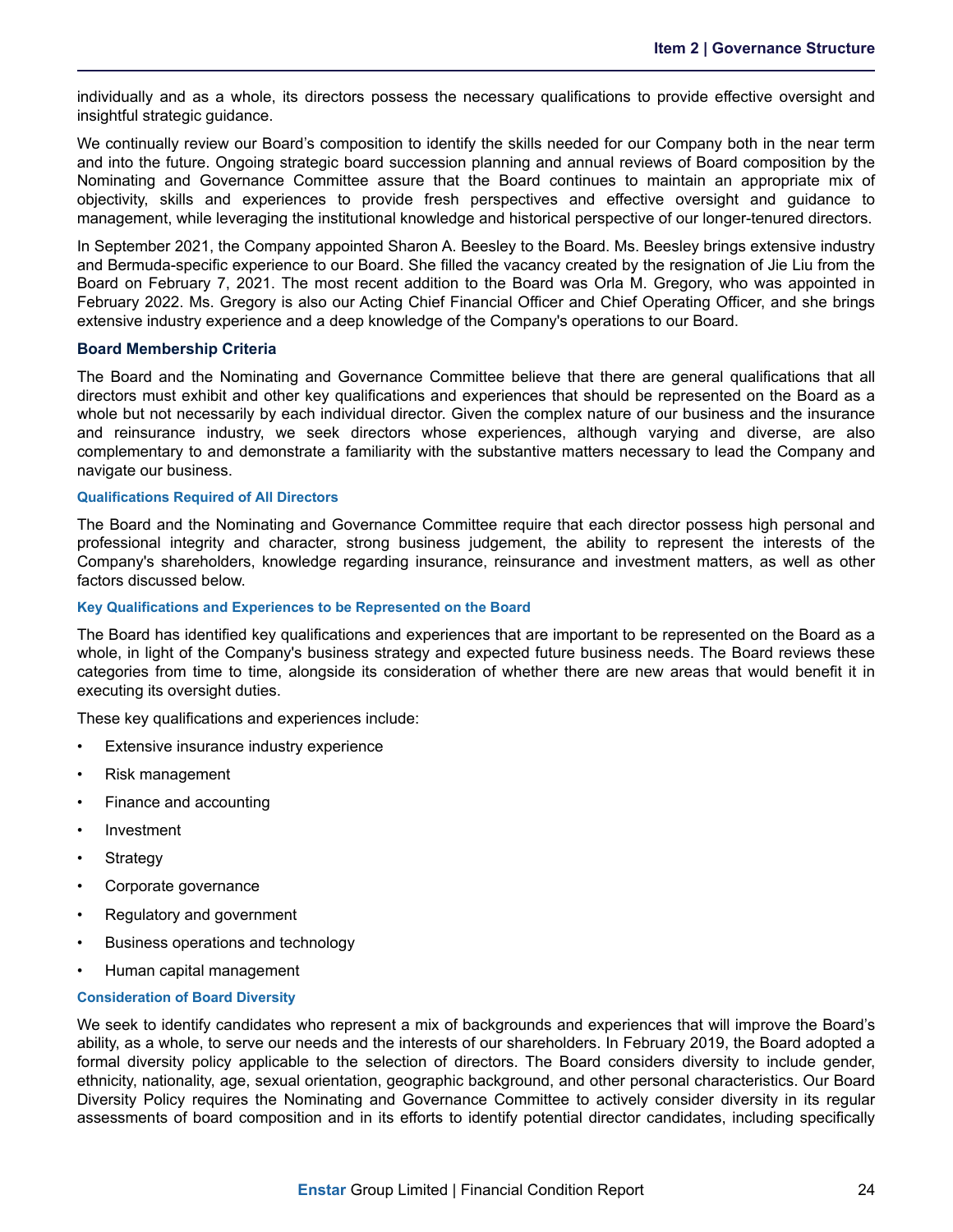individually and as a whole, its directors possess the necessary qualifications to provide effective oversight and insightful strategic guidance.

We continually review our Board's composition to identify the skills needed for our Company both in the near term and into the future. Ongoing strategic board succession planning and annual reviews of Board composition by the Nominating and Governance Committee assure that the Board continues to maintain an appropriate mix of objectivity, skills and experiences to provide fresh perspectives and effective oversight and guidance to management, while leveraging the institutional knowledge and historical perspective of our longer-tenured directors.

In September 2021, the Company appointed Sharon A. Beesley to the Board. Ms. Beesley brings extensive industry and Bermuda-specific experience to our Board. She filled the vacancy created by the resignation of Jie Liu from the Board on February 7, 2021. The most recent addition to the Board was Orla M. Gregory, who was appointed in February 2022. Ms. Gregory is also our Acting Chief Financial Officer and Chief Operating Officer, and she brings extensive industry experience and a deep knowledge of the Company's operations to our Board.

### Board Membership Criteria

The Board and the Nominating and Governance Committee believe that there are general qualifications that all directors must exhibit and other key qualifications and experiences that should be represented on the Board as a whole but not necessarily by each individual director. Given the complex nature of our business and the insurance and reinsurance industry, we seek directors whose experiences, although varying and diverse, are also complementary to and demonstrate a familiarity with the substantive matters necessary to lead the Company and navigate our business.

#### Qualifications Required of All Directors

The Board and the Nominating and Governance Committee require that each director possess high personal and professional integrity and character, strong business judgement, the ability to represent the interests of the Company's shareholders, knowledge regarding insurance, reinsurance and investment matters, as well as other factors discussed below.

#### Key Qualifications and Experiences to be Represented on the Board

The Board has identified key qualifications and experiences that are important to be represented on the Board as a whole, in light of the Company's business strategy and expected future business needs. The Board reviews these categories from time to time, alongside its consideration of whether there are new areas that would benefit it in executing its oversight duties.

These key qualifications and experiences include:

- Extensive insurance industry experience
- Risk management
- Finance and accounting
- Investment
- Strategy
- Corporate governance
- Regulatory and government
- Business operations and technology
- Human capital management

#### Consideration of Board Diversity

We seek to identify candidates who represent a mix of backgrounds and experiences that will improve the Board's ability, as a whole, to serve our needs and the interests of our shareholders. In February 2019, the Board adopted a formal diversity policy applicable to the selection of directors. The Board considers diversity to include gender, ethnicity, nationality, age, sexual orientation, geographic background, and other personal characteristics. Our Board Diversity Policy requires the Nominating and Governance Committee to actively consider diversity in its regular assessments of board composition and in its efforts to identify potential director candidates, including specifically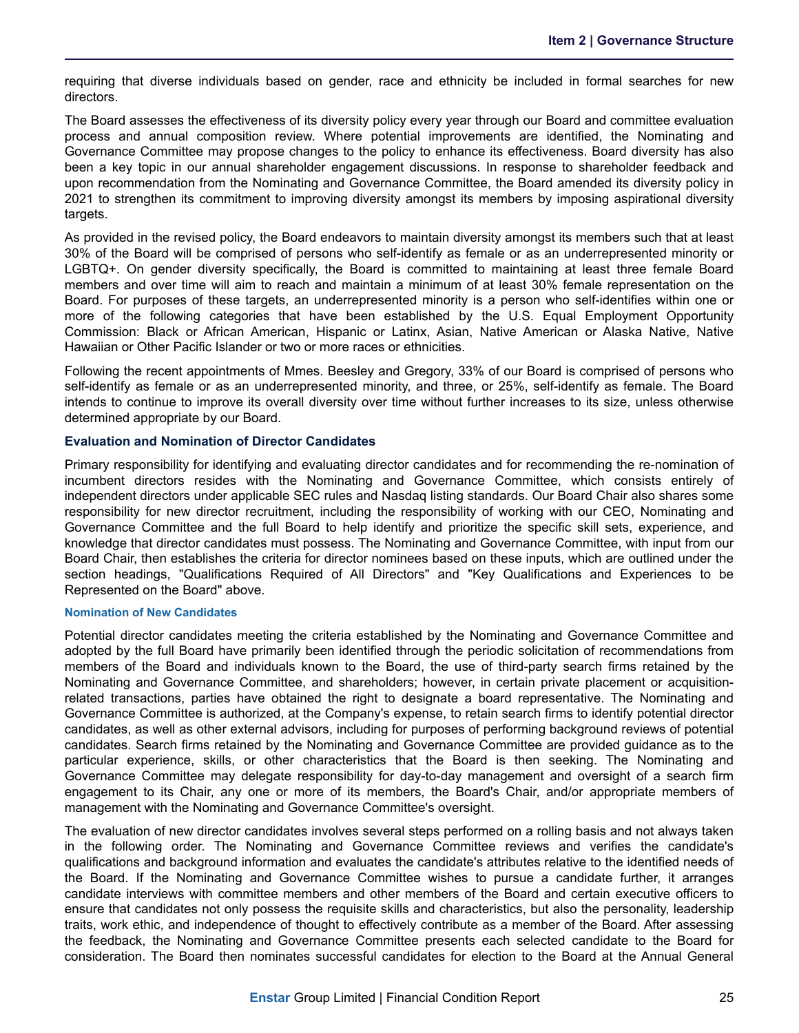requiring that diverse individuals based on gender, race and ethnicity be included in formal searches for new directors.

The Board assesses the effectiveness of its diversity policy every year through our Board and committee evaluation process and annual composition review. Where potential improvements are identified, the Nominating and Governance Committee may propose changes to the policy to enhance its effectiveness. Board diversity has also been a key topic in our annual shareholder engagement discussions. In response to shareholder feedback and upon recommendation from the Nominating and Governance Committee, the Board amended its diversity policy in 2021 to strengthen its commitment to improving diversity amongst its members by imposing aspirational diversity targets.

As provided in the revised policy, the Board endeavors to maintain diversity amongst its members such that at least 30% of the Board will be comprised of persons who self-identify as female or as an underrepresented minority or LGBTQ+. On gender diversity specifically, the Board is committed to maintaining at least three female Board members and over time will aim to reach and maintain a minimum of at least 30% female representation on the Board. For purposes of these targets, an underrepresented minority is a person who self-identifies within one or more of the following categories that have been established by the U.S. Equal Employment Opportunity Commission: Black or African American, Hispanic or Latinx, Asian, Native American or Alaska Native, Native Hawaiian or Other Pacific Islander or two or more races or ethnicities.

Following the recent appointments of Mmes. Beesley and Gregory, 33% of our Board is comprised of persons who self-identify as female or as an underrepresented minority, and three, or 25%, self-identify as female. The Board intends to continue to improve its overall diversity over time without further increases to its size, unless otherwise determined appropriate by our Board.

### Evaluation and Nomination of Director Candidates

Primary responsibility for identifying and evaluating director candidates and for recommending the re-nomination of incumbent directors resides with the Nominating and Governance Committee, which consists entirely of independent directors under applicable SEC rules and Nasdaq listing standards. Our Board Chair also shares some responsibility for new director recruitment, including the responsibility of working with our CEO, Nominating and Governance Committee and the full Board to help identify and prioritize the specific skill sets, experience, and knowledge that director candidates must possess. The Nominating and Governance Committee, with input from our Board Chair, then establishes the criteria for director nominees based on these inputs, which are outlined under the section headings, "Qualifications Required of All Directors" and "Key Qualifications and Experiences to be Represented on the Board" above.

#### Nomination of New Candidates

Potential director candidates meeting the criteria established by the Nominating and Governance Committee and adopted by the full Board have primarily been identified through the periodic solicitation of recommendations from members of the Board and individuals known to the Board, the use of third-party search firms retained by the Nominating and Governance Committee, and shareholders; however, in certain private placement or acquisition-related transactions, parties have obtained the right to designate a board representative. The Nominating and Governance Committee is authorized, at the Company's expense, to retain search firms to identify potential director candidates, as well as other external advisors, including for purposes of performing background reviews of potential candidates. Search firms retained by the Nominating and Governance Committee are provided guidance as to the particular experience, skills, or other characteristics that the Board is then seeking. The Nominating and Governance Committee may delegate responsibility for day-to-day management and oversight of a search firm engagement to its Chair, any one or more of its members, the Board's Chair, and/or appropriate members of management with the Nominating and Governance Committee's oversight.

The evaluation of new director candidates involves several steps performed on a rolling basis and not always taken in the following order. The Nominating and Governance Committee reviews and verifies the candidate's qualifications and background information and evaluates the candidate's attributes relative to the identified needs of the Board. If the Nominating and Governance Committee wishes to pursue a candidate further, it arranges candidate interviews with committee members and other members of the Board and certain executive officers to ensure that candidates not only possess the requisite skills and characteristics, but also the personality, leadership traits, work ethic, and independence of thought to effectively contribute as a member of the Board. After assessing the feedback, the Nominating and Governance Committee presents each selected candidate to the Board for consideration. The Board then nominates successful candidates for election to the Board at the Annual General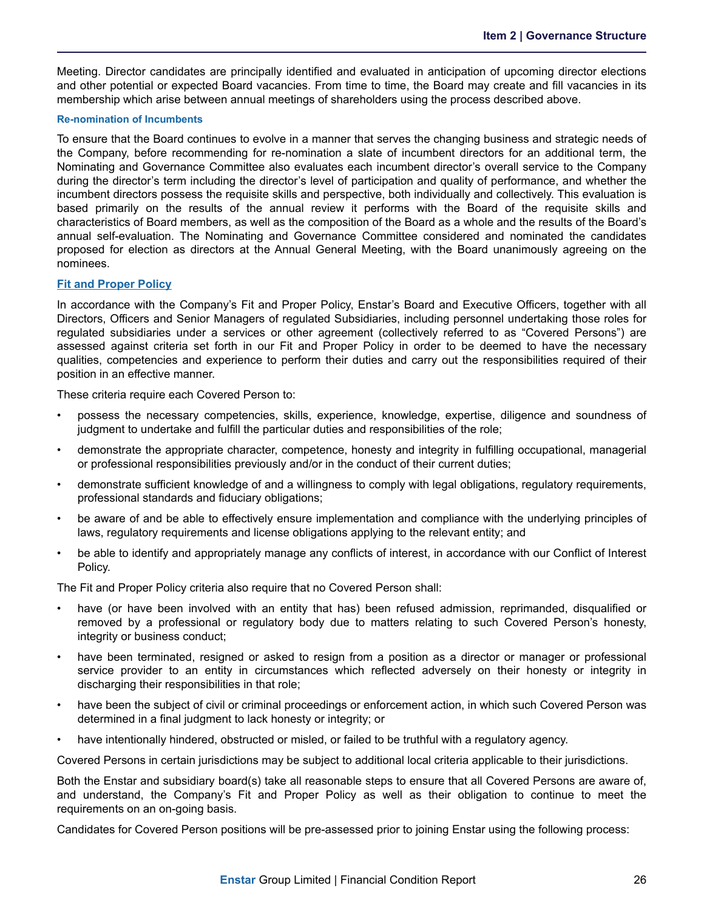Meeting. Director candidates are principally identified and evaluated in anticipation of upcoming director elections and other potential or expected Board vacancies. From time to time, the Board may create and fill vacancies in its membership which arise between annual meetings of shareholders using the process described above.

#### Re-nomination of Incumbents

To ensure that the Board continues to evolve in a manner that serves the changing business and strategic needs of the Company, before recommending for re-nomination a slate of incumbent directors for an additional term, the Nominating and Governance Committee also evaluates each incumbent director's overall service to the Company during the director's term including the director's level of participation and quality of performance, and whether the incumbent directors possess the requisite skills and perspective, both individually and collectively. This evaluation is based primarily on the results of the annual review it performs with the Board of the requisite skills and characteristics of Board members, as well as the composition of the Board as a whole and the results of the Board's annual self-evaluation. The Nominating and Governance Committee considered and nominated the candidates proposed for election as directors at the Annual General Meeting, with the Board unanimously agreeing on the nominees.

### Fit and Proper Policy

In accordance with the Company's Fit and Proper Policy, Enstar's Board and Executive Officers, together with all Directors, Officers and Senior Managers of regulated Subsidiaries, including personnel undertaking those roles for regulated subsidiaries under a services or other agreement (collectively referred to as "Covered Persons") are assessed against criteria set forth in our Fit and Proper Policy in order to be deemed to have the necessary qualities, competencies and experience to perform their duties and carry out the responsibilities required of their position in an effective manner.

These criteria require each Covered Person to:

- possess the necessary competencies, skills, experience, knowledge, expertise, diligence and soundness of judgment to undertake and fulfill the particular duties and responsibilities of the role;
- demonstrate the appropriate character, competence, honesty and integrity in fulfilling occupational, managerial or professional responsibilities previously and/or in the conduct of their current duties;
- demonstrate sufficient knowledge of and a willingness to comply with legal obligations, regulatory requirements, professional standards and fiduciary obligations;
- be aware of and be able to effectively ensure implementation and compliance with the underlying principles of laws, regulatory requirements and license obligations applying to the relevant entity; and
- be able to identify and appropriately manage any conflicts of interest, in accordance with our Conflict of Interest Policy.

The Fit and Proper Policy criteria also require that no Covered Person shall:

- have (or have been involved with an entity that has) been refused admission, reprimanded, disqualified or removed by a professional or regulatory body due to matters relating to such Covered Person's honesty, integrity or business conduct;
- have been terminated, resigned or asked to resign from a position as a director or manager or professional service provider to an entity in circumstances which reflected adversely on their honesty or integrity in discharging their responsibilities in that role;
- have been the subject of civil or criminal proceedings or enforcement action, in which such Covered Person was determined in a final judgment to lack honesty or integrity; or
- have intentionally hindered, obstructed or misled, or failed to be truthful with a regulatory agency.

Covered Persons in certain jurisdictions may be subject to additional local criteria applicable to their jurisdictions.

Both the Enstar and subsidiary board(s) take all reasonable steps to ensure that all Covered Persons are aware of, and understand, the Company's Fit and Proper Policy as well as their obligation to continue to meet the requirements on an on-going basis.

Candidates for Covered Person positions will be pre-assessed prior to joining Enstar using the following process: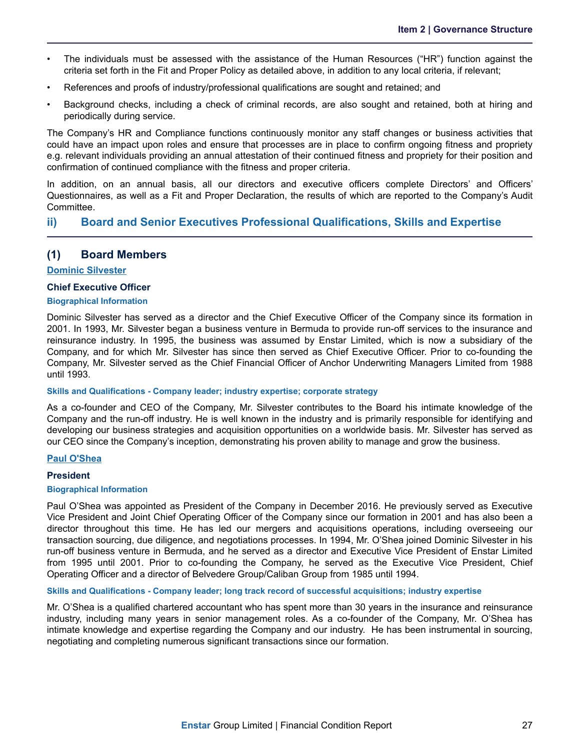- The individuals must be assessed with the assistance of the Human Resources ("HR") function against the criteria set forth in the Fit and Proper Policy as detailed above, in addition to any local criteria, if relevant;
- References and proofs of industry/professional qualifications are sought and retained; and
- Background checks, including a check of criminal records, are also sought and retained, both at hiring and periodically during service.

The Company's HR and Compliance functions continuously monitor any staff changes or business activities that could have an impact upon roles and ensure that processes are in place to confirm ongoing fitness and propriety e.g. relevant individuals providing an annual attestation of their continued fitness and propriety for their position and confirmation of continued compliance with the fitness and proper criteria.

In addition, on an annual basis, all our directors and executive officers complete Directors' and Officers' Questionnaires, as well as a Fit and Proper Declaration, the results of which are reported to the Company's Audit Committee.

## ii) Board and Senior Executives Professional Qualifications, Skills and Expertise

### (1) Board Members

**Dominic Silvester**

**Chief Executive Officer**

**Biographical Information**

Dominic Silvester has served as a director and the Chief Executive Officer of the Company since its formation in 2001. In 1993, Mr. Silvester began a business venture in Bermuda to provide run-off services to the insurance and reinsurance industry. In 1995, the business was assumed by Enstar Limited, which is now a subsidiary of the Company, and for which Mr. Silvester has since then served as Chief Executive Officer. Prior to co-founding the Company, Mr. Silvester served as the Chief Financial Officer of Anchor Underwriting Managers Limited from 1988 until 1993.

**Skills and Qualifications - Company leader; industry expertise; corporate strategy**

As a co-founder and CEO of the Company, Mr. Silvester contributes to the Board his intimate knowledge of the Company and the run-off industry. He is well known in the industry and is primarily responsible for identifying and developing our business strategies and acquisition opportunities on a worldwide basis. Mr. Silvester has served as our CEO since the Company's inception, demonstrating his proven ability to manage and grow the business.

**Paul O'Shea**

**President**

**Biographical Information**

Paul O'Shea was appointed as President of the Company in December 2016. He previously served as Executive Vice President and Joint Chief Operating Officer of the Company since our formation in 2001 and has also been a director throughout this time. He has led our mergers and acquisitions operations, including overseeing our transaction sourcing, due diligence, and negotiations processes. In 1994, Mr. O'Shea joined Dominic Silvester in his run-off business venture in Bermuda, and he served as a director and Executive Vice President of Enstar Limited from 1995 until 2001. Prior to co-founding the Company, he served as the Executive Vice President, Chief Operating Officer and a director of Belvedere Group/Caliban Group from 1985 until 1994.

**Skills and Qualifications - Company leader; long track record of successful acquisitions; industry expertise**

Mr. O'Shea is a qualified chartered accountant who has spent more than 30 years in the insurance and reinsurance industry, including many years in senior management roles. As a co-founder of the Company, Mr. O'Shea has intimate knowledge and expertise regarding the Company and our industry. He has been instrumental in sourcing, negotiating and completing numerous significant transactions since our formation.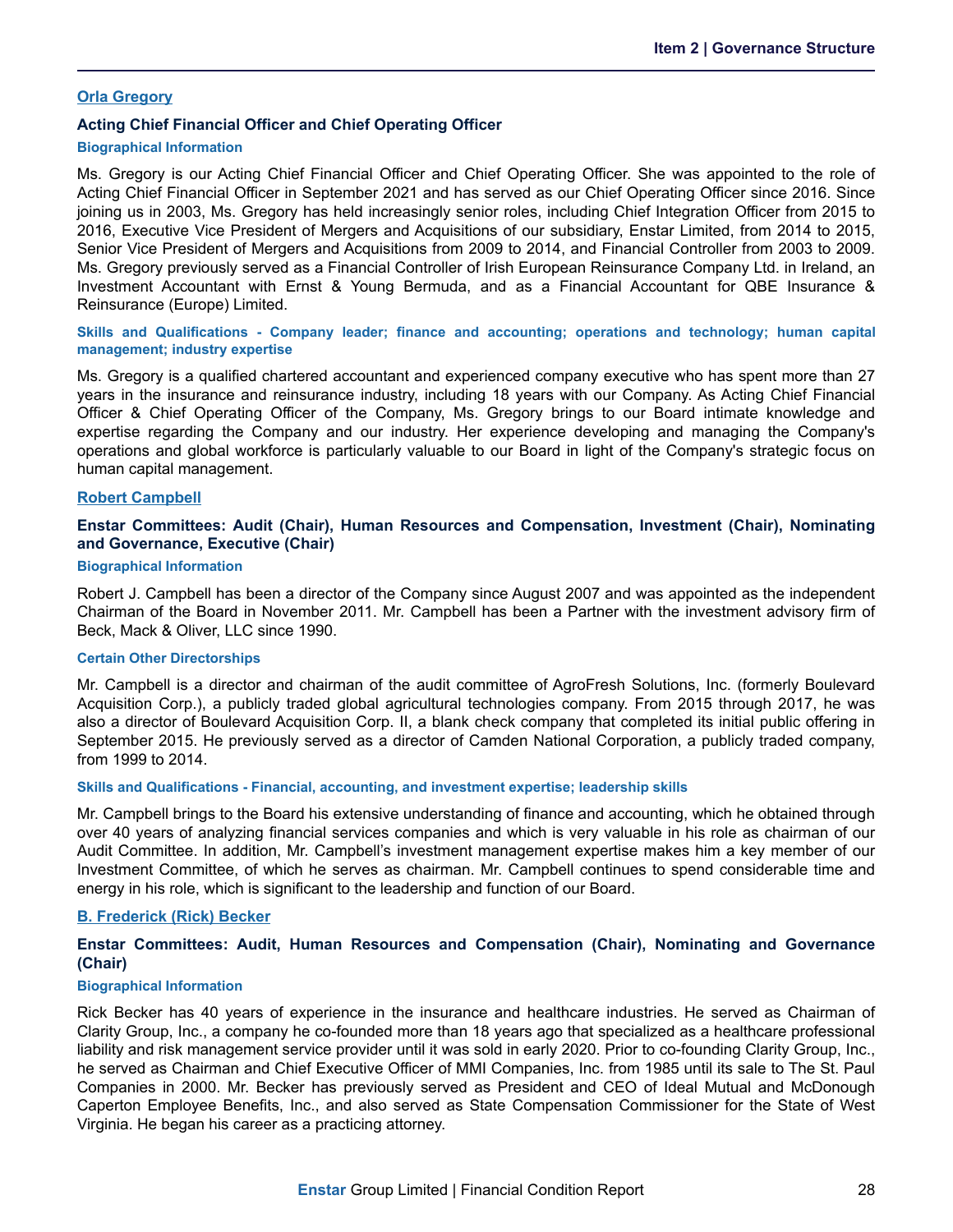## Orla Gregory

### Acting Chief Financial Officer and Chief Operating Officer

#### Biographical Information

Ms. Gregory is our Acting Chief Financial Officer and Chief Operating Officer. She was appointed to the role of Acting Chief Financial Officer in September 2021 and has served as our Chief Operating Officer since 2016. Since joining us in 2003, Ms. Gregory has held increasingly senior roles, including Chief Integration Officer from 2015 to 2016, Executive Vice President of Mergers and Acquisitions of our subsidiary, Enstar Limited, from 2014 to 2015, Senior Vice President of Mergers and Acquisitions from 2009 to 2014, and Financial Controller from 2003 to 2009. Ms. Gregory previously served as a Financial Controller of Irish European Reinsurance Company Ltd. in Ireland, an Investment Accountant with Ernst & Young Bermuda, and as a Financial Accountant for QBE Insurance & Reinsurance (Europe) Limited.

#### Skills and Qualifications - Company leader; finance and accounting; operations and technology; human capital management; industry expertise

Ms. Gregory is a qualified chartered accountant and experienced company executive who has spent more than 27 years in the insurance and reinsurance industry, including 18 years with our Company. As Acting Chief Financial Officer & Chief Operating Officer of the Company, Ms. Gregory brings to our Board intimate knowledge and expertise regarding the Company and our industry. Her experience developing and managing the Company's operations and global workforce is particularly valuable to our Board in light of the Company's strategic focus on human capital management.

## Robert Campbell

### Enstar Committees: Audit (Chair), Human Resources and Compensation, Investment (Chair), Nominating and Governance, Executive (Chair)

#### Biographical Information

Robert J. Campbell has been a director of the Company since August 2007 and was appointed as the independent Chairman of the Board in November 2011. Mr. Campbell has been a Partner with the investment advisory firm of Beck, Mack & Oliver, LLC since 1990.

#### Certain Other Directorships

Mr. Campbell is a director and chairman of the audit committee of AgroFresh Solutions, Inc. (formerly Boulevard Acquisition Corp.), a publicly traded global agricultural technologies company. From 2015 through 2017, he was also a director of Boulevard Acquisition Corp. II, a blank check company that completed its initial public offering in September 2015. He previously served as a director of Camden National Corporation, a publicly traded company, from 1999 to 2014.

#### Skills and Qualifications - Financial, accounting, and investment expertise; leadership skills

Mr. Campbell brings to the Board his extensive understanding of finance and accounting, which he obtained through over 40 years of analyzing financial services companies and which is very valuable in his role as chairman of our Audit Committee. In addition, Mr. Campbell's investment management expertise makes him a key member of our Investment Committee, of which he serves as chairman. Mr. Campbell continues to spend considerable time and energy in his role, which is significant to the leadership and function of our Board.

## B. Frederick (Rick) Becker

### Enstar Committees: Audit, Human Resources and Compensation (Chair), Nominating and Governance (Chair)

#### Biographical Information

Rick Becker has 40 years of experience in the insurance and healthcare industries. He served as Chairman of Clarity Group, Inc., a company he co-founded more than 18 years ago that specialized as a healthcare professional liability and risk management service provider until it was sold in early 2020. Prior to co-founding Clarity Group, Inc., he served as Chairman and Chief Executive Officer of MMI Companies, Inc. from 1985 until its sale to The St. Paul Companies in 2000. Mr. Becker has previously served as President and CEO of Ideal Mutual and McDonough Caperton Employee Benefits, Inc., and also served as State Compensation Commissioner for the State of West Virginia. He began his career as a practicing attorney.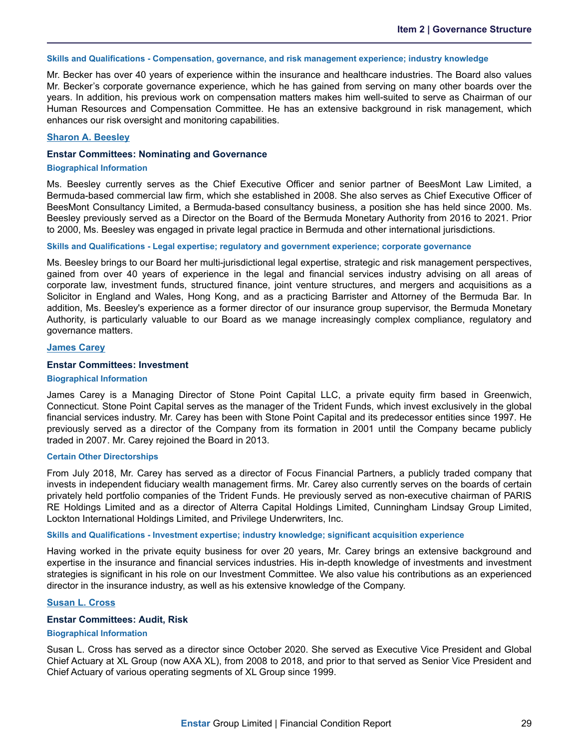#### Skills and Qualifications - Compensation, governance, and risk management experience; industry knowledge

Mr. Becker has over 40 years of experience within the insurance and healthcare industries. The Board also values Mr. Becker's corporate governance experience, which he has gained from serving on many other boards over the years. In addition, his previous work on compensation matters makes him well-suited to serve as Chairman of our Human Resources and Compensation Committee. He has an extensive background in risk management, which enhances our risk oversight and monitoring capabilities.

### Sharon A. Beesley

**Enstar Committees: Nominating and Governance**

#### Biographical Information

Ms. Beesley currently serves as the Chief Executive Officer and senior partner of BeesMont Law Limited, a Bermuda-based commercial law firm, which she established in 2008. She also serves as Chief Executive Officer of BeesMont Consultancy Limited, a Bermuda-based consultancy business, a position she has held since 2000. Ms. Beesley previously served as a Director on the Board of the Bermuda Monetary Authority from 2016 to 2021. Prior to 2000, Ms. Beesley was engaged in private legal practice in Bermuda and other international jurisdictions.

#### Skills and Qualifications - Legal expertise; regulatory and government experience; corporate governance

Ms. Beesley brings to our Board her multi-jurisdictional legal expertise, strategic and risk management perspectives, gained from over 40 years of experience in the legal and financial services industry advising on all areas of corporate law, investment funds, structured finance, joint venture structures, and mergers and acquisitions as a Solicitor in England and Wales, Hong Kong, and as a practicing Barrister and Attorney of the Bermuda Bar. In addition, Ms. Beesley's experience as a former director of our insurance group supervisor, the Bermuda Monetary Authority, is particularly valuable to our Board as we manage increasingly complex compliance, regulatory and governance matters.

### James Carey

**Enstar Committees: Investment**

#### Biographical Information

James Carey is a Managing Director of Stone Point Capital LLC, a private equity firm based in Greenwich, Connecticut. Stone Point Capital serves as the manager of the Trident Funds, which invest exclusively in the global financial services industry. Mr. Carey has been with Stone Point Capital and its predecessor entities since 1997. He previously served as a director of the Company from its formation in 2001 until the Company became publicly traded in 2007. Mr. Carey rejoined the Board in 2013.

#### Certain Other Directorships

From July 2018, Mr. Carey has served as a director of Focus Financial Partners, a publicly traded company that invests in independent fiduciary wealth management firms. Mr. Carey also currently serves on the boards of certain privately held portfolio companies of the Trident Funds. He previously served as non-executive chairman of PARIS RE Holdings Limited and as a director of Alterra Capital Holdings Limited, Cunningham Lindsay Group Limited, Lockton International Holdings Limited, and Privilege Underwriters, Inc.

#### Skills and Qualifications - Investment expertise; industry knowledge; significant acquisition experience

Having worked in the private equity business for over 20 years, Mr. Carey brings an extensive background and expertise in the insurance and financial services industries. His in-depth knowledge of investments and investment strategies is significant in his role on our Investment Committee. We also value his contributions as an experienced director in the insurance industry, as well as his extensive knowledge of the Company.

### Susan L. Cross

**Enstar Committees: Audit, Risk**

#### Biographical Information

Susan L. Cross has served as a director since October 2020. She served as Executive Vice President and Global Chief Actuary at XL Group (now AXA XL), from 2008 to 2018, and prior to that served as Senior Vice President and Chief Actuary of various operating segments of XL Group since 1999.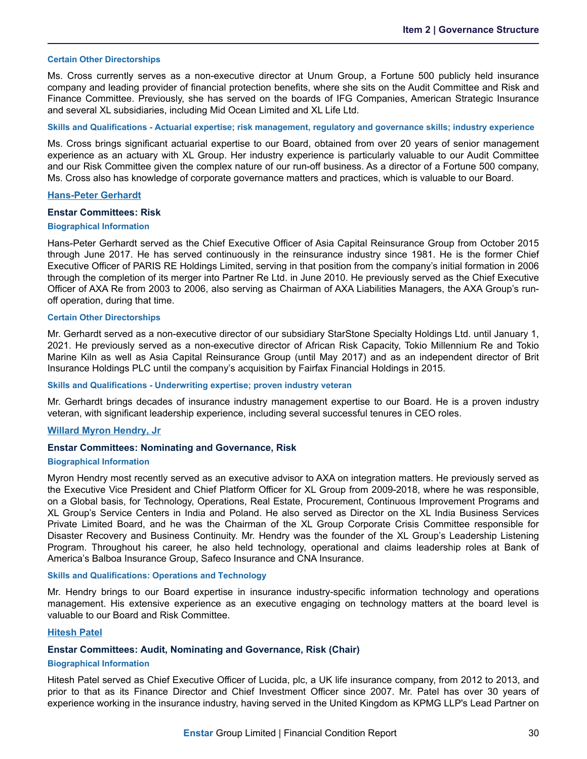#### Certain Other Directorships

Ms. Cross currently serves as a non-executive director at Unum Group, a Fortune 500 publicly held insurance company and leading provider of financial protection benefits, where she sits on the Audit Committee and Risk and Finance Committee. Previously, she has served on the boards of IFG Companies, American Strategic Insurance and several XL subsidiaries, including Mid Ocean Limited and XL Life Ltd.

#### Skills and Qualifications - Actuarial expertise; risk management, regulatory and governance skills; industry experience

Ms. Cross brings significant actuarial expertise to our Board, obtained from over 20 years of senior management experience as an actuary with XL Group. Her industry experience is particularly valuable to our Audit Committee and our Risk Committee given the complex nature of our run-off business. As a director of a Fortune 500 company, Ms. Cross also has knowledge of corporate governance matters and practices, which is valuable to our Board.

### Hans-Peter Gerhardt

**Enstar Committees: Risk**

#### Biographical Information

Hans-Peter Gerhardt served as the Chief Executive Officer of Asia Capital Reinsurance Group from October 2015 through June 2017. He has served continuously in the reinsurance industry since 1981. He is the former Chief Executive Officer of PARIS RE Holdings Limited, serving in that position from the company's initial formation in 2006 through the completion of its merger into Partner Re Ltd. in June 2010. He previously served as the Chief Executive Officer of AXA Re from 2003 to 2006, also serving as Chairman of AXA Liabilities Managers, the AXA Group's run-off operation, during that time.

#### Certain Other Directorships

Mr. Gerhardt served as a non-executive director of our subsidiary StarStone Specialty Holdings Ltd. until January 1, 2021. He previously served as a non-executive director of African Risk Capacity, Tokio Millennium Re and Tokio Marine Kiln as well as Asia Capital Reinsurance Group (until May 2017) and as an independent director of Brit Insurance Holdings PLC until the company's acquisition by Fairfax Financial Holdings in 2015.

#### Skills and Qualifications - Underwriting expertise; proven industry veteran

Mr. Gerhardt brings decades of insurance industry management expertise to our Board. He is a proven industry veteran, with significant leadership experience, including several successful tenures in CEO roles.

### Willard Myron Hendry, Jr

**Enstar Committees: Nominating and Governance, Risk**

#### Biographical Information

Myron Hendry most recently served as an executive advisor to AXA on integration matters. He previously served as the Executive Vice President and Chief Platform Officer for XL Group from 2009-2018, where he was responsible, on a Global basis, for Technology, Operations, Real Estate, Procurement, Continuous Improvement Programs and XL Group's Service Centers in India and Poland. He also served as Director on the XL India Business Services Private Limited Board, and he was the Chairman of the XL Group Corporate Crisis Committee responsible for Disaster Recovery and Business Continuity. Mr. Hendry was the founder of the XL Group's Leadership Listening Program. Throughout his career, he also held technology, operational and claims leadership roles at Bank of America's Balboa Insurance Group, Safeco Insurance and CNA Insurance.

#### Skills and Qualifications: Operations and Technology

Mr. Hendry brings to our Board expertise in insurance industry-specific information technology and operations management. His extensive experience as an executive engaging on technology matters at the board level is valuable to our Board and Risk Committee.

### Hitesh Patel

**Enstar Committees: Audit, Nominating and Governance, Risk (Chair)**

#### Biographical Information

Hitesh Patel served as Chief Executive Officer of Lucida, plc, a UK life insurance company, from 2012 to 2013, and prior to that as its Finance Director and Chief Investment Officer since 2007. Mr. Patel has over 30 years of experience working in the insurance industry, having served in the United Kingdom as KPMG LLP's Lead Partner on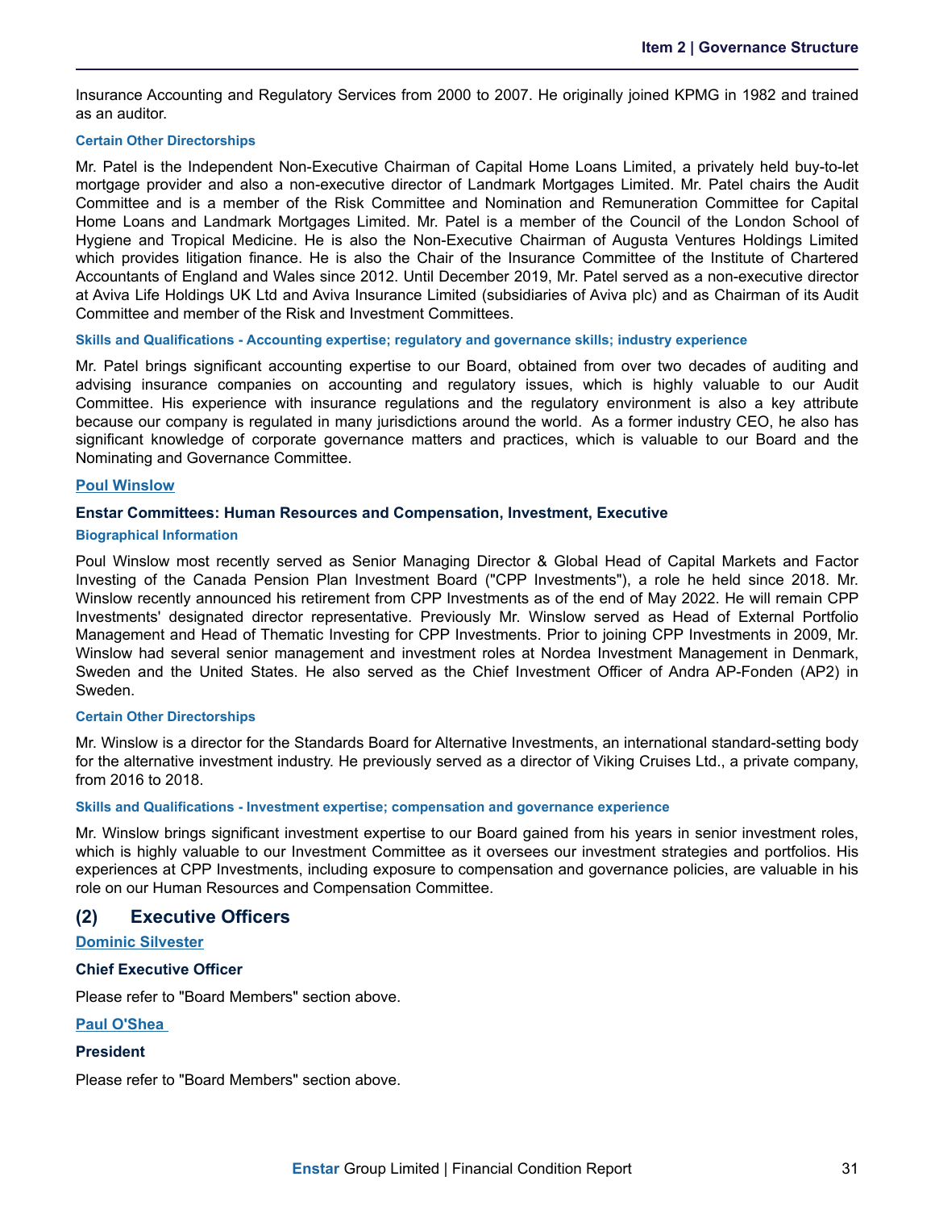Insurance Accounting and Regulatory Services from 2000 to 2007. He originally joined KPMG in 1982 and trained as an auditor.

#### Certain Other Directorships

Mr. Patel is the Independent Non-Executive Chairman of Capital Home Loans Limited, a privately held buy-to-let mortgage provider and also a non-executive director of Landmark Mortgages Limited. Mr. Patel chairs the Audit Committee and is a member of the Risk Committee and Nomination and Remuneration Committee for Capital Home Loans and Landmark Mortgages Limited. Mr. Patel is a member of the Council of the London School of Hygiene and Tropical Medicine. He is also the Non-Executive Chairman of Augusta Ventures Holdings Limited which provides litigation finance. He is also the Chair of the Insurance Committee of the Institute of Chartered Accountants of England and Wales since 2012. Until December 2019, Mr. Patel served as a non-executive director at Aviva Life Holdings UK Ltd and Aviva Insurance Limited (subsidiaries of Aviva plc) and as Chairman of its Audit Committee and member of the Risk and Investment Committees.

#### Skills and Qualifications - Accounting expertise; regulatory and governance skills; industry experience

Mr. Patel brings significant accounting expertise to our Board, obtained from over two decades of auditing and advising insurance companies on accounting and regulatory issues, which is highly valuable to our Audit Committee. His experience with insurance regulations and the regulatory environment is also a key attribute because our company is regulated in many jurisdictions around the world. As a former industry CEO, he also has significant knowledge of corporate governance matters and practices, which is valuable to our Board and the Nominating and Governance Committee.

### Poul Winslow

**Enstar Committees: Human Resources and Compensation, Investment, Executive**

#### Biographical Information

Poul Winslow most recently served as Senior Managing Director & Global Head of Capital Markets and Factor Investing of the Canada Pension Plan Investment Board ("CPP Investments"), a role he held since 2018. Mr. Winslow recently announced his retirement from CPP Investments as of the end of May 2022. He will remain CPP Investments' designated director representative. Previously Mr. Winslow served as Head of External Portfolio Management and Head of Thematic Investing for CPP Investments. Prior to joining CPP Investments in 2009, Mr. Winslow had several senior management and investment roles at Nordea Investment Management in Denmark, Sweden and the United States. He also served as the Chief Investment Officer of Andra AP-Fonden (AP2) in Sweden.

#### Certain Other Directorships

Mr. Winslow is a director for the Standards Board for Alternative Investments, an international standard-setting body for the alternative investment industry. He previously served as a director of Viking Cruises Ltd., a private company, from 2016 to 2018.

#### Skills and Qualifications - Investment expertise; compensation and governance experience

Mr. Winslow brings significant investment expertise to our Board gained from his years in senior investment roles, which is highly valuable to our Investment Committee as it oversees our investment strategies and portfolios. His experiences at CPP Investments, including exposure to compensation and governance policies, are valuable in his role on our Human Resources and Compensation Committee.

## (2) Executive Officers

### Dominic Silvester

**Chief Executive Officer**

Please refer to "Board Members" section above.

### Paul O'Shea

**President**

Please refer to "Board Members" section above.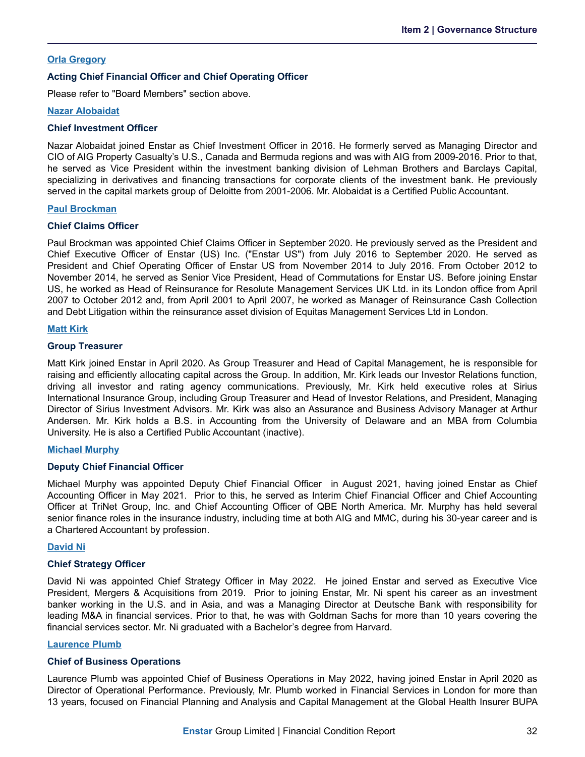[Orla Gregory](#)

**Acting Chief Financial Officer and Chief Operating Officer**

Please refer to "Board Members" section above.

[Nazar Alobaidat](#)

**Chief Investment Officer**

Nazar Alobaidat joined Enstar as Chief Investment Officer in 2016. He formerly served as Managing Director and CIO of AIG Property Casualty's U.S., Canada and Bermuda regions and was with AIG from 2009-2016. Prior to that, he served as Vice President within the investment banking division of Lehman Brothers and Barclays Capital, specializing in derivatives and financing transactions for corporate clients of the investment bank. He previously served in the capital markets group of Deloitte from 2001-2006. Mr. Alobaidat is a Certified Public Accountant.

[Paul Brockman](#)

**Chief Claims Officer**

Paul Brockman was appointed Chief Claims Officer in September 2020. He previously served as the President and Chief Executive Officer of Enstar (US) Inc. ("Enstar US") from July 2016 to September 2020. He served as President and Chief Operating Officer of Enstar US from November 2014 to July 2016. From October 2012 to November 2014, he served as Senior Vice President, Head of Commutations for Enstar US. Before joining Enstar US, he worked as Head of Reinsurance for Resolute Management Services UK Ltd. in its London office from April 2007 to October 2012 and, from April 2001 to April 2007, he worked as Manager of Reinsurance Cash Collection and Debt Litigation within the reinsurance asset division of Equitas Management Services Ltd in London.

[Matt Kirk](#)

**Group Treasurer**

Matt Kirk joined Enstar in April 2020. As Group Treasurer and Head of Capital Management, he is responsible for raising and efficiently allocating capital across the Group. In addition, Mr. Kirk leads our Investor Relations function, driving all investor and rating agency communications. Previously, Mr. Kirk held executive roles at Sirius International Insurance Group, including Group Treasurer and Head of Investor Relations, and President, Managing Director of Sirius Investment Advisors. Mr. Kirk was also an Assurance and Business Advisory Manager at Arthur Andersen. Mr. Kirk holds a B.S. in Accounting from the University of Delaware and an MBA from Columbia University. He is also a Certified Public Accountant (inactive).

[Michael Murphy](#)

**Deputy Chief Financial Officer**

Michael Murphy was appointed Deputy Chief Financial Officer in August 2021, having joined Enstar as Chief Accounting Officer in May 2021. Prior to this, he served as Interim Chief Financial Officer and Chief Accounting Officer at TriNet Group, Inc. and Chief Accounting Officer of QBE North America. Mr. Murphy has held several senior finance roles in the insurance industry, including time at both AIG and MMC, during his 30-year career and is a Chartered Accountant by profession.

[David Ni](#)

**Chief Strategy Officer**

David Ni was appointed Chief Strategy Officer in May 2022. He joined Enstar and served as Executive Vice President, Mergers & Acquisitions from 2019. Prior to joining Enstar, Mr. Ni spent his career as an investment banker working in the U.S. and in Asia, and was a Managing Director at Deutsche Bank with responsibility for leading M&A in financial services. Prior to that, he was with Goldman Sachs for more than 10 years covering the financial services sector. Mr. Ni graduated with a Bachelor's degree from Harvard.

[Laurence Plumb](#)

**Chief of Business Operations**

Laurence Plumb was appointed Chief of Business Operations in May 2022, having joined Enstar in April 2020 as Director of Operational Performance. Previously, Mr. Plumb worked in Financial Services in London for more than 13 years, focused on Financial Planning and Analysis and Capital Management at the Global Health Insurer BUPA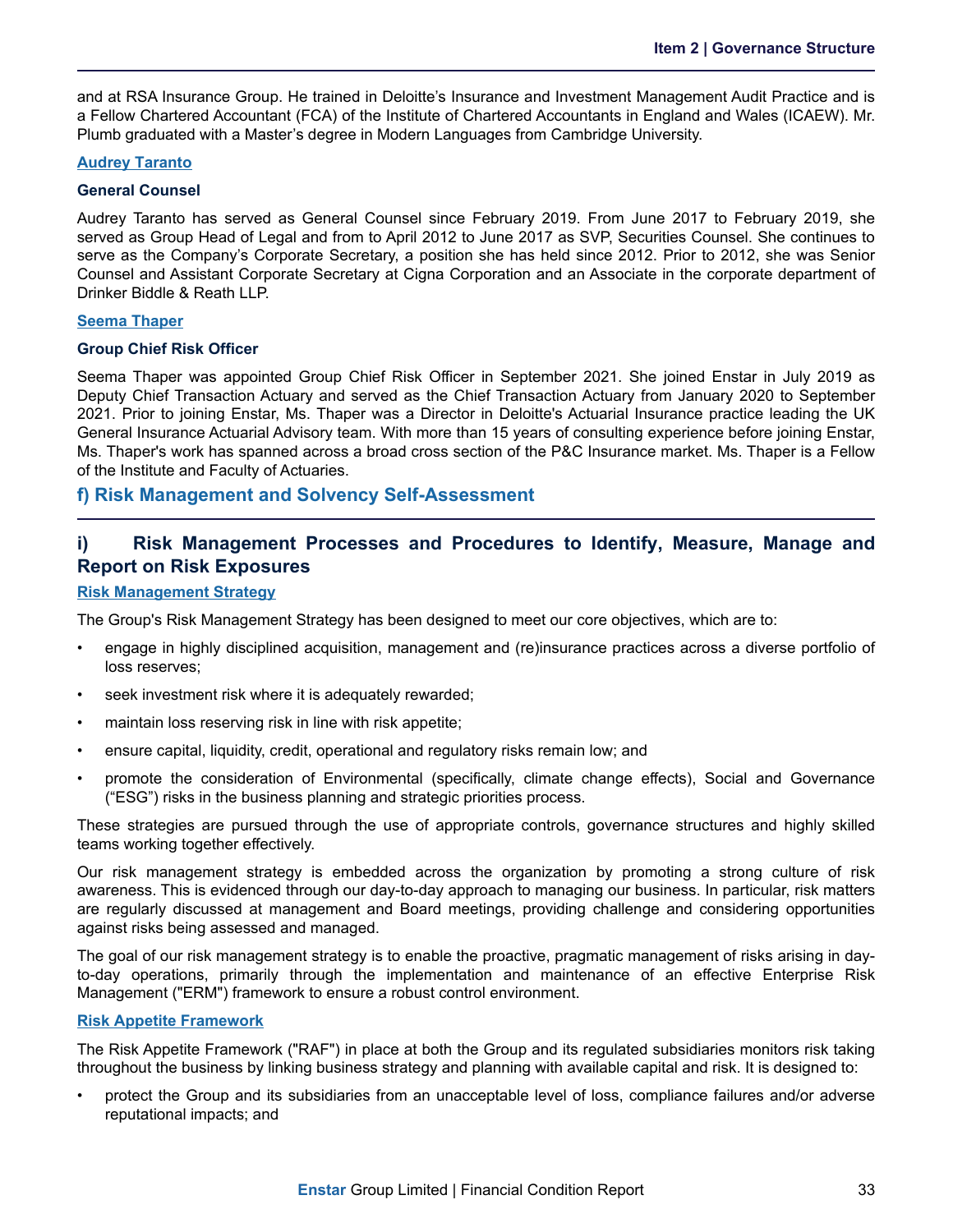and at RSA Insurance Group. He trained in Deloitte's Insurance and Investment Management Audit Practice and is a Fellow Chartered Accountant (FCA) of the Institute of Chartered Accountants in England and Wales (ICAEW). Mr. Plumb graduated with a Master's degree in Modern Languages from Cambridge University.

**Audrey Taranto**

**General Counsel**

Audrey Taranto has served as General Counsel since February 2019. From June 2017 to February 2019, she served as Group Head of Legal and from to April 2012 to June 2017 as SVP, Securities Counsel. She continues to serve as the Company's Corporate Secretary, a position she has held since 2012. Prior to 2012, she was Senior Counsel and Assistant Corporate Secretary at Cigna Corporation and an Associate in the corporate department of Drinker Biddle & Reath LLP.

**Seema Thaper**

**Group Chief Risk Officer**

Seema Thaper was appointed Group Chief Risk Officer in September 2021. She joined Enstar in July 2019 as Deputy Chief Transaction Actuary and served as the Chief Transaction Actuary from January 2020 to September 2021. Prior to joining Enstar, Ms. Thaper was a Director in Deloitte's Actuarial Insurance practice leading the UK General Insurance Actuarial Advisory team. With more than 15 years of consulting experience before joining Enstar, Ms. Thaper's work has spanned across a broad cross section of the P&C Insurance market. Ms. Thaper is a Fellow of the Institute and Faculty of Actuaries.

## f) Risk Management and Solvency Self-Assessment

### i) Risk Management Processes and Procedures to Identify, Measure, Manage and Report on Risk Exposures

**Risk Management Strategy**

The Group's Risk Management Strategy has been designed to meet our core objectives, which are to:

- engage in highly disciplined acquisition, management and (re)insurance practices across a diverse portfolio of loss reserves;
- seek investment risk where it is adequately rewarded;
- maintain loss reserving risk in line with risk appetite;
- ensure capital, liquidity, credit, operational and regulatory risks remain low; and
- promote the consideration of Environmental (specifically, climate change effects), Social and Governance ("ESG") risks in the business planning and strategic priorities process.

These strategies are pursued through the use of appropriate controls, governance structures and highly skilled teams working together effectively.

Our risk management strategy is embedded across the organization by promoting a strong culture of risk awareness. This is evidenced through our day-to-day approach to managing our business. In particular, risk matters are regularly discussed at management and Board meetings, providing challenge and considering opportunities against risks being assessed and managed.

The goal of our risk management strategy is to enable the proactive, pragmatic management of risks arising in day-to-day operations, primarily through the implementation and maintenance of an effective Enterprise Risk Management ("ERM") framework to ensure a robust control environment.

**Risk Appetite Framework**

The Risk Appetite Framework ("RAF") in place at both the Group and its regulated subsidiaries monitors risk taking throughout the business by linking business strategy and planning with available capital and risk. It is designed to:

- protect the Group and its subsidiaries from an unacceptable level of loss, compliance failures and/or adverse reputational impacts; and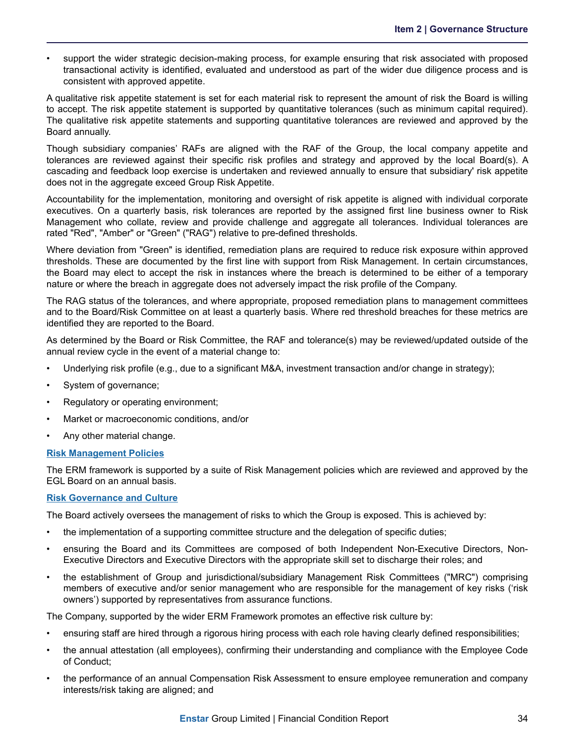- support the wider strategic decision-making process, for example ensuring that risk associated with proposed transactional activity is identified, evaluated and understood as part of the wider due diligence process and is consistent with approved appetite.

A qualitative risk appetite statement is set for each material risk to represent the amount of risk the Board is willing to accept. The risk appetite statement is supported by quantitative tolerances (such as minimum capital required). The qualitative risk appetite statements and supporting quantitative tolerances are reviewed and approved by the Board annually.

Though subsidiary companies' RAFs are aligned with the RAF of the Group, the local company appetite and tolerances are reviewed against their specific risk profiles and strategy and approved by the local Board(s). A cascading and feedback loop exercise is undertaken and reviewed annually to ensure that subsidiary' risk appetite does not in the aggregate exceed Group Risk Appetite.

Accountability for the implementation, monitoring and oversight of risk appetite is aligned with individual corporate executives. On a quarterly basis, risk tolerances are reported by the assigned first line business owner to Risk Management who collate, review and provide challenge and aggregate all tolerances. Individual tolerances are rated "Red", "Amber" or "Green" ("RAG") relative to pre-defined thresholds.

Where deviation from "Green" is identified, remediation plans are required to reduce risk exposure within approved thresholds. These are documented by the first line with support from Risk Management. In certain circumstances, the Board may elect to accept the risk in instances where the breach is determined to be either of a temporary nature or where the breach in aggregate does not adversely impact the risk profile of the Company.

The RAG status of the tolerances, and where appropriate, proposed remediation plans to management committees and to the Board/Risk Committee on at least a quarterly basis. Where red threshold breaches for these metrics are identified they are reported to the Board.

As determined by the Board or Risk Committee, the RAF and tolerance(s) may be reviewed/updated outside of the annual review cycle in the event of a material change to:

- Underlying risk profile (e.g., due to a significant M&A, investment transaction and/or change in strategy);
- System of governance;
- Regulatory or operating environment;
- Market or macroeconomic conditions, and/or
- Any other material change.

**Risk Management Policies**

The ERM framework is supported by a suite of Risk Management policies which are reviewed and approved by the EGL Board on an annual basis.

**Risk Governance and Culture**

The Board actively oversees the management of risks to which the Group is exposed. This is achieved by:

- the implementation of a supporting committee structure and the delegation of specific duties;
- ensuring the Board and its Committees are composed of both Independent Non-Executive Directors, Non-Executive Directors and Executive Directors with the appropriate skill set to discharge their roles; and
- the establishment of Group and jurisdictional/subsidiary Management Risk Committees ("MRC") comprising members of executive and/or senior management who are responsible for the management of key risks ('risk owners') supported by representatives from assurance functions.

The Company, supported by the wider ERM Framework promotes an effective risk culture by:

- ensuring staff are hired through a rigorous hiring process with each role having clearly defined responsibilities;
- the annual attestation (all employees), confirming their understanding and compliance with the Employee Code of Conduct;
- the performance of an annual Compensation Risk Assessment to ensure employee remuneration and company interests/risk taking are aligned; and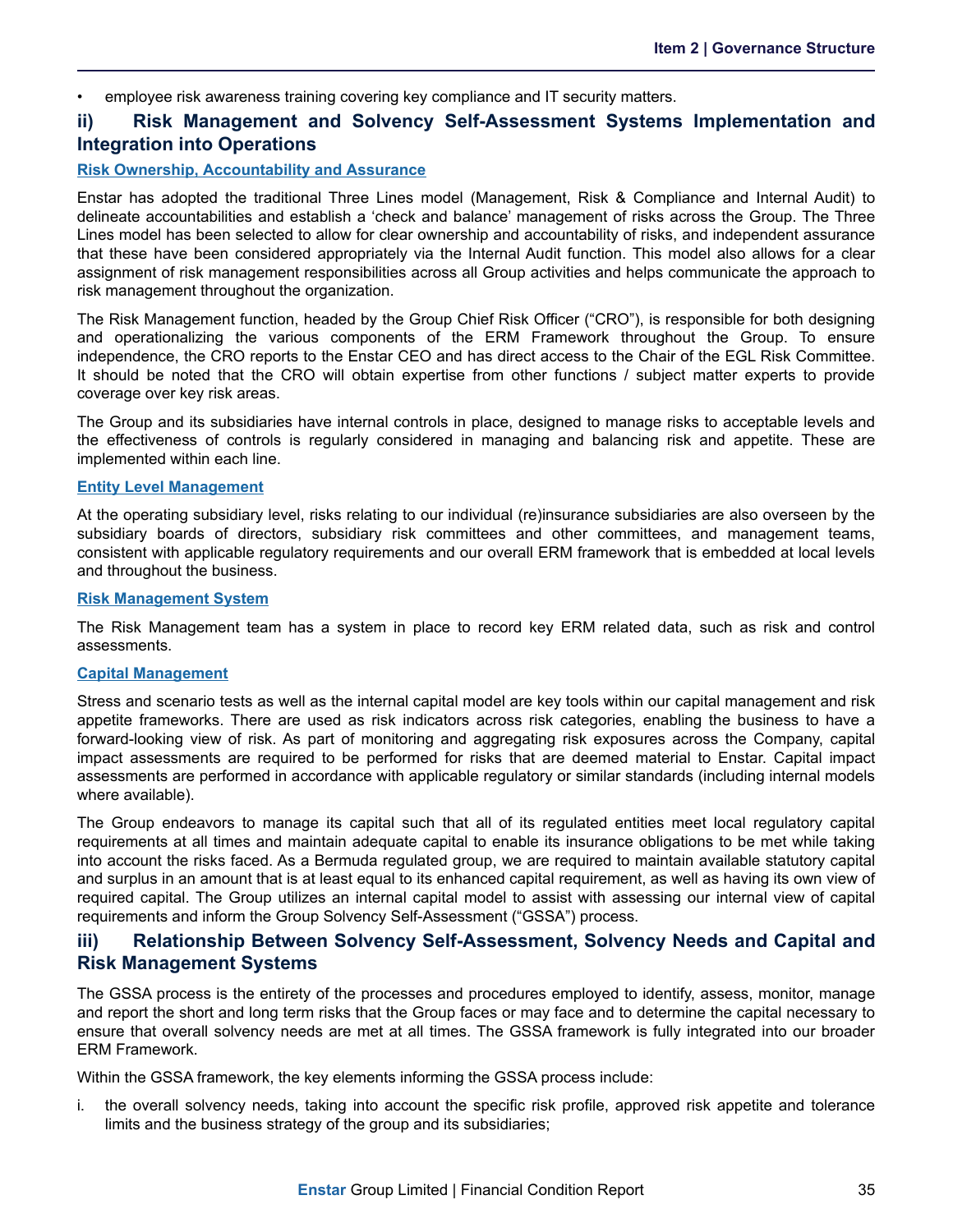- employee risk awareness training covering key compliance and IT security matters.

## ii) Risk Management and Solvency Self-Assessment Systems Implementation and Integration into Operations

### Risk Ownership, Accountability and Assurance

Enstar has adopted the traditional Three Lines model (Management, Risk & Compliance and Internal Audit) to delineate accountabilities and establish a 'check and balance' management of risks across the Group. The Three Lines model has been selected to allow for clear ownership and accountability of risks, and independent assurance that these have been considered appropriately via the Internal Audit function. This model also allows for a clear assignment of risk management responsibilities across all Group activities and helps communicate the approach to risk management throughout the organization.

The Risk Management function, headed by the Group Chief Risk Officer ("CRO"), is responsible for both designing and operationalizing the various components of the ERM Framework throughout the Group. To ensure independence, the CRO reports to the Enstar CEO and has direct access to the Chair of the EGL Risk Committee. It should be noted that the CRO will obtain expertise from other functions / subject matter experts to provide coverage over key risk areas.

The Group and its subsidiaries have internal controls in place, designed to manage risks to acceptable levels and the effectiveness of controls is regularly considered in managing and balancing risk and appetite. These are implemented within each line.

### Entity Level Management

At the operating subsidiary level, risks relating to our individual (re)insurance subsidiaries are also overseen by the subsidiary boards of directors, subsidiary risk committees and other committees, and management teams, consistent with applicable regulatory requirements and our overall ERM framework that is embedded at local levels and throughout the business.

### Risk Management System

The Risk Management team has a system in place to record key ERM related data, such as risk and control assessments.

### Capital Management

Stress and scenario tests as well as the internal capital model are key tools within our capital management and risk appetite frameworks. There are used as risk indicators across risk categories, enabling the business to have a forward-looking view of risk. As part of monitoring and aggregating risk exposures across the Company, capital impact assessments are required to be performed for risks that are deemed material to Enstar. Capital impact assessments are performed in accordance with applicable regulatory or similar standards (including internal models where available).

The Group endeavors to manage its capital such that all of its regulated entities meet local regulatory capital requirements at all times and maintain adequate capital to enable its insurance obligations to be met while taking into account the risks faced. As a Bermuda regulated group, we are required to maintain available statutory capital and surplus in an amount that is at least equal to its enhanced capital requirement, as well as having its own view of required capital. The Group utilizes an internal capital model to assist with assessing our internal view of capital requirements and inform the Group Solvency Self-Assessment ("GSSA") process.

## iii) Relationship Between Solvency Self-Assessment, Solvency Needs and Capital and Risk Management Systems

The GSSA process is the entirety of the processes and procedures employed to identify, assess, monitor, manage and report the short and long term risks that the Group faces or may face and to determine the capital necessary to ensure that overall solvency needs are met at all times. The GSSA framework is fully integrated into our broader ERM Framework.

Within the GSSA framework, the key elements informing the GSSA process include:

i. the overall solvency needs, taking into account the specific risk profile, approved risk appetite and tolerance limits and the business strategy of the group and its subsidiaries;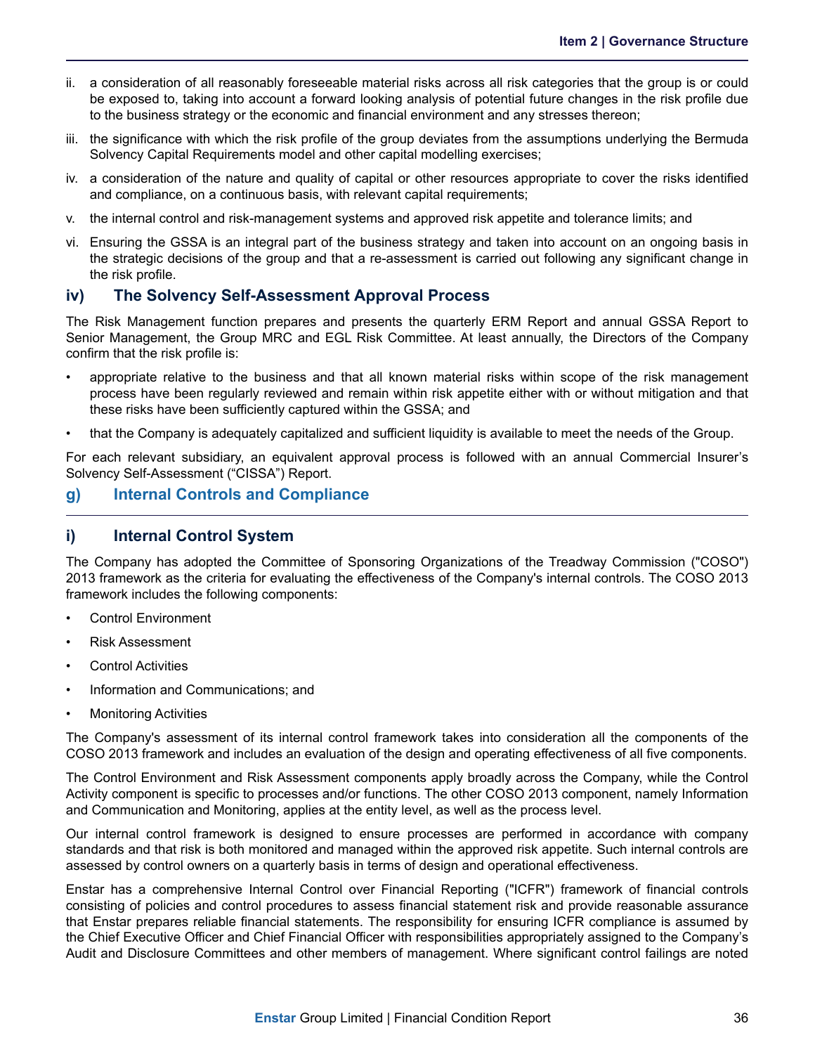ii. a consideration of all reasonably foreseeable material risks across all risk categories that the group is or could be exposed to, taking into account a forward looking analysis of potential future changes in the risk profile due to the business strategy or the economic and financial environment and any stresses thereon;

iii. the significance with which the risk profile of the group deviates from the assumptions underlying the Bermuda Solvency Capital Requirements model and other capital modelling exercises;

iv. a consideration of the nature and quality of capital or other resources appropriate to cover the risks identified and compliance, on a continuous basis, with relevant capital requirements;

v. the internal control and risk-management systems and approved risk appetite and tolerance limits; and

vi. Ensuring the GSSA is an integral part of the business strategy and taken into account on an ongoing basis in the strategic decisions of the group and that a re-assessment is carried out following any significant change in the risk profile.

### iv) The Solvency Self-Assessment Approval Process

The Risk Management function prepares and presents the quarterly ERM Report and annual GSSA Report to Senior Management, the Group MRC and EGL Risk Committee. At least annually, the Directors of the Company confirm that the risk profile is:

- appropriate relative to the business and that all known material risks within scope of the risk management process have been regularly reviewed and remain within risk appetite either with or without mitigation and that these risks have been sufficiently captured within the GSSA; and
- that the Company is adequately capitalized and sufficient liquidity is available to meet the needs of the Group.

For each relevant subsidiary, an equivalent approval process is followed with an annual Commercial Insurer's Solvency Self-Assessment ("CISSA") Report.

## g) Internal Controls and Compliance

### i) Internal Control System

The Company has adopted the Committee of Sponsoring Organizations of the Treadway Commission ("COSO") 2013 framework as the criteria for evaluating the effectiveness of the Company's internal controls. The COSO 2013 framework includes the following components:

- Control Environment
- Risk Assessment
- Control Activities
- Information and Communications; and
- Monitoring Activities

The Company's assessment of its internal control framework takes into consideration all the components of the COSO 2013 framework and includes an evaluation of the design and operating effectiveness of all five components.

The Control Environment and Risk Assessment components apply broadly across the Company, while the Control Activity component is specific to processes and/or functions. The other COSO 2013 component, namely Information and Communication and Monitoring, applies at the entity level, as well as the process level.

Our internal control framework is designed to ensure processes are performed in accordance with company standards and that risk is both monitored and managed within the approved risk appetite. Such internal controls are assessed by control owners on a quarterly basis in terms of design and operational effectiveness.

Enstar has a comprehensive Internal Control over Financial Reporting ("ICFR") framework of financial controls consisting of policies and control procedures to assess financial statement risk and provide reasonable assurance that Enstar prepares reliable financial statements. The responsibility for ensuring ICFR compliance is assumed by the Chief Executive Officer and Chief Financial Officer with responsibilities appropriately assigned to the Company's Audit and Disclosure Committees and other members of management. Where significant control failings are noted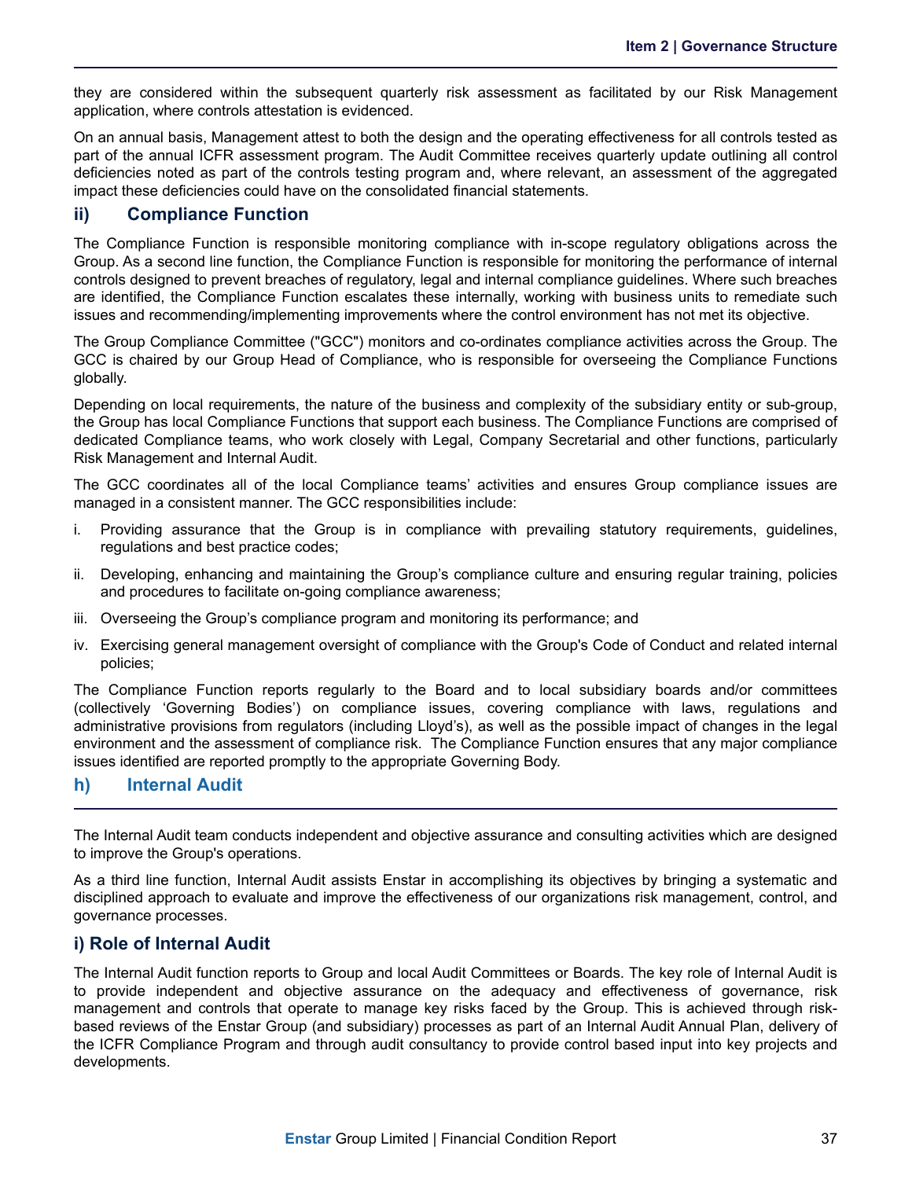they are considered within the subsequent quarterly risk assessment as facilitated by our Risk Management application, where controls attestation is evidenced.

On an annual basis, Management attest to both the design and the operating effectiveness for all controls tested as part of the annual ICFR assessment program. The Audit Committee receives quarterly update outlining all control deficiencies noted as part of the controls testing program and, where relevant, an assessment of the aggregated impact these deficiencies could have on the consolidated financial statements.

### ii) Compliance Function

The Compliance Function is responsible monitoring compliance with in-scope regulatory obligations across the Group. As a second line function, the Compliance Function is responsible for monitoring the performance of internal controls designed to prevent breaches of regulatory, legal and internal compliance guidelines. Where such breaches are identified, the Compliance Function escalates these internally, working with business units to remediate such issues and recommending/implementing improvements where the control environment has not met its objective.

The Group Compliance Committee ("GCC") monitors and co-ordinates compliance activities across the Group. The GCC is chaired by our Group Head of Compliance, who is responsible for overseeing the Compliance Functions globally.

Depending on local requirements, the nature of the business and complexity of the subsidiary entity or sub-group, the Group has local Compliance Functions that support each business. The Compliance Functions are comprised of dedicated Compliance teams, who work closely with Legal, Company Secretarial and other functions, particularly Risk Management and Internal Audit.

The GCC coordinates all of the local Compliance teams' activities and ensures Group compliance issues are managed in a consistent manner. The GCC responsibilities include:

i. Providing assurance that the Group is in compliance with prevailing statutory requirements, guidelines, regulations and best practice codes;

ii. Developing, enhancing and maintaining the Group's compliance culture and ensuring regular training, policies and procedures to facilitate on-going compliance awareness;

iii. Overseeing the Group's compliance program and monitoring its performance; and

iv. Exercising general management oversight of compliance with the Group's Code of Conduct and related internal policies;

The Compliance Function reports regularly to the Board and to local subsidiary boards and/or committees (collectively 'Governing Bodies') on compliance issues, covering compliance with laws, regulations and administrative provisions from regulators (including Lloyd's), as well as the possible impact of changes in the legal environment and the assessment of compliance risk. The Compliance Function ensures that any major compliance issues identified are reported promptly to the appropriate Governing Body.

## h) Internal Audit

The Internal Audit team conducts independent and objective assurance and consulting activities which are designed to improve the Group's operations.

As a third line function, Internal Audit assists Enstar in accomplishing its objectives by bringing a systematic and disciplined approach to evaluate and improve the effectiveness of our organizations risk management, control, and governance processes.

### i) Role of Internal Audit

The Internal Audit function reports to Group and local Audit Committees or Boards. The key role of Internal Audit is to provide independent and objective assurance on the adequacy and effectiveness of governance, risk management and controls that operate to manage key risks faced by the Group. This is achieved through risk-based reviews of the Enstar Group (and subsidiary) processes as part of an Internal Audit Annual Plan, delivery of the ICFR Compliance Program and through audit consultancy to provide control based input into key projects and developments.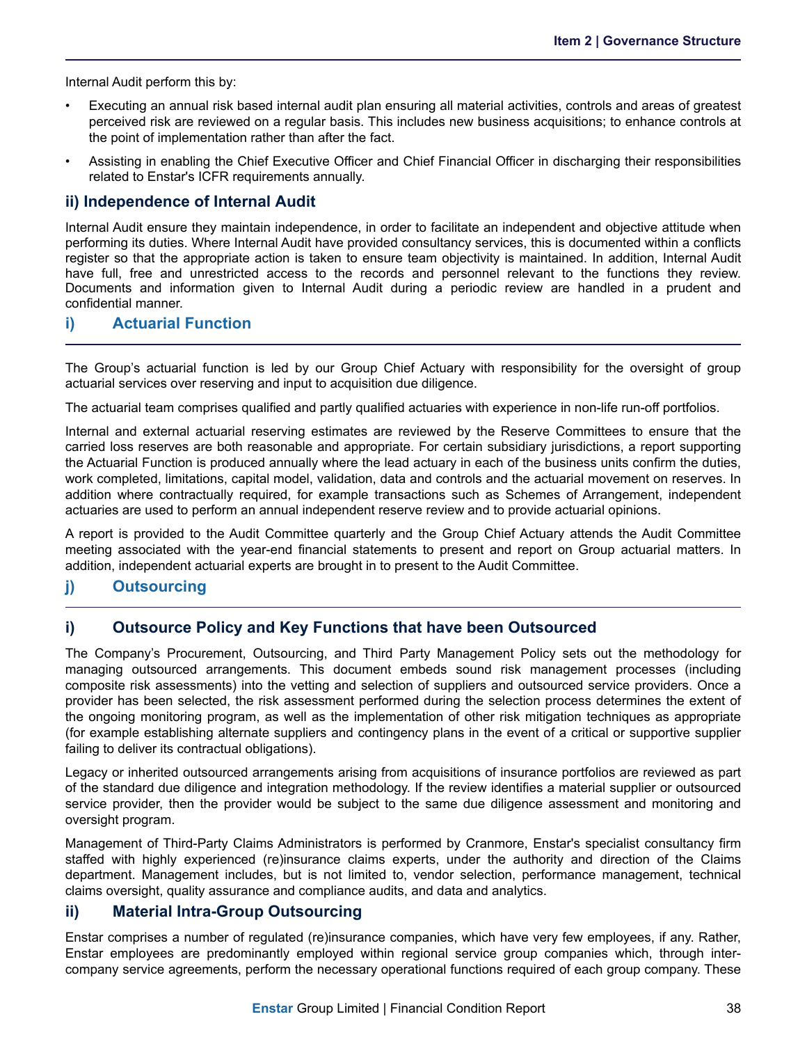Internal Audit perform this by:

- Executing an annual risk based internal audit plan ensuring all material activities, controls and areas of greatest perceived risk are reviewed on a regular basis. This includes new business acquisitions; to enhance controls at the point of implementation rather than after the fact.
- Assisting in enabling the Chief Executive Officer and Chief Financial Officer in discharging their responsibilities related to Enstar's ICFR requirements annually.

### ii) Independence of Internal Audit

Internal Audit ensure they maintain independence, in order to facilitate an independent and objective attitude when performing its duties. Where Internal Audit have provided consultancy services, this is documented within a conflicts register so that the appropriate action is taken to ensure team objectivity is maintained. In addition, Internal Audit have full, free and unrestricted access to the records and personnel relevant to the functions they review. Documents and information given to Internal Audit during a periodic review are handled in a prudent and confidential manner.

## i) Actuarial Function

The Group's actuarial function is led by our Group Chief Actuary with responsibility for the oversight of group actuarial services over reserving and input to acquisition due diligence.

The actuarial team comprises qualified and partly qualified actuaries with experience in non-life run-off portfolios.

Internal and external actuarial reserving estimates are reviewed by the Reserve Committees to ensure that the carried loss reserves are both reasonable and appropriate. For certain subsidiary jurisdictions, a report supporting the Actuarial Function is produced annually where the lead actuary in each of the business units confirm the duties, work completed, limitations, capital model, validation, data and controls and the actuarial movement on reserves. In addition where contractually required, for example transactions such as Schemes of Arrangement, independent actuaries are used to perform an annual independent reserve review and to provide actuarial opinions.

A report is provided to the Audit Committee quarterly and the Group Chief Actuary attends the Audit Committee meeting associated with the year-end financial statements to present and report on Group actuarial matters. In addition, independent actuarial experts are brought in to present to the Audit Committee.

## j) Outsourcing

### i) Outsource Policy and Key Functions that have been Outsourced

The Company's Procurement, Outsourcing, and Third Party Management Policy sets out the methodology for managing outsourced arrangements. This document embeds sound risk management processes (including composite risk assessments) into the vetting and selection of suppliers and outsourced service providers. Once a provider has been selected, the risk assessment performed during the selection process determines the extent of the ongoing monitoring program, as well as the implementation of other risk mitigation techniques as appropriate (for example establishing alternate suppliers and contingency plans in the event of a critical or supportive supplier failing to deliver its contractual obligations).

Legacy or inherited outsourced arrangements arising from acquisitions of insurance portfolios are reviewed as part of the standard due diligence and integration methodology. If the review identifies a material supplier or outsourced service provider, then the provider would be subject to the same due diligence assessment and monitoring and oversight program.

Management of Third-Party Claims Administrators is performed by Cranmore, Enstar's specialist consultancy firm staffed with highly experienced (re)insurance claims experts, under the authority and direction of the Claims department. Management includes, but is not limited to, vendor selection, performance management, technical claims oversight, quality assurance and compliance audits, and data and analytics.

### ii) Material Intra-Group Outsourcing

Enstar comprises a number of regulated (re)insurance companies, which have very few employees, if any. Rather, Enstar employees are predominantly employed within regional service group companies which, through inter-company service agreements, perform the necessary operational functions required of each group company. These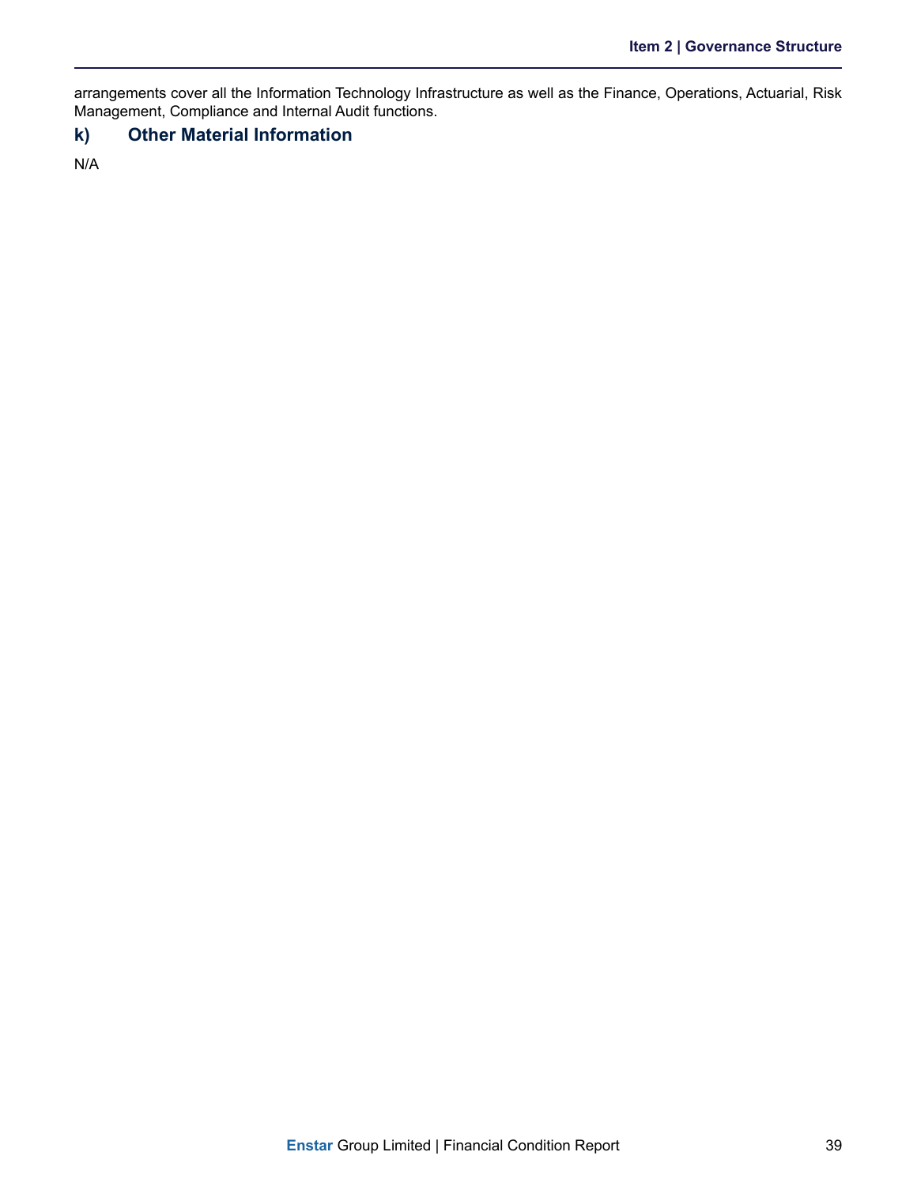arrangements cover all the Information Technology Infrastructure as well as the Finance, Operations, Actuarial, Risk Management, Compliance and Internal Audit functions.

### k) Other Material Information

N/A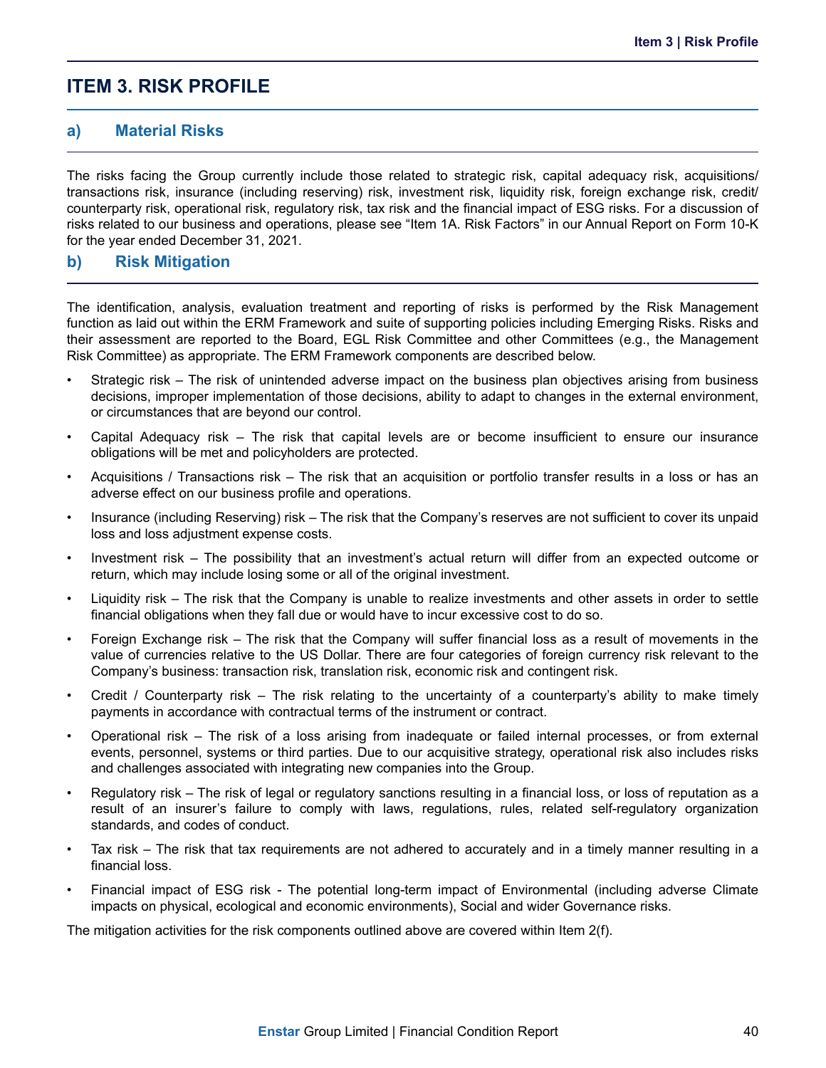# ITEM 3. RISK PROFILE

## a) Material Risks

The risks facing the Group currently include those related to strategic risk, capital adequacy risk, acquisitions/ transactions risk, insurance (including reserving) risk, investment risk, liquidity risk, foreign exchange risk, credit/ counterparty risk, operational risk, regulatory risk, tax risk and the financial impact of ESG risks. For a discussion of risks related to our business and operations, please see "Item 1A. Risk Factors" in our Annual Report on Form 10-K for the year ended December 31, 2021.

## b) Risk Mitigation

The identification, analysis, evaluation treatment and reporting of risks is performed by the Risk Management function as laid out within the ERM Framework and suite of supporting policies including Emerging Risks. Risks and their assessment are reported to the Board, EGL Risk Committee and other Committees (e.g., the Management Risk Committee) as appropriate. The ERM Framework components are described below.

- Strategic risk – The risk of unintended adverse impact on the business plan objectives arising from business decisions, improper implementation of those decisions, ability to adapt to changes in the external environment, or circumstances that are beyond our control.
- Capital Adequacy risk – The risk that capital levels are or become insufficient to ensure our insurance obligations will be met and policyholders are protected.
- Acquisitions / Transactions risk – The risk that an acquisition or portfolio transfer results in a loss or has an adverse effect on our business profile and operations.
- Insurance (including Reserving) risk – The risk that the Company's reserves are not sufficient to cover its unpaid loss and loss adjustment expense costs.
- Investment risk – The possibility that an investment's actual return will differ from an expected outcome or return, which may include losing some or all of the original investment.
- Liquidity risk – The risk that the Company is unable to realize investments and other assets in order to settle financial obligations when they fall due or would have to incur excessive cost to do so.
- Foreign Exchange risk – The risk that the Company will suffer financial loss as a result of movements in the value of currencies relative to the US Dollar. There are four categories of foreign currency risk relevant to the Company's business: transaction risk, translation risk, economic risk and contingent risk.
- Credit / Counterparty risk – The risk relating to the uncertainty of a counterparty's ability to make timely payments in accordance with contractual terms of the instrument or contract.
- Operational risk – The risk of a loss arising from inadequate or failed internal processes, or from external events, personnel, systems or third parties. Due to our acquisitive strategy, operational risk also includes risks and challenges associated with integrating new companies into the Group.
- Regulatory risk – The risk of legal or regulatory sanctions resulting in a financial loss, or loss of reputation as a result of an insurer's failure to comply with laws, regulations, rules, related self-regulatory organization standards, and codes of conduct.
- Tax risk – The risk that tax requirements are not adhered to accurately and in a timely manner resulting in a financial loss.
- Financial impact of ESG risk - The potential long-term impact of Environmental (including adverse Climate impacts on physical, ecological and economic environments), Social and wider Governance risks.

The mitigation activities for the risk components outlined above are covered within Item 2(f).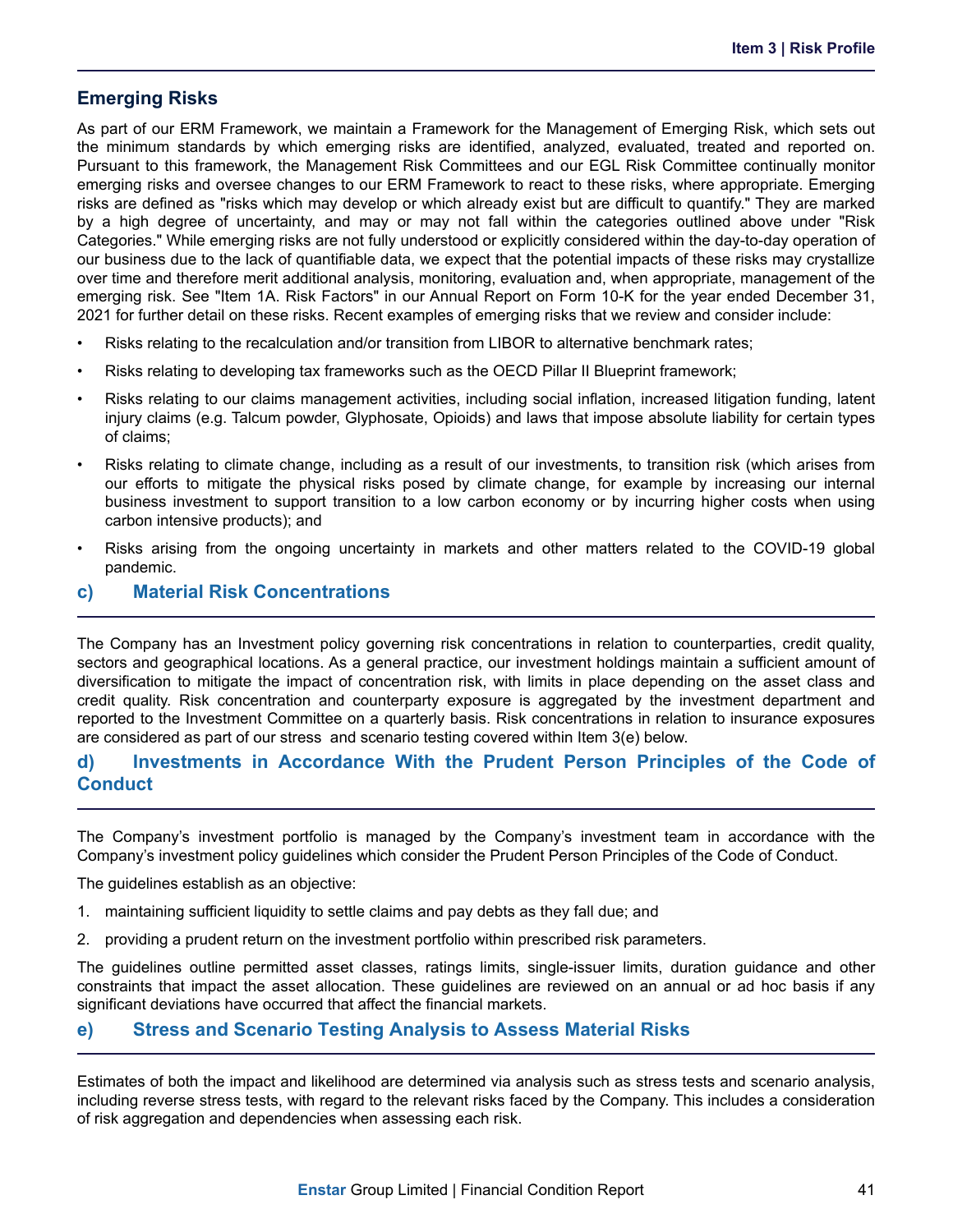## Emerging Risks

As part of our ERM Framework, we maintain a Framework for the Management of Emerging Risk, which sets out the minimum standards by which emerging risks are identified, analyzed, evaluated, treated and reported on. Pursuant to this framework, the Management Risk Committees and our EGL Risk Committee continually monitor emerging risks and oversee changes to our ERM Framework to react to these risks, where appropriate. Emerging risks are defined as "risks which may develop or which already exist but are difficult to quantify." They are marked by a high degree of uncertainty, and may or may not fall within the categories outlined above under "Risk Categories." While emerging risks are not fully understood or explicitly considered within the day-to-day operation of our business due to the lack of quantifiable data, we expect that the potential impacts of these risks may crystallize over time and therefore merit additional analysis, monitoring, evaluation and, when appropriate, management of the emerging risk. See "Item 1A. Risk Factors" in our Annual Report on Form 10-K for the year ended December 31, 2021 for further detail on these risks. Recent examples of emerging risks that we review and consider include:

- Risks relating to the recalculation and/or transition from LIBOR to alternative benchmark rates;
- Risks relating to developing tax frameworks such as the OECD Pillar II Blueprint framework;
- Risks relating to our claims management activities, including social inflation, increased litigation funding, latent injury claims (e.g. Talcum powder, Glyphosate, Opioids) and laws that impose absolute liability for certain types of claims;
- Risks relating to climate change, including as a result of our investments, to transition risk (which arises from our efforts to mitigate the physical risks posed by climate change, for example by increasing our internal business investment to support transition to a low carbon economy or by incurring higher costs when using carbon intensive products); and
- Risks arising from the ongoing uncertainty in markets and other matters related to the COVID-19 global pandemic.

## c) Material Risk Concentrations

The Company has an Investment policy governing risk concentrations in relation to counterparties, credit quality, sectors and geographical locations. As a general practice, our investment holdings maintain a sufficient amount of diversification to mitigate the impact of concentration risk, with limits in place depending on the asset class and credit quality. Risk concentration and counterparty exposure is aggregated by the investment department and reported to the Investment Committee on a quarterly basis. Risk concentrations in relation to insurance exposures are considered as part of our stress and scenario testing covered within Item 3(e) below.

## d) Investments in Accordance With the Prudent Person Principles of the Code of Conduct

The Company's investment portfolio is managed by the Company's investment team in accordance with the Company's investment policy guidelines which consider the Prudent Person Principles of the Code of Conduct.

The guidelines establish as an objective:

1. maintaining sufficient liquidity to settle claims and pay debts as they fall due; and
2. providing a prudent return on the investment portfolio within prescribed risk parameters.

The guidelines outline permitted asset classes, ratings limits, single-issuer limits, duration guidance and other constraints that impact the asset allocation. These guidelines are reviewed on an annual or ad hoc basis if any significant deviations have occurred that affect the financial markets.

## e) Stress and Scenario Testing Analysis to Assess Material Risks

Estimates of both the impact and likelihood are determined via analysis such as stress tests and scenario analysis, including reverse stress tests, with regard to the relevant risks faced by the Company. This includes a consideration of risk aggregation and dependencies when assessing each risk.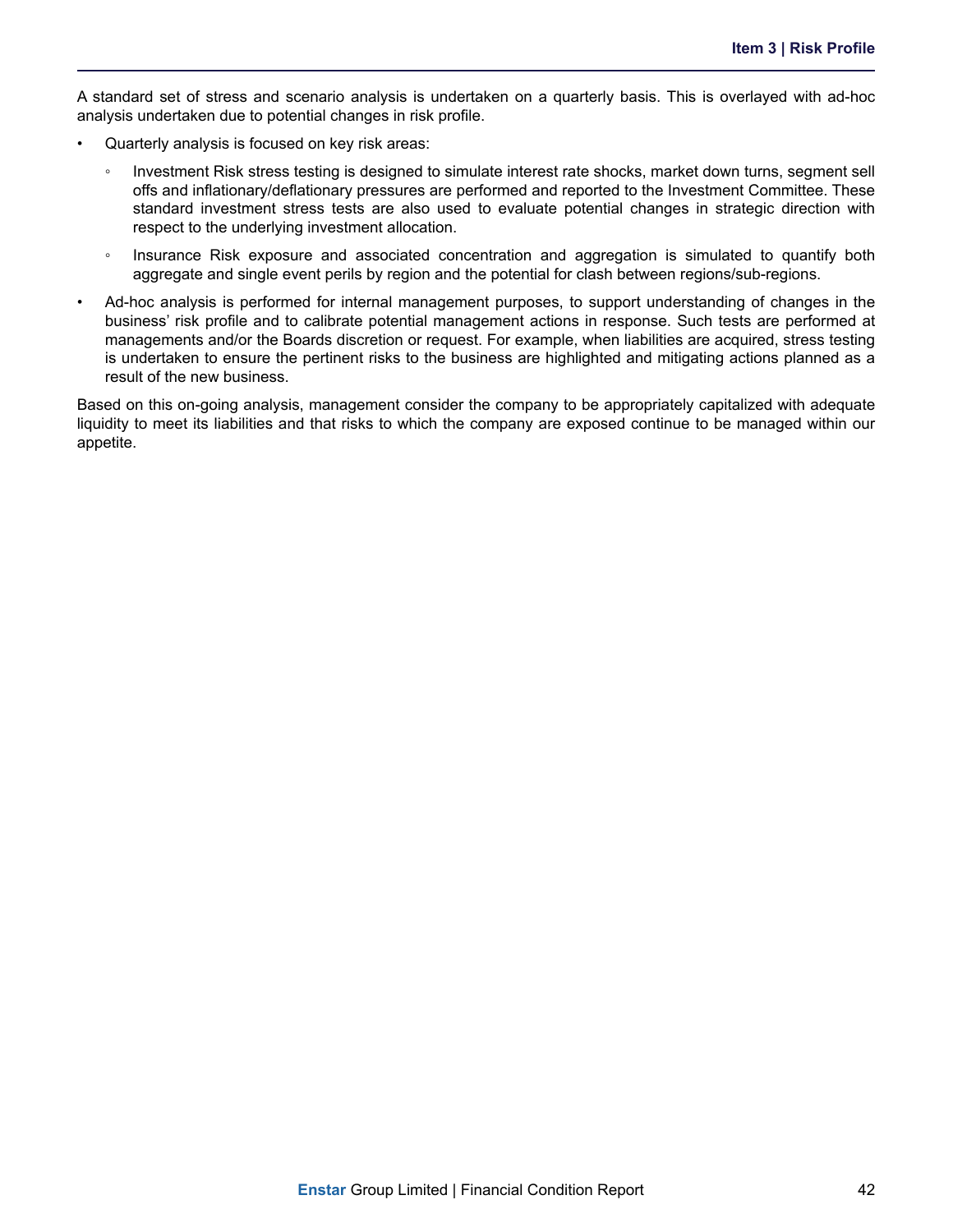A standard set of stress and scenario analysis is undertaken on a quarterly basis. This is overlayed with ad-hoc analysis undertaken due to potential changes in risk profile.

- Quarterly analysis is focused on key risk areas:
  - Investment Risk stress testing is designed to simulate interest rate shocks, market down turns, segment sell offs and inflationary/deflationary pressures are performed and reported to the Investment Committee. These standard investment stress tests are also used to evaluate potential changes in strategic direction with respect to the underlying investment allocation.
  - Insurance Risk exposure and associated concentration and aggregation is simulated to quantify both aggregate and single event perils by region and the potential for clash between regions/sub-regions.
- Ad-hoc analysis is performed for internal management purposes, to support understanding of changes in the business' risk profile and to calibrate potential management actions in response. Such tests are performed at managements and/or the Boards discretion or request. For example, when liabilities are acquired, stress testing is undertaken to ensure the pertinent risks to the business are highlighted and mitigating actions planned as a result of the new business.

Based on this on-going analysis, management consider the company to be appropriately capitalized with adequate liquidity to meet its liabilities and that risks to which the company are exposed continue to be managed within our appetite.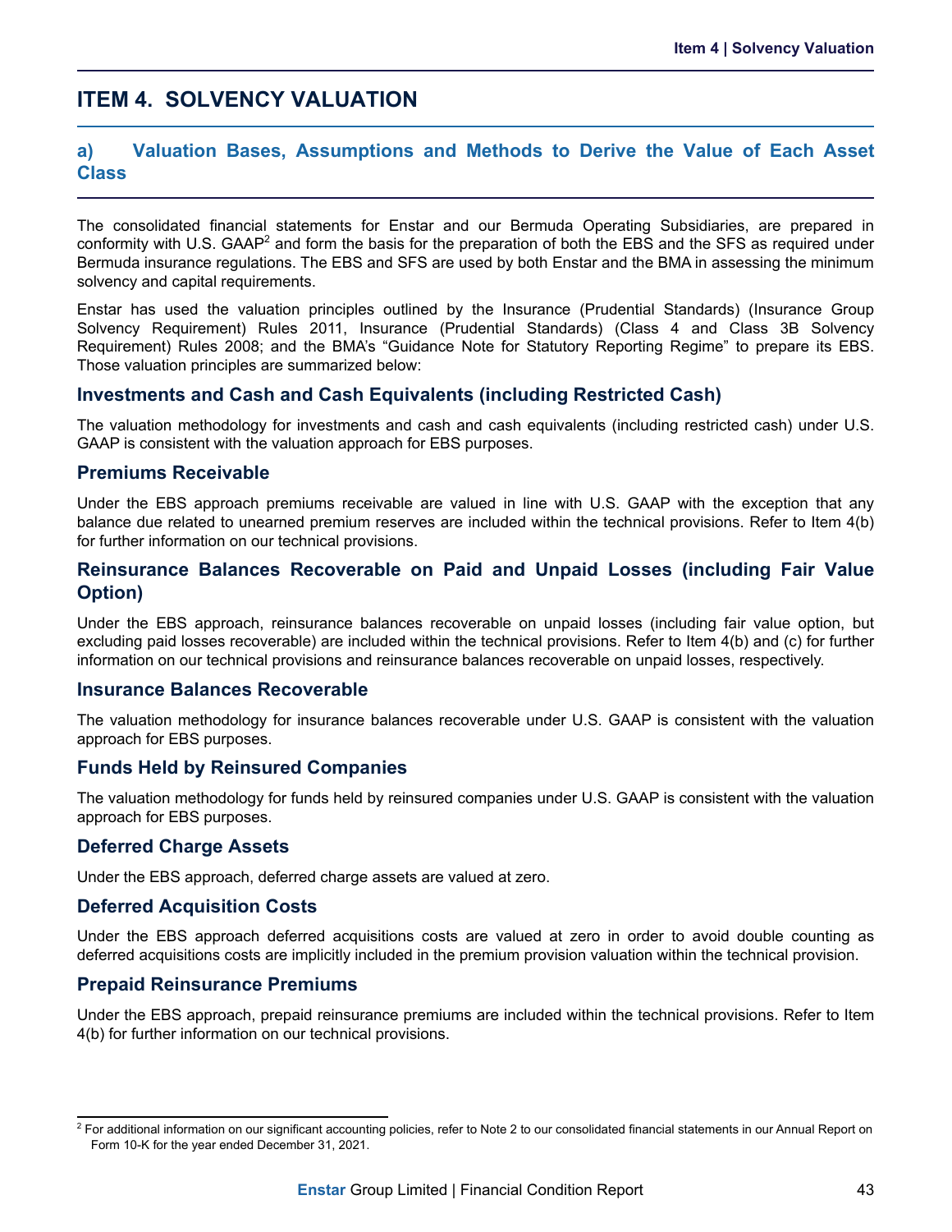# ITEM 4. SOLVENCY VALUATION

## a) Valuation Bases, Assumptions and Methods to Derive the Value of Each Asset Class

The consolidated financial statements for Enstar and our Bermuda Operating Subsidiaries, are prepared in conformity with U.S. GAAP[2] and form the basis for the preparation of both the EBS and the SFS as required under Bermuda insurance regulations. The EBS and SFS are used by both Enstar and the BMA in assessing the minimum solvency and capital requirements.

Enstar has used the valuation principles outlined by the Insurance (Prudential Standards) (Insurance Group Solvency Requirement) Rules 2011, Insurance (Prudential Standards) (Class 4 and Class 3B Solvency Requirement) Rules 2008; and the BMA's "Guidance Note for Statutory Reporting Regime" to prepare its EBS. Those valuation principles are summarized below:

### Investments and Cash and Cash Equivalents (including Restricted Cash)

The valuation methodology for investments and cash and cash equivalents (including restricted cash) under U.S. GAAP is consistent with the valuation approach for EBS purposes.

### Premiums Receivable

Under the EBS approach premiums receivable are valued in line with U.S. GAAP with the exception that any balance due related to unearned premium reserves are included within the technical provisions. Refer to Item 4(b) for further information on our technical provisions.

### Reinsurance Balances Recoverable on Paid and Unpaid Losses (including Fair Value Option)

Under the EBS approach, reinsurance balances recoverable on unpaid losses (including fair value option, but excluding paid losses recoverable) are included within the technical provisions. Refer to Item 4(b) and (c) for further information on our technical provisions and reinsurance balances recoverable on unpaid losses, respectively.

### Insurance Balances Recoverable

The valuation methodology for insurance balances recoverable under U.S. GAAP is consistent with the valuation approach for EBS purposes.

### Funds Held by Reinsured Companies

The valuation methodology for funds held by reinsured companies under U.S. GAAP is consistent with the valuation approach for EBS purposes.

### Deferred Charge Assets

Under the EBS approach, deferred charge assets are valued at zero.

### Deferred Acquisition Costs

Under the EBS approach deferred acquisitions costs are valued at zero in order to avoid double counting as deferred acquisitions costs are implicitly included in the premium provision valuation within the technical provision.

### Prepaid Reinsurance Premiums

Under the EBS approach, prepaid reinsurance premiums are included within the technical provisions. Refer to Item 4(b) for further information on our technical provisions.

---

[2] For additional information on our significant accounting policies, refer to Note 2 to our consolidated financial statements in our Annual Report on Form 10-K for the year ended December 31, 2021.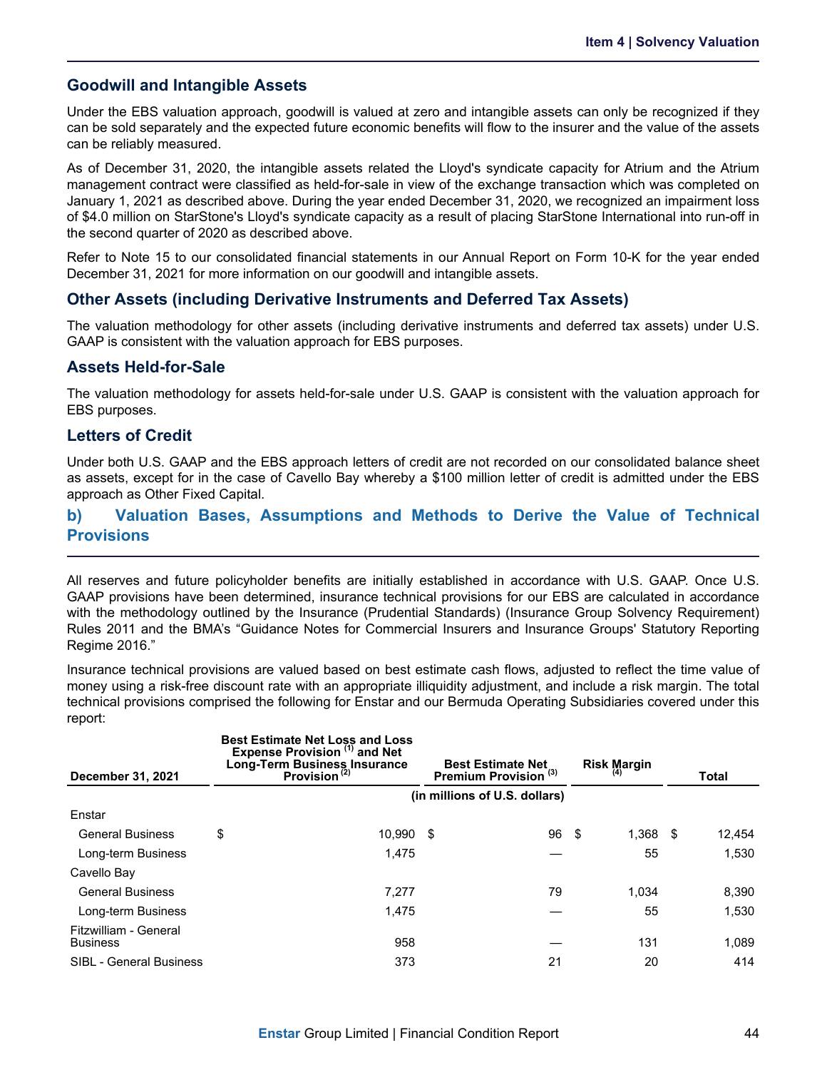## Goodwill and Intangible Assets

Under the EBS valuation approach, goodwill is valued at zero and intangible assets can only be recognized if they can be sold separately and the expected future economic benefits will flow to the insurer and the value of the assets can be reliably measured.

As of December 31, 2020, the intangible assets related the Lloyd's syndicate capacity for Atrium and the Atrium management contract were classified as held-for-sale in view of the exchange transaction which was completed on January 1, 2021 as described above. During the year ended December 31, 2020, we recognized an impairment loss of $4.0 million on StarStone's Lloyd's syndicate capacity as a result of placing StarStone International into run-off in the second quarter of 2020 as described above.

Refer to Note 15 to our consolidated financial statements in our Annual Report on Form 10-K for the year ended December 31, 2021 for more information on our goodwill and intangible assets.

## Other Assets (including Derivative Instruments and Deferred Tax Assets)

The valuation methodology for other assets (including derivative instruments and deferred tax assets) under U.S. GAAP is consistent with the valuation approach for EBS purposes.

## Assets Held-for-Sale

The valuation methodology for assets held-for-sale under U.S. GAAP is consistent with the valuation approach for EBS purposes.

## Letters of Credit

Under both U.S. GAAP and the EBS approach letters of credit are not recorded on our consolidated balance sheet as assets, except for in the case of Cavello Bay whereby a $100 million letter of credit is admitted under the EBS approach as Other Fixed Capital.

## b) Valuation Bases, Assumptions and Methods to Derive the Value of Technical Provisions

All reserves and future policyholder benefits are initially established in accordance with U.S. GAAP. Once U.S. GAAP provisions have been determined, insurance technical provisions for our EBS are calculated in accordance with the methodology outlined by the Insurance (Prudential Standards) (Insurance Group Solvency Requirement) Rules 2011 and the BMA's "Guidance Notes for Commercial Insurers and Insurance Groups' Statutory Reporting Regime 2016."

Insurance technical provisions are valued based on best estimate cash flows, adjusted to reflect the time value of money using a risk-free discount rate with an appropriate illiquidity adjustment, and include a risk margin. The total technical provisions comprised the following for Enstar and our Bermuda Operating Subsidiaries covered under this report:

| December 31, 2021 | Best Estimate Net Loss and Loss Expense Provision [1] and Net Long-Term Business Insurance Provision [2] | Best Estimate Net Premium Provision [3] | Risk Margin [4] | Total |
|---|---|---|---|---|
| | (in millions of U.S. dollars) | | | |
| Enstar | | | | |
| General Business | $ 10,990 | $ 96 | $ 1,368 | $ 12,454 |
| Long-term Business | 1,475 | — | 55 | 1,530 |
| Cavello Bay | | | | |
| General Business | 7,277 | 79 | 1,034 | 8,390 |
| Long-term Business | 1,475 | — | 55 | 1,530 |
| Fitzwilliam - General Business | 958 | — | 131 | 1,089 |
| SIBL - General Business | 373 | 21 | 20 | 414 |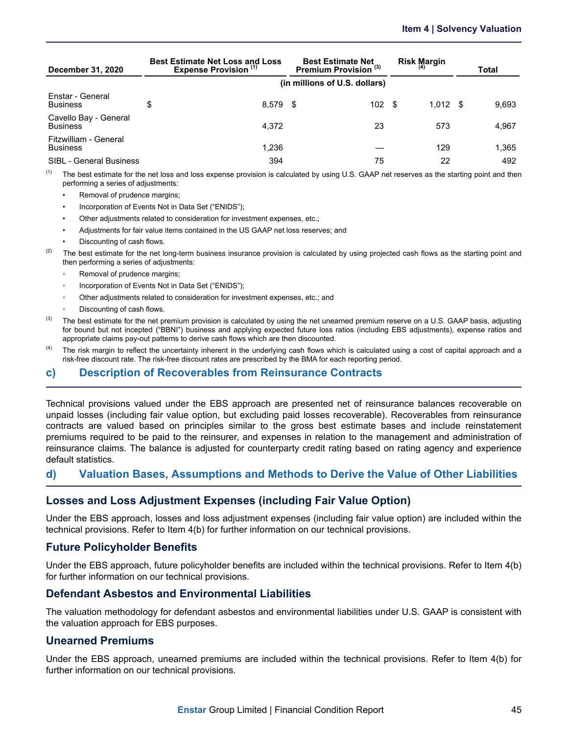| December 31, 2020 | Best Estimate Net Loss and Loss Expense Provision [1] | Best Estimate Net Premium Provision [3] | Risk Margin [4] | Total |
|---|---|---|---|---|
| | (in millions of U.S. dollars) | | | |
| Enstar - General Business | $ 8,579 | $ 102 | $ 1,012 | $ 9,693 |
| Cavello Bay - General Business | 4,372 | 23 | 573 | 4,967 |
| Fitzwilliam - General Business | 1,236 | — | 129 | 1,365 |
| SIBL - General Business | 394 | 75 | 22 | 492 |

(1) The best estimate for the net loss and loss expense provision is calculated by using U.S. GAAP net reserves as the starting point and then performing a series of adjustments:

- Removal of prudence margins;
- Incorporation of Events Not in Data Set ("ENIDS");
- Other adjustments related to consideration for investment expenses, etc.;
- Adjustments for fair value items contained in the US GAAP net loss reserves; and
- Discounting of cash flows.

(2) The best estimate for the net long-term business insurance provision is calculated by using projected cash flows as the starting point and then performing a series of adjustments:

- Removal of prudence margins;
- Incorporation of Events Not in Data Set ("ENIDS");
- Other adjustments related to consideration for investment expenses, etc.; and
- Discounting of cash flows.

(3) The best estimate for the net premium provision is calculated by using the net unearned premium reserve on a U.S. GAAP basis, adjusting for bound but not incepted ("BBNI") business and applying expected future loss ratios (including EBS adjustments), expense ratios and appropriate claims pay-out patterns to derive cash flows which are then discounted.

(4) The risk margin to reflect the uncertainty inherent in the underlying cash flows which is calculated using a cost of capital approach and a risk-free discount rate. The risk-free discount rates are prescribed by the BMA for each reporting period.

## c) Description of Recoverables from Reinsurance Contracts

Technical provisions valued under the EBS approach are presented net of reinsurance balances recoverable on unpaid losses (including fair value option, but excluding paid losses recoverable). Recoverables from reinsurance contracts are valued based on principles similar to the gross best estimate bases and include reinstatement premiums required to be paid to the reinsurer, and expenses in relation to the management and administration of reinsurance claims. The balance is adjusted for counterparty credit rating based on rating agency and experience default statistics.

## d) Valuation Bases, Assumptions and Methods to Derive the Value of Other Liabilities

### Losses and Loss Adjustment Expenses (including Fair Value Option)

Under the EBS approach, losses and loss adjustment expenses (including fair value option) are included within the technical provisions. Refer to Item 4(b) for further information on our technical provisions.

### Future Policyholder Benefits

Under the EBS approach, future policyholder benefits are included within the technical provisions. Refer to Item 4(b) for further information on our technical provisions.

### Defendant Asbestos and Environmental Liabilities

The valuation methodology for defendant asbestos and environmental liabilities under U.S. GAAP is consistent with the valuation approach for EBS purposes.

### Unearned Premiums

Under the EBS approach, unearned premiums are included within the technical provisions. Refer to Item 4(b) for further information on our technical provisions.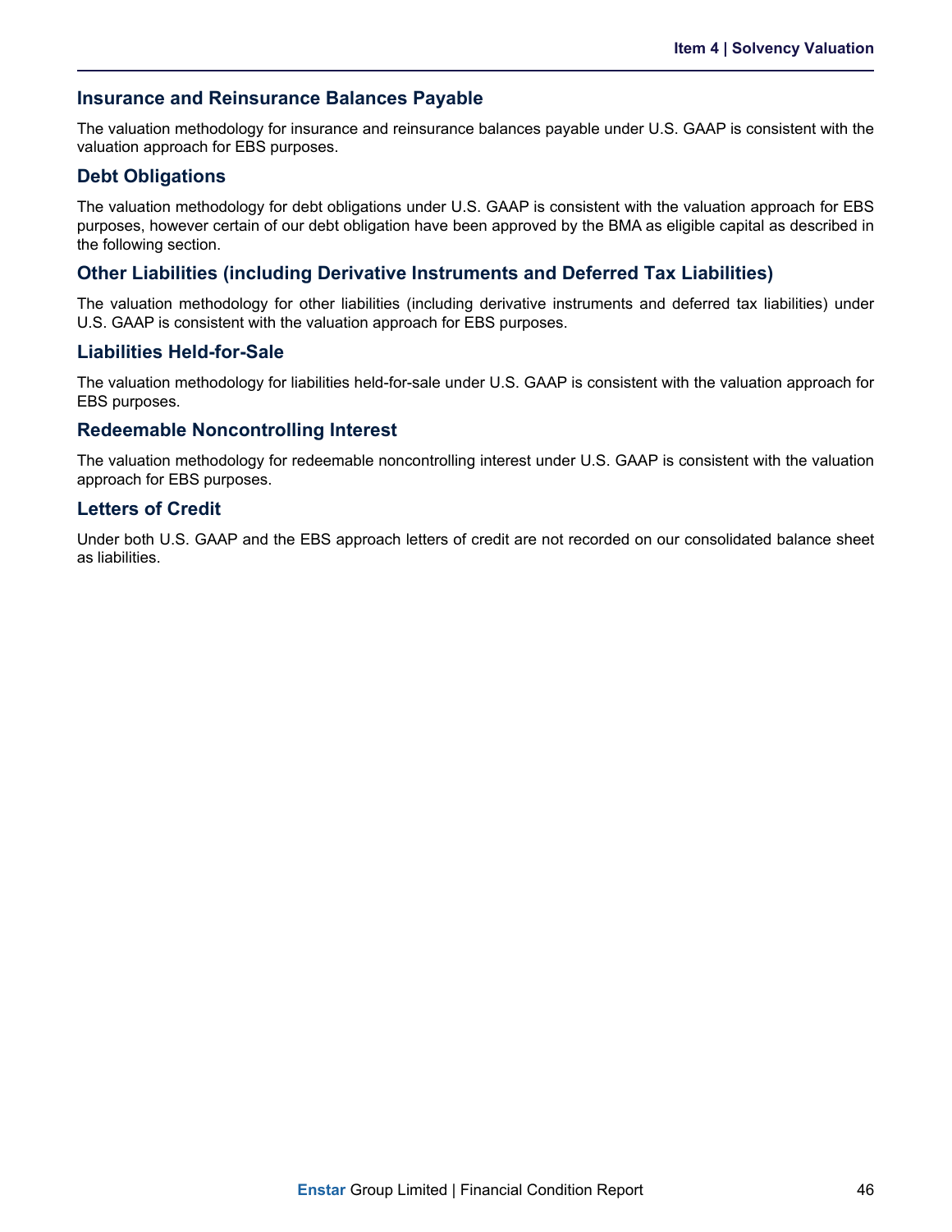## Insurance and Reinsurance Balances Payable

The valuation methodology for insurance and reinsurance balances payable under U.S. GAAP is consistent with the valuation approach for EBS purposes.

## Debt Obligations

The valuation methodology for debt obligations under U.S. GAAP is consistent with the valuation approach for EBS purposes, however certain of our debt obligation have been approved by the BMA as eligible capital as described in the following section.

## Other Liabilities (including Derivative Instruments and Deferred Tax Liabilities)

The valuation methodology for other liabilities (including derivative instruments and deferred tax liabilities) under U.S. GAAP is consistent with the valuation approach for EBS purposes.

## Liabilities Held-for-Sale

The valuation methodology for liabilities held-for-sale under U.S. GAAP is consistent with the valuation approach for EBS purposes.

## Redeemable Noncontrolling Interest

The valuation methodology for redeemable noncontrolling interest under U.S. GAAP is consistent with the valuation approach for EBS purposes.

## Letters of Credit

Under both U.S. GAAP and the EBS approach letters of credit are not recorded on our consolidated balance sheet as liabilities.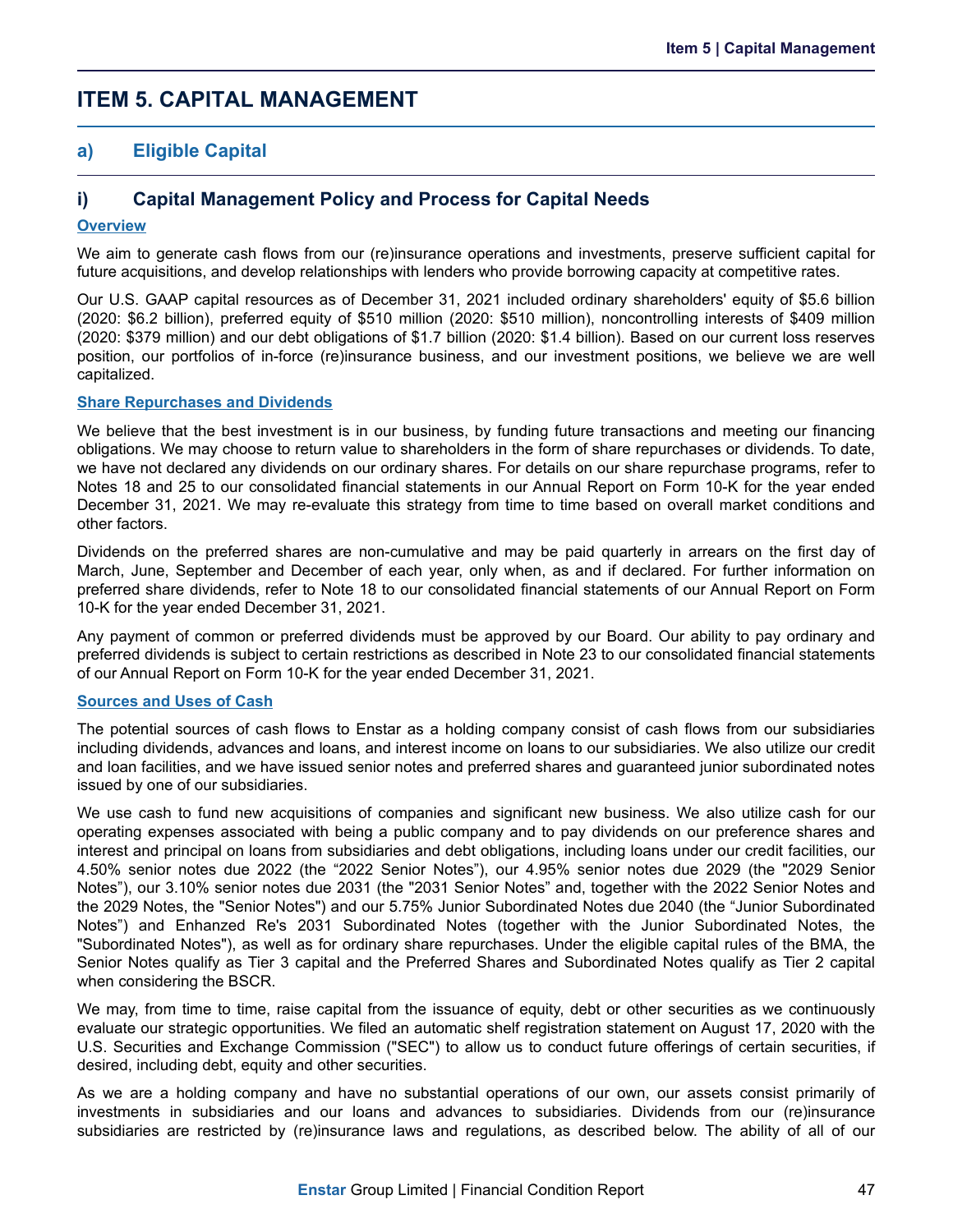# ITEM 5. CAPITAL MANAGEMENT

## a) Eligible Capital

### i) Capital Management Policy and Process for Capital Needs

**Overview**

We aim to generate cash flows from our (re)insurance operations and investments, preserve sufficient capital for future acquisitions, and develop relationships with lenders who provide borrowing capacity at competitive rates.

Our U.S. GAAP capital resources as of December 31, 2021 included ordinary shareholders' equity of $5.6 billion (2020: $6.2 billion), preferred equity of $510 million (2020: $510 million), noncontrolling interests of $409 million (2020: $379 million) and our debt obligations of $1.7 billion (2020: $1.4 billion). Based on our current loss reserves position, our portfolios of in-force (re)insurance business, and our investment positions, we believe we are well capitalized.

**Share Repurchases and Dividends**

We believe that the best investment is in our business, by funding future transactions and meeting our financing obligations. We may choose to return value to shareholders in the form of share repurchases or dividends. To date, we have not declared any dividends on our ordinary shares. For details on our share repurchase programs, refer to Notes 18 and 25 to our consolidated financial statements in our Annual Report on Form 10-K for the year ended December 31, 2021. We may re-evaluate this strategy from time to time based on overall market conditions and other factors.

Dividends on the preferred shares are non-cumulative and may be paid quarterly in arrears on the first day of March, June, September and December of each year, only when, as and if declared. For further information on preferred share dividends, refer to Note 18 to our consolidated financial statements of our Annual Report on Form 10-K for the year ended December 31, 2021.

Any payment of common or preferred dividends must be approved by our Board. Our ability to pay ordinary and preferred dividends is subject to certain restrictions as described in Note 23 to our consolidated financial statements of our Annual Report on Form 10-K for the year ended December 31, 2021.

**Sources and Uses of Cash**

The potential sources of cash flows to Enstar as a holding company consist of cash flows from our subsidiaries including dividends, advances and loans, and interest income on loans to our subsidiaries. We also utilize our credit and loan facilities, and we have issued senior notes and preferred shares and guaranteed junior subordinated notes issued by one of our subsidiaries.

We use cash to fund new acquisitions of companies and significant new business. We also utilize cash for our operating expenses associated with being a public company and to pay dividends on our preference shares and interest and principal on loans from subsidiaries and debt obligations, including loans under our credit facilities, our 4.50% senior notes due 2022 (the "2022 Senior Notes"), our 4.95% senior notes due 2029 (the "2029 Senior Notes"), our 3.10% senior notes due 2031 (the "2031 Senior Notes" and, together with the 2022 Senior Notes and the 2029 Notes, the "Senior Notes") and our 5.75% Junior Subordinated Notes due 2040 (the "Junior Subordinated Notes") and Enhanzed Re's 2031 Subordinated Notes (together with the Junior Subordinated Notes, the "Subordinated Notes"), as well as for ordinary share repurchases. Under the eligible capital rules of the BMA, the Senior Notes qualify as Tier 3 capital and the Preferred Shares and Subordinated Notes qualify as Tier 2 capital when considering the BSCR.

We may, from time to time, raise capital from the issuance of equity, debt or other securities as we continuously evaluate our strategic opportunities. We filed an automatic shelf registration statement on August 17, 2020 with the U.S. Securities and Exchange Commission ("SEC") to allow us to conduct future offerings of certain securities, if desired, including debt, equity and other securities.

As we are a holding company and have no substantial operations of our own, our assets consist primarily of investments in subsidiaries and our loans and advances to subsidiaries. Dividends from our (re)insurance subsidiaries are restricted by (re)insurance laws and regulations, as described below. The ability of all of our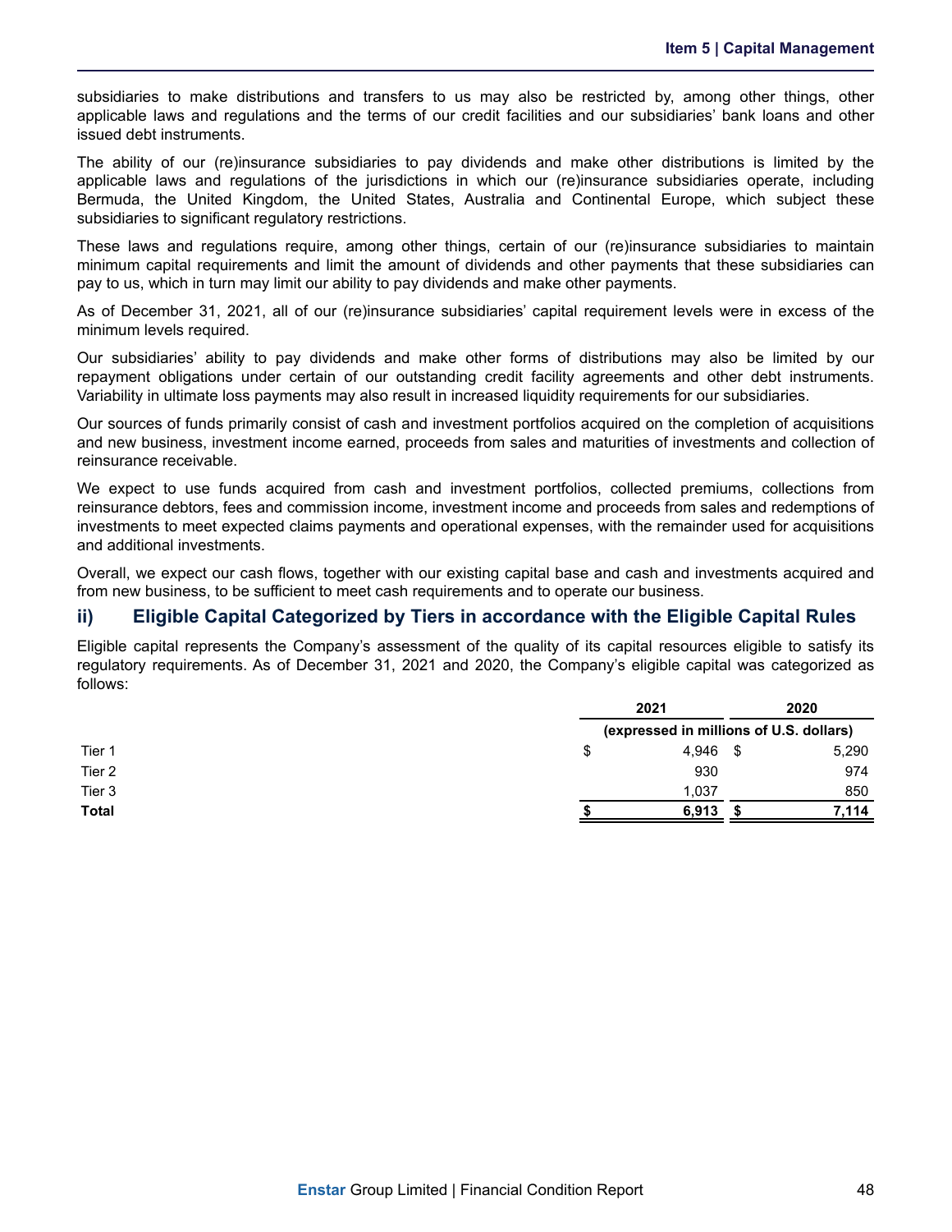subsidiaries to make distributions and transfers to us may also be restricted by, among other things, other applicable laws and regulations and the terms of our credit facilities and our subsidiaries' bank loans and other issued debt instruments.

The ability of our (re)insurance subsidiaries to pay dividends and make other distributions is limited by the applicable laws and regulations of the jurisdictions in which our (re)insurance subsidiaries operate, including Bermuda, the United Kingdom, the United States, Australia and Continental Europe, which subject these subsidiaries to significant regulatory restrictions.

These laws and regulations require, among other things, certain of our (re)insurance subsidiaries to maintain minimum capital requirements and limit the amount of dividends and other payments that these subsidiaries can pay to us, which in turn may limit our ability to pay dividends and make other payments.

As of December 31, 2021, all of our (re)insurance subsidiaries' capital requirement levels were in excess of the minimum levels required.

Our subsidiaries' ability to pay dividends and make other forms of distributions may also be limited by our repayment obligations under certain of our outstanding credit facility agreements and other debt instruments. Variability in ultimate loss payments may also result in increased liquidity requirements for our subsidiaries.

Our sources of funds primarily consist of cash and investment portfolios acquired on the completion of acquisitions and new business, investment income earned, proceeds from sales and maturities of investments and collection of reinsurance receivable.

We expect to use funds acquired from cash and investment portfolios, collected premiums, collections from reinsurance debtors, fees and commission income, investment income and proceeds from sales and redemptions of investments to meet expected claims payments and operational expenses, with the remainder used for acquisitions and additional investments.

Overall, we expect our cash flows, together with our existing capital base and cash and investments acquired and from new business, to be sufficient to meet cash requirements and to operate our business.

## ii) Eligible Capital Categorized by Tiers in accordance with the Eligible Capital Rules

Eligible capital represents the Company's assessment of the quality of its capital resources eligible to satisfy its regulatory requirements. As of December 31, 2021 and 2020, the Company's eligible capital was categorized as follows:

| | 2021 | 2020 |
|---|---|---|
| | (expressed in millions of U.S. dollars) | |
| Tier 1 | $ 4,946 | $ 5,290 |
| Tier 2 | 930 | 974 |
| Tier 3 | 1,037 | 850 |
| **Total** | **$ 6,913** | **$ 7,114** |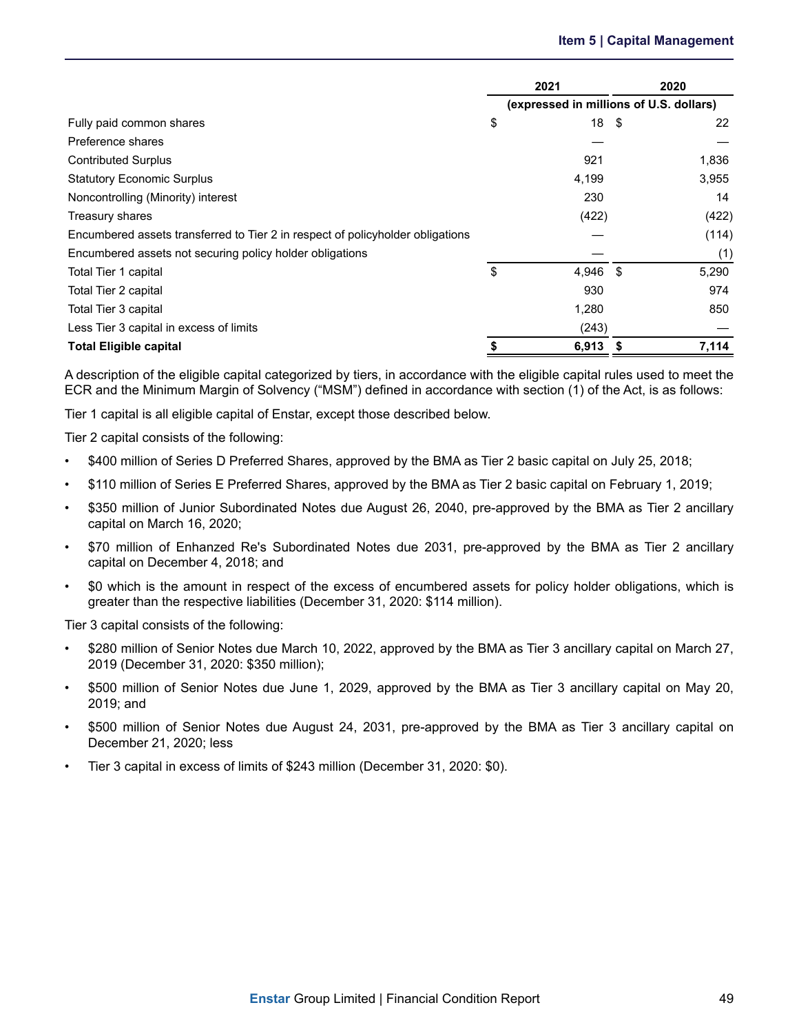| | 2021 | 2020 |
|---|---|---|
| | (expressed in millions of U.S. dollars) | |
| Fully paid common shares | $ 18 | $ 22 |
| Preference shares | — | — |
| Contributed Surplus | 921 | 1,836 |
| Statutory Economic Surplus | 4,199 | 3,955 |
| Noncontrolling (Minority) interest | 230 | 14 |
| Treasury shares | (422) | (422) |
| Encumbered assets transferred to Tier 2 in respect of policyholder obligations | — | (114) |
| Encumbered assets not securing policy holder obligations | — | (1) |
| Total Tier 1 capital | $ 4,946 | $ 5,290 |
| Total Tier 2 capital | 930 | 974 |
| Total Tier 3 capital | 1,280 | 850 |
| Less Tier 3 capital in excess of limits | (243) | — |
| **Total Eligible capital** | **$ 6,913** | **$ 7,114** |

A description of the eligible capital categorized by tiers, in accordance with the eligible capital rules used to meet the ECR and the Minimum Margin of Solvency ("MSM") defined in accordance with section (1) of the Act, is as follows:

Tier 1 capital is all eligible capital of Enstar, except those described below.

Tier 2 capital consists of the following:

- $400 million of Series D Preferred Shares, approved by the BMA as Tier 2 basic capital on July 25, 2018;
- $110 million of Series E Preferred Shares, approved by the BMA as Tier 2 basic capital on February 1, 2019;
- $350 million of Junior Subordinated Notes due August 26, 2040, pre-approved by the BMA as Tier 2 ancillary capital on March 16, 2020;
- $70 million of Enhanzed Re's Subordinated Notes due 2031, pre-approved by the BMA as Tier 2 ancillary capital on December 4, 2018; and
- $0 which is the amount in respect of the excess of encumbered assets for policy holder obligations, which is greater than the respective liabilities (December 31, 2020: $114 million).

Tier 3 capital consists of the following:

- $280 million of Senior Notes due March 10, 2022, approved by the BMA as Tier 3 ancillary capital on March 27, 2019 (December 31, 2020: $350 million);
- $500 million of Senior Notes due June 1, 2029, approved by the BMA as Tier 3 ancillary capital on May 20, 2019; and
- $500 million of Senior Notes due August 24, 2031, pre-approved by the BMA as Tier 3 ancillary capital on December 21, 2020; less
- Tier 3 capital in excess of limits of $243 million (December 31, 2020: $0).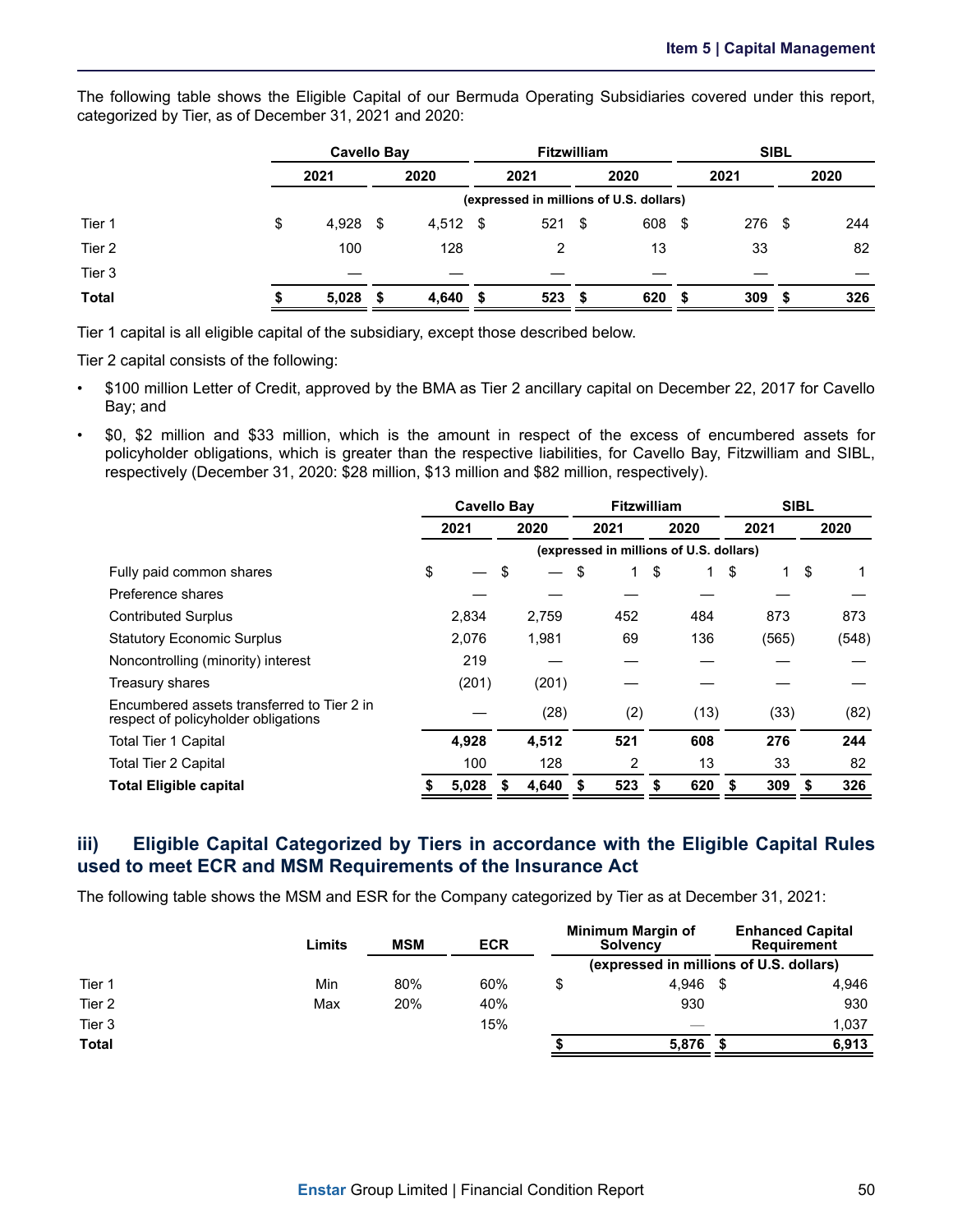The following table shows the Eligible Capital of our Bermuda Operating Subsidiaries covered under this report, categorized by Tier, as of December 31, 2021 and 2020:

| | Cavello Bay | | Fitzwilliam | | SIBL | |
|---|---|---|---|---|---|---|
| | 2021 | 2020 | 2021 | 2020 | 2021 | 2020 |
| | (expressed in millions of U.S. dollars) | | | | | |
| Tier 1 | $ 4,928 | $ 4,512 | $ 521 | $ 608 | $ 276 | $ 244 |
| Tier 2 | 100 | 128 | 2 | 13 | 33 | 82 |
| Tier 3 | — | — | — | — | — | — |
| **Total** | **$ 5,028** | **$ 4,640** | **$ 523** | **$ 620** | **$ 309** | **$ 326** |

Tier 1 capital is all eligible capital of the subsidiary, except those described below.

Tier 2 capital consists of the following:

- $100 million Letter of Credit, approved by the BMA as Tier 2 ancillary capital on December 22, 2017 for Cavello Bay; and
- $0, $2 million and $33 million, which is the amount in respect of the excess of encumbered assets for policyholder obligations, which is greater than the respective liabilities, for Cavello Bay, Fitzwilliam and SIBL, respectively (December 31, 2020: $28 million, $13 million and $82 million, respectively).

| | Cavello Bay | | Fitzwilliam | | SIBL | |
|---|---|---|---|---|---|---|
| | 2021 | 2020 | 2021 | 2020 | 2021 | 2020 |
| | (expressed in millions of U.S. dollars) | | | | | |
| Fully paid common shares | $ — | $ — | $ 1 | $ 1 | $ 1 | $ 1 |
| Preference shares | — | — | — | — | — | — |
| Contributed Surplus | 2,834 | 2,759 | 452 | 484 | 873 | 873 |
| Statutory Economic Surplus | 2,076 | 1,981 | 69 | 136 | (565) | (548) |
| Noncontrolling (minority) interest | 219 | — | — | — | — | — |
| Treasury shares | (201) | (201) | — | — | — | — |
| Encumbered assets transferred to Tier 2 in respect of policyholder obligations | — | (28) | (2) | (13) | (33) | (82) |
| Total Tier 1 Capital | **4,928** | **4,512** | **521** | **608** | **276** | **244** |
| Total Tier 2 Capital | 100 | 128 | 2 | 13 | 33 | 82 |
| **Total Eligible capital** | **$ 5,028** | **$ 4,640** | **$ 523** | **$ 620** | **$ 309** | **$ 326** |

## iii) Eligible Capital Categorized by Tiers in accordance with the Eligible Capital Rules used to meet ECR and MSM Requirements of the Insurance Act

The following table shows the MSM and ESR for the Company categorized by Tier as at December 31, 2021:

| | Limits | MSM | ECR | Minimum Margin of Solvency | Enhanced Capital Requirement |
|---|---|---|---|---|---|
| | | | | (expressed in millions of U.S. dollars) | |
| Tier 1 | Min | 80% | 60% | $ 4,946 | $ 4,946 |
| Tier 2 | Max | 20% | 40% | 930 | 930 |
| Tier 3 | | | 15% | — | 1,037 |
| **Total** | | | | **$ 5,876** | **$ 6,913** |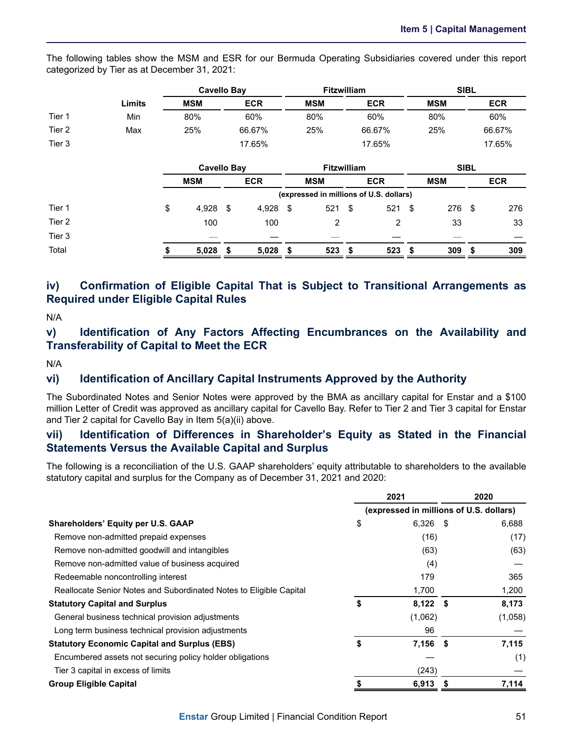The following tables show the MSM and ESR for our Bermuda Operating Subsidiaries covered under this report categorized by Tier as at December 31, 2021:

| | Limits | Cavello Bay | | Fitzwilliam | | SIBL | |
|---|---|---|---|---|---|---|---|
| | | MSM | ECR | MSM | ECR | MSM | ECR |
| Tier 1 | Min | 80% | 60% | 80% | 60% | 80% | 60% |
| Tier 2 | Max | 25% | 66.67% | 25% | 66.67% | 25% | 66.67% |
| Tier 3 | | | 17.65% | | 17.65% | | 17.65% |

| | Cavello Bay | | Fitzwilliam | | SIBL | |
|---|---|---|---|---|---|---|
| | MSM | ECR | MSM | ECR | MSM | ECR |
| | (expressed in millions of U.S. dollars) | | | | | |
| Tier 1 | $ 4,928 | $ 4,928 | $ 521 | $ 521 | $ 276 | $ 276 |
| Tier 2 | 100 | 100 | 2 | 2 | 33 | 33 |
| Tier 3 | — | — | — | — | — | — |
| Total | **$ 5,028** | **$ 5,028** | **$ 523** | **$ 523** | **$ 309** | **$ 309** |

## iv) Confirmation of Eligible Capital That is Subject to Transitional Arrangements as Required under Eligible Capital Rules

N/A

## v) Identification of Any Factors Affecting Encumbrances on the Availability and Transferability of Capital to Meet the ECR

N/A

## vi) Identification of Ancillary Capital Instruments Approved by the Authority

The Subordinated Notes and Senior Notes were approved by the BMA as ancillary capital for Enstar and a $100 million Letter of Credit was approved as ancillary capital for Cavello Bay. Refer to Tier 2 and Tier 3 capital for Enstar and Tier 2 capital for Cavello Bay in Item 5(a)(ii) above.

## vii) Identification of Differences in Shareholder's Equity as Stated in the Financial Statements Versus the Available Capital and Surplus

The following is a reconciliation of the U.S. GAAP shareholders' equity attributable to shareholders to the available statutory capital and surplus for the Company as of December 31, 2021 and 2020:

| | 2021 | 2020 |
|---|---|---|
| | (expressed in millions of U.S. dollars) | |
| **Shareholders' Equity per U.S. GAAP** | $ 6,326 | $ 6,688 |
| Remove non-admitted prepaid expenses | (16) | (17) |
| Remove non-admitted goodwill and intangibles | (63) | (63) |
| Remove non-admitted value of business acquired | (4) | — |
| Redeemable noncontrolling interest | 179 | 365 |
| Reallocate Senior Notes and Subordinated Notes to Eligible Capital | 1,700 | 1,200 |
| **Statutory Capital and Surplus** | **$ 8,122** | **$ 8,173** |
| General business technical provision adjustments | (1,062) | (1,058) |
| Long term business technical provision adjustments | 96 | — |
| **Statutory Economic Capital and Surplus (EBS)** | **$ 7,156** | **$ 7,115** |
| Encumbered assets not securing policy holder obligations | — | (1) |
| Tier 3 capital in excess of limits | (243) | — |
| **Group Eligible Capital** | **$ 6,913** | **$ 7,114** |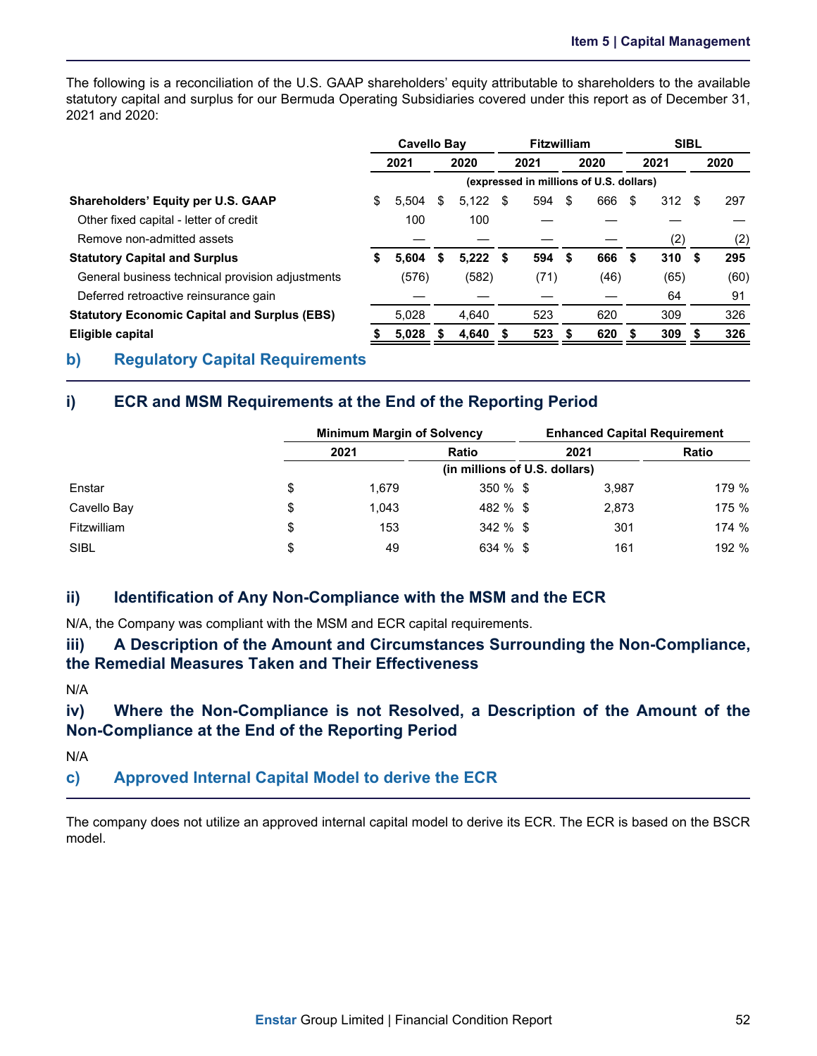The following is a reconciliation of the U.S. GAAP shareholders' equity attributable to shareholders to the available statutory capital and surplus for our Bermuda Operating Subsidiaries covered under this report as of December 31, 2021 and 2020:

| | Cavello Bay | | Fitzwilliam | | SIBL | |
|---|---|---|---|---|---|---|
| | 2021 | 2020 | 2021 | 2020 | 2021 | 2020 |
| | (expressed in millions of U.S. dollars) | | | | | |
| **Shareholders' Equity per U.S. GAAP** | $ 5,504 | $ 5,122 | $ 594 | $ 666 | $ 312 | $ 297 |
| Other fixed capital - letter of credit | 100 | 100 | — | — | — | — |
| Remove non-admitted assets | — | — | — | — | (2) | (2) |
| **Statutory Capital and Surplus** | **$ 5,604** | **$ 5,222** | **$ 594** | **$ 666** | **$ 310** | **$ 295** |
| General business technical provision adjustments | (576) | (582) | (71) | (46) | (65) | (60) |
| Deferred retroactive reinsurance gain | — | — | — | — | 64 | 91 |
| **Statutory Economic Capital and Surplus (EBS)** | 5,028 | 4,640 | 523 | 620 | 309 | 326 |
| **Eligible capital** | **$ 5,028** | **$ 4,640** | **$ 523** | **$ 620** | **$ 309** | **$ 326** |

## b) Regulatory Capital Requirements

### i) ECR and MSM Requirements at the End of the Reporting Period

| | Minimum Margin of Solvency | | Enhanced Capital Requirement | |
|---|---|---|---|---|
| | 2021 | Ratio | 2021 | Ratio |
| | (in millions of U.S. dollars) | | | |
| Enstar | $ 1,679 | 350 % | $ 3,987 | 179 % |
| Cavello Bay | $ 1,043 | 482 % | $ 2,873 | 175 % |
| Fitzwilliam | $ 153 | 342 % | $ 301 | 174 % |
| SIBL | $ 49 | 634 % | $ 161 | 192 % |

### ii) Identification of Any Non-Compliance with the MSM and the ECR

N/A, the Company was compliant with the MSM and ECR capital requirements.

### iii) A Description of the Amount and Circumstances Surrounding the Non-Compliance, the Remedial Measures Taken and Their Effectiveness

N/A

### iv) Where the Non-Compliance is not Resolved, a Description of the Amount of the Non-Compliance at the End of the Reporting Period

N/A

## c) Approved Internal Capital Model to derive the ECR

The company does not utilize an approved internal capital model to derive its ECR. The ECR is based on the BSCR model.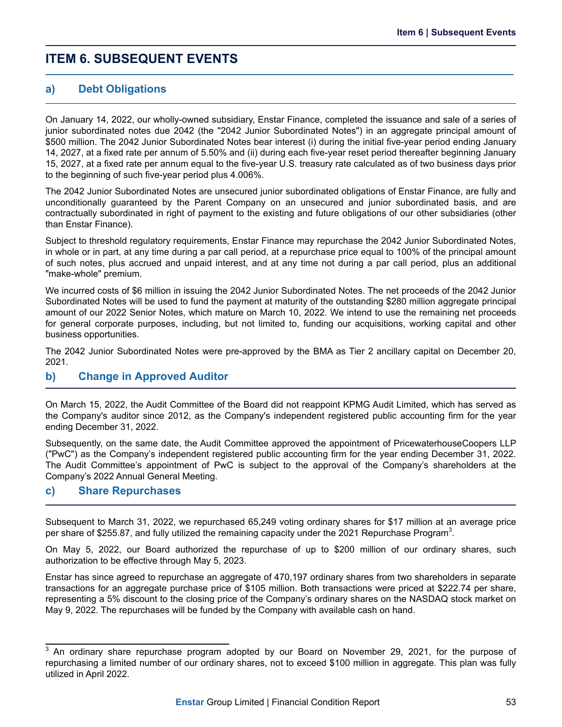# ITEM 6. SUBSEQUENT EVENTS

## a) Debt Obligations

On January 14, 2022, our wholly-owned subsidiary, Enstar Finance, completed the issuance and sale of a series of junior subordinated notes due 2042 (the "2042 Junior Subordinated Notes") in an aggregate principal amount of $500 million. The 2042 Junior Subordinated Notes bear interest (i) during the initial five-year period ending January 14, 2027, at a fixed rate per annum of 5.50% and (ii) during each five-year reset period thereafter beginning January 15, 2027, at a fixed rate per annum equal to the five-year U.S. treasury rate calculated as of two business days prior to the beginning of such five-year period plus 4.006%.

The 2042 Junior Subordinated Notes are unsecured junior subordinated obligations of Enstar Finance, are fully and unconditionally guaranteed by the Parent Company on an unsecured and junior subordinated basis, and are contractually subordinated in right of payment to the existing and future obligations of our other subsidiaries (other than Enstar Finance).

Subject to threshold regulatory requirements, Enstar Finance may repurchase the 2042 Junior Subordinated Notes, in whole or in part, at any time during a par call period, at a repurchase price equal to 100% of the principal amount of such notes, plus accrued and unpaid interest, and at any time not during a par call period, plus an additional "make-whole" premium.

We incurred costs of $6 million in issuing the 2042 Junior Subordinated Notes. The net proceeds of the 2042 Junior Subordinated Notes will be used to fund the payment at maturity of the outstanding $280 million aggregate principal amount of our 2022 Senior Notes, which mature on March 10, 2022. We intend to use the remaining net proceeds for general corporate purposes, including, but not limited to, funding our acquisitions, working capital and other business opportunities.

The 2042 Junior Subordinated Notes were pre-approved by the BMA as Tier 2 ancillary capital on December 20, 2021.

## b) Change in Approved Auditor

On March 15, 2022, the Audit Committee of the Board did not reappoint KPMG Audit Limited, which has served as the Company's auditor since 2012, as the Company's independent registered public accounting firm for the year ending December 31, 2022.

Subsequently, on the same date, the Audit Committee approved the appointment of PricewaterhouseCoopers LLP ("PwC") as the Company's independent registered public accounting firm for the year ending December 31, 2022. The Audit Committee's appointment of PwC is subject to the approval of the Company's shareholders at the Company's 2022 Annual General Meeting.

## c) Share Repurchases

Subsequent to March 31, 2022, we repurchased 65,249 voting ordinary shares for $17 million at an average price per share of $255.87, and fully utilized the remaining capacity under the 2021 Repurchase Program[3].

On May 5, 2022, our Board authorized the repurchase of up to $200 million of our ordinary shares, such authorization to be effective through May 5, 2023.

Enstar has since agreed to repurchase an aggregate of 470,197 ordinary shares from two shareholders in separate transactions for an aggregate purchase price of $105 million. Both transactions were priced at $222.74 per share, representing a 5% discount to the closing price of the Company's ordinary shares on the NASDAQ stock market on May 9, 2022. The repurchases will be funded by the Company with available cash on hand.

---

[3] An ordinary share repurchase program adopted by our Board on November 29, 2021, for the purpose of repurchasing a limited number of our ordinary shares, not to exceed $100 million in aggregate. This plan was fully utilized in April 2022.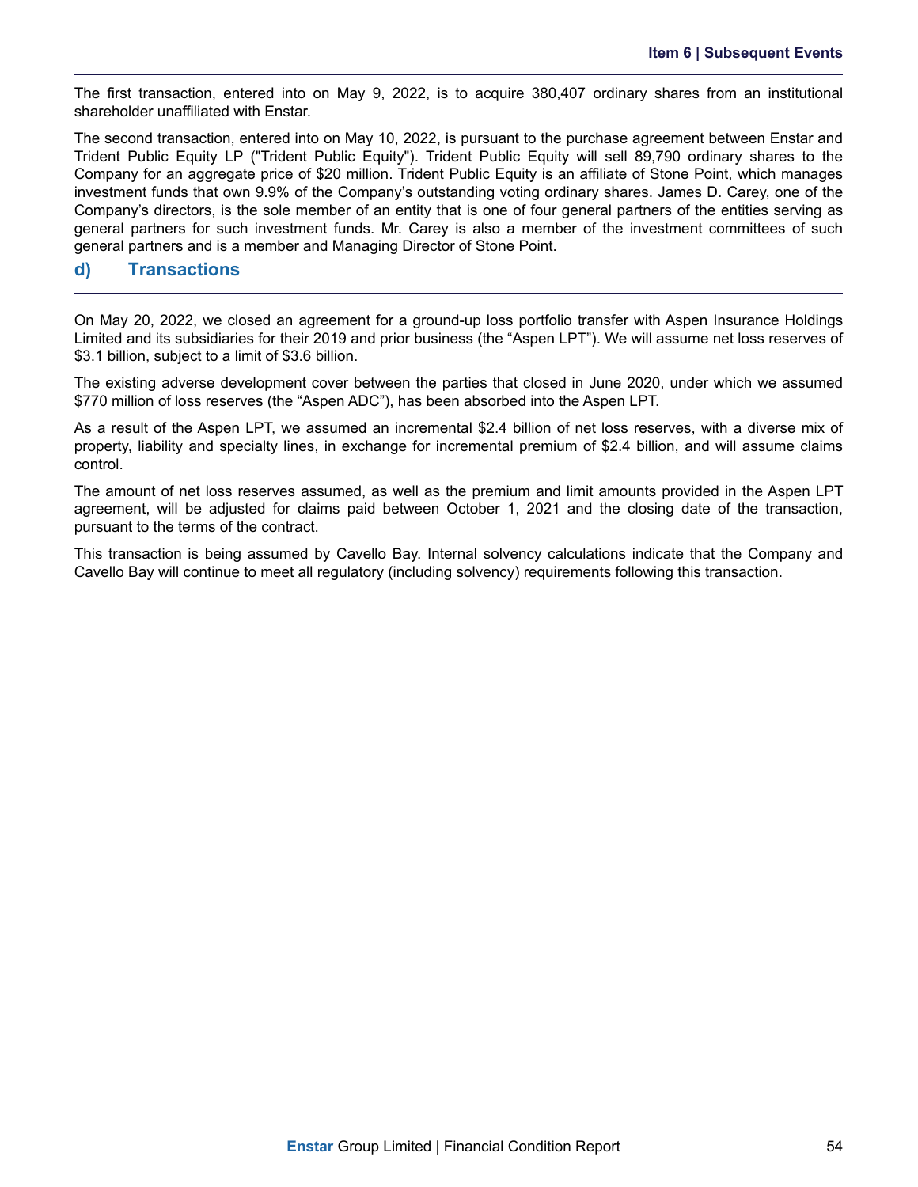The first transaction, entered into on May 9, 2022, is to acquire 380,407 ordinary shares from an institutional shareholder unaffiliated with Enstar.

The second transaction, entered into on May 10, 2022, is pursuant to the purchase agreement between Enstar and Trident Public Equity LP ("Trident Public Equity"). Trident Public Equity will sell 89,790 ordinary shares to the Company for an aggregate price of $20 million. Trident Public Equity is an affiliate of Stone Point, which manages investment funds that own 9.9% of the Company's outstanding voting ordinary shares. James D. Carey, one of the Company's directors, is the sole member of an entity that is one of four general partners of the entities serving as general partners for such investment funds. Mr. Carey is also a member of the investment committees of such general partners and is a member and Managing Director of Stone Point.

## d) Transactions

On May 20, 2022, we closed an agreement for a ground-up loss portfolio transfer with Aspen Insurance Holdings Limited and its subsidiaries for their 2019 and prior business (the "Aspen LPT"). We will assume net loss reserves of $3.1 billion, subject to a limit of $3.6 billion.

The existing adverse development cover between the parties that closed in June 2020, under which we assumed $770 million of loss reserves (the "Aspen ADC"), has been absorbed into the Aspen LPT.

As a result of the Aspen LPT, we assumed an incremental $2.4 billion of net loss reserves, with a diverse mix of property, liability and specialty lines, in exchange for incremental premium of $2.4 billion, and will assume claims control.

The amount of net loss reserves assumed, as well as the premium and limit amounts provided in the Aspen LPT agreement, will be adjusted for claims paid between October 1, 2021 and the closing date of the transaction, pursuant to the terms of the contract.

This transaction is being assumed by Cavello Bay. Internal solvency calculations indicate that the Company and Cavello Bay will continue to meet all regulatory (including solvency) requirements following this transaction.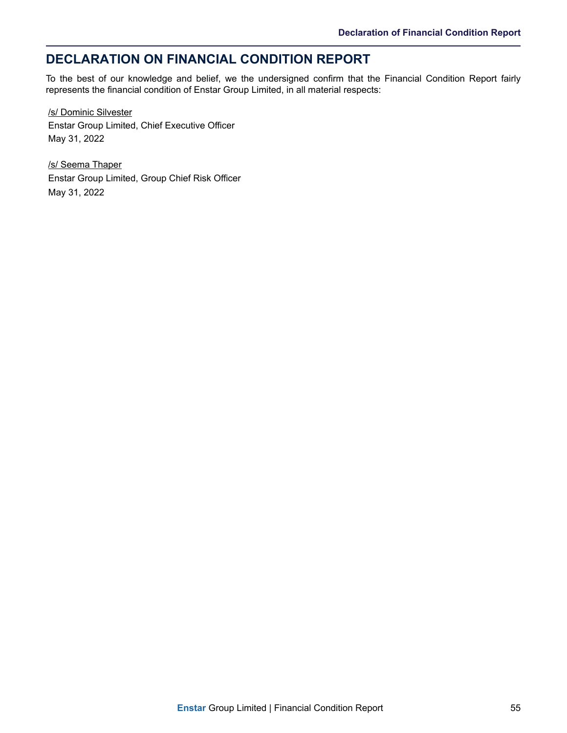# DECLARATION ON FINANCIAL CONDITION REPORT

To the best of our knowledge and belief, we the undersigned confirm that the Financial Condition Report fairly represents the financial condition of Enstar Group Limited, in all material respects:

/s/ Dominic Silvester
Enstar Group Limited, Chief Executive Officer
May 31, 2022

/s/ Seema Thaper
Enstar Group Limited, Group Chief Risk Officer
May 31, 2022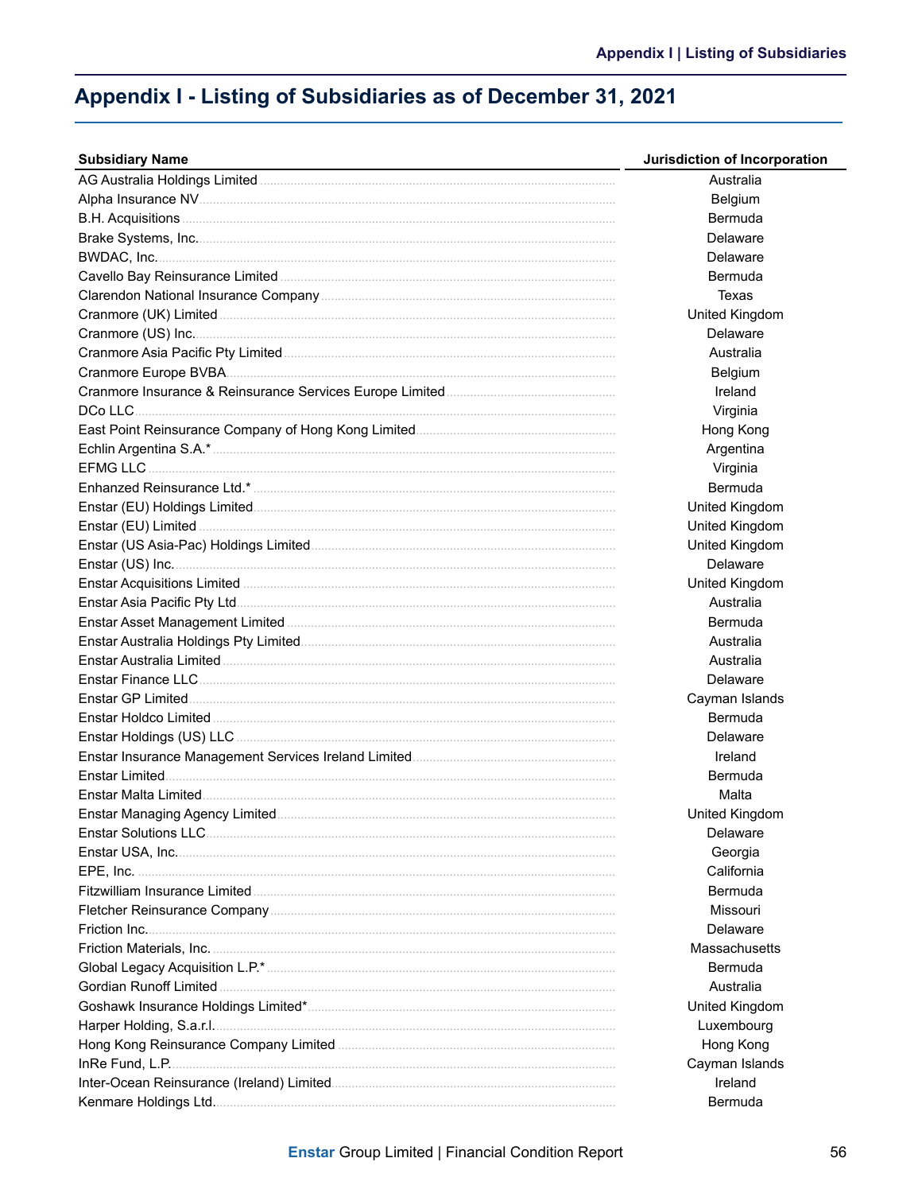# Appendix I - Listing of Subsidiaries as of December 31, 2021

| Subsidiary Name | Jurisdiction of Incorporation |
|---|---|
| AG Australia Holdings Limited | Australia |
| Alpha Insurance NV | Belgium |
| B.H. Acquisitions | Bermuda |
| Brake Systems, Inc. | Delaware |
| BWDAC, Inc. | Delaware |
| Cavello Bay Reinsurance Limited | Bermuda |
| Clarendon National Insurance Company | Texas |
| Cranmore (UK) Limited | United Kingdom |
| Cranmore (US) Inc. | Delaware |
| Cranmore Asia Pacific Pty Limited | Australia |
| Cranmore Europe BVBA | Belgium |
| Cranmore Insurance & Reinsurance Services Europe Limited | Ireland |
| DCo LLC | Virginia |
| East Point Reinsurance Company of Hong Kong Limited | Hong Kong |
| Echlin Argentina S.A.* | Argentina |
| EFMG LLC | Virginia |
| Enhanzed Reinsurance Ltd.* | Bermuda |
| Enstar (EU) Holdings Limited | United Kingdom |
| Enstar (EU) Limited | United Kingdom |
| Enstar (US Asia-Pac) Holdings Limited | United Kingdom |
| Enstar (US) Inc. | Delaware |
| Enstar Acquisitions Limited | United Kingdom |
| Enstar Asia Pacific Pty Ltd | Australia |
| Enstar Asset Management Limited | Bermuda |
| Enstar Australia Holdings Pty Limited | Australia |
| Enstar Australia Limited | Australia |
| Enstar Finance LLC | Delaware |
| Enstar GP Limited | Cayman Islands |
| Enstar Holdco Limited | Bermuda |
| Enstar Holdings (US) LLC | Delaware |
| Enstar Insurance Management Services Ireland Limited | Ireland |
| Enstar Limited | Bermuda |
| Enstar Malta Limited | Malta |
| Enstar Managing Agency Limited | United Kingdom |
| Enstar Solutions LLC | Delaware |
| Enstar USA, Inc. | Georgia |
| EPE, Inc. | California |
| Fitzwilliam Insurance Limited | Bermuda |
| Fletcher Reinsurance Company | Missouri |
| Friction Inc. | Delaware |
| Friction Materials, Inc. | Massachusetts |
| Global Legacy Acquisition L.P.* | Bermuda |
| Gordian Runoff Limited | Australia |
| Goshawk Insurance Holdings Limited* | United Kingdom |
| Harper Holding, S.a.r.l. | Luxembourg |
| Hong Kong Reinsurance Company Limited | Hong Kong |
| InRe Fund, L.P. | Cayman Islands |
| Inter-Ocean Reinsurance (Ireland) Limited | Ireland |
| Kenmare Holdings Ltd. | Bermuda |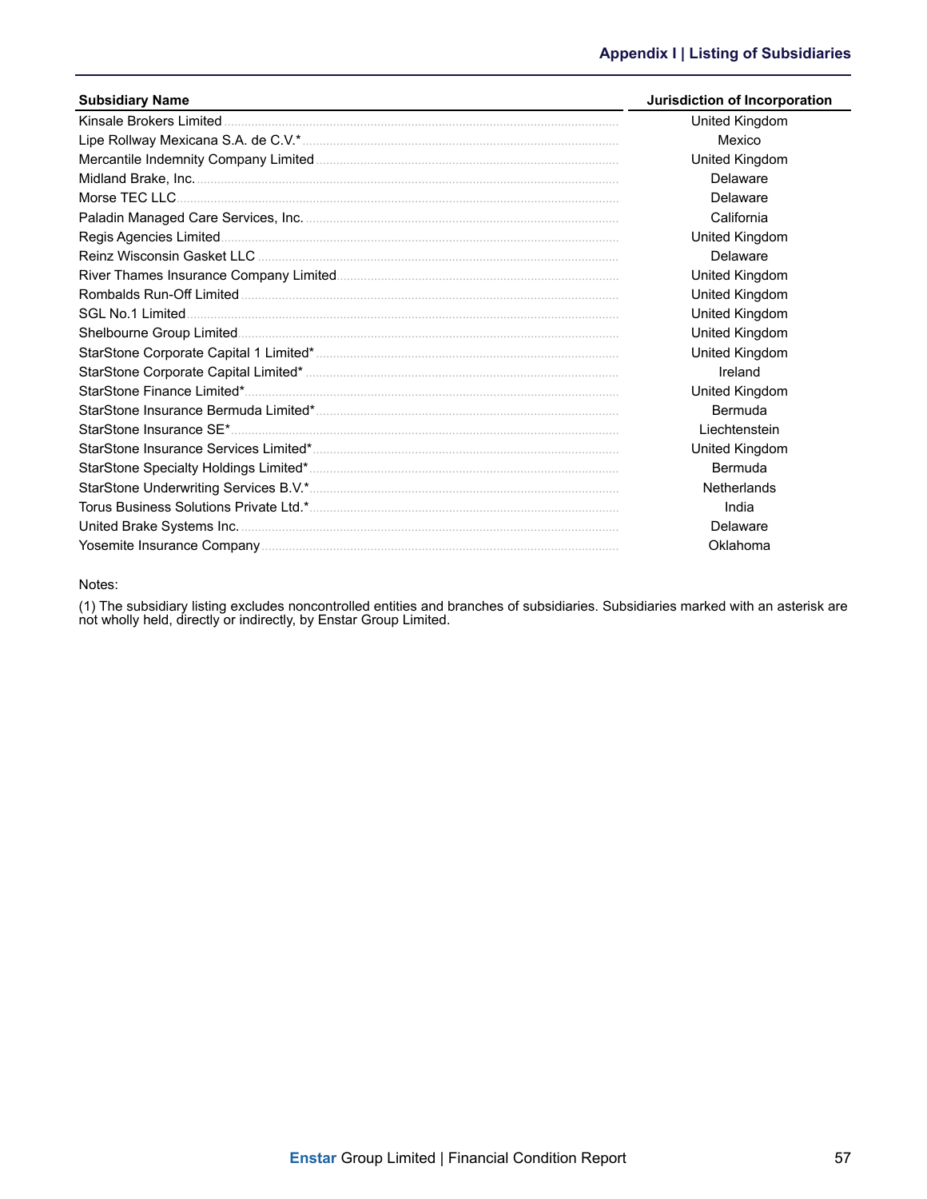| Subsidiary Name | Jurisdiction of Incorporation |
|---|---|
| Kinsale Brokers Limited | United Kingdom |
| Lipe Rollway Mexicana S.A. de C.V.* | Mexico |
| Mercantile Indemnity Company Limited | United Kingdom |
| Midland Brake, Inc. | Delaware |
| Morse TEC LLC | Delaware |
| Paladin Managed Care Services, Inc. | California |
| Regis Agencies Limited | United Kingdom |
| Reinz Wisconsin Gasket LLC | Delaware |
| River Thames Insurance Company Limited | United Kingdom |
| Rombalds Run-Off Limited | United Kingdom |
| SGL No.1 Limited | United Kingdom |
| Shelbourne Group Limited | United Kingdom |
| StarStone Corporate Capital 1 Limited* | United Kingdom |
| StarStone Corporate Capital Limited* | Ireland |
| StarStone Finance Limited* | United Kingdom |
| StarStone Insurance Bermuda Limited* | Bermuda |
| StarStone Insurance SE* | Liechtenstein |
| StarStone Insurance Services Limited* | United Kingdom |
| StarStone Specialty Holdings Limited* | Bermuda |
| StarStone Underwriting Services B.V.* | Netherlands |
| Torus Business Solutions Private Ltd.* | India |
| United Brake Systems Inc. | Delaware |
| Yosemite Insurance Company | Oklahoma |

Notes:

(1) The subsidiary listing excludes noncontrolled entities and branches of subsidiaries. Subsidiaries marked with an asterisk are not wholly held, directly or indirectly, by Enstar Group Limited.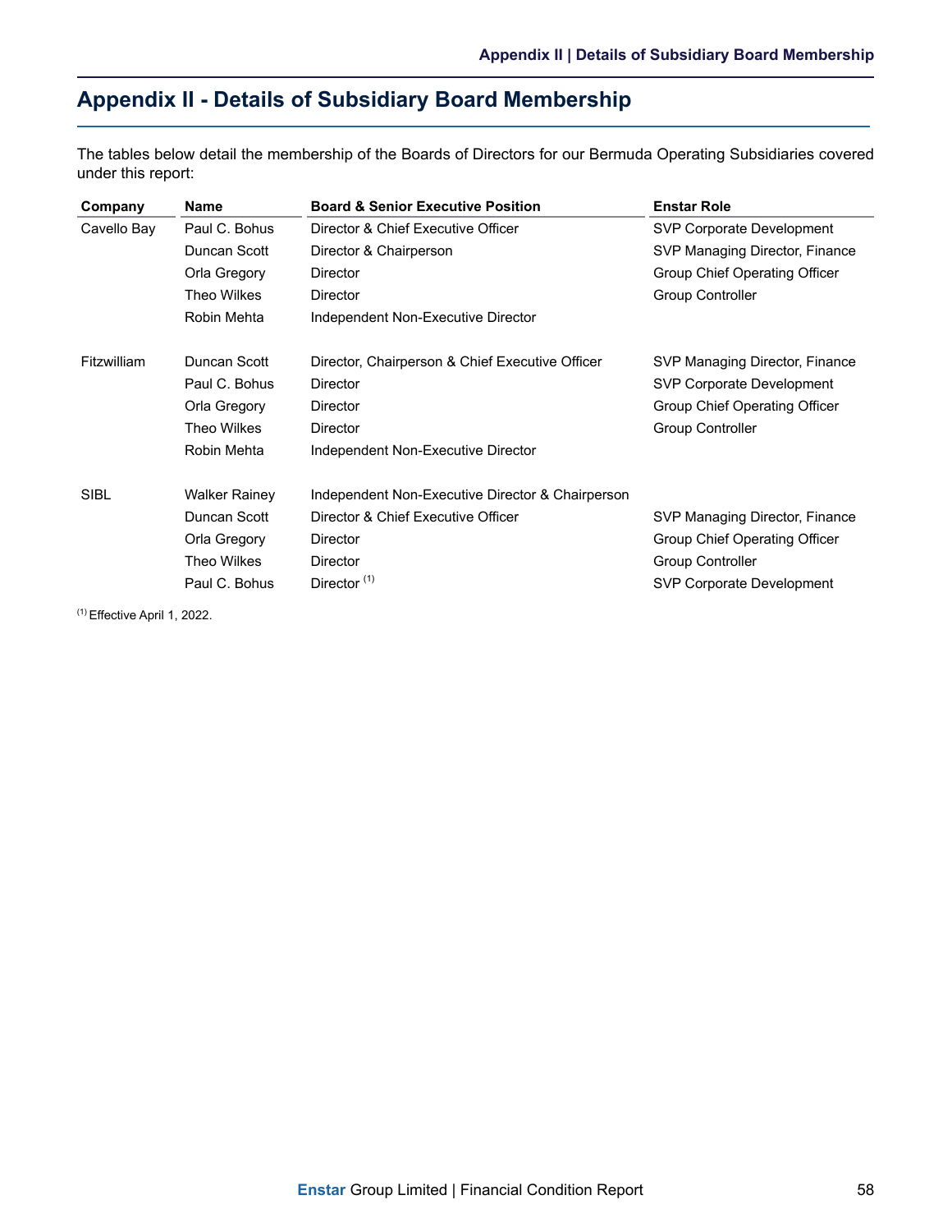# Appendix II - Details of Subsidiary Board Membership

The tables below detail the membership of the Boards of Directors for our Bermuda Operating Subsidiaries covered under this report:

| Company | Name | Board & Senior Executive Position | Enstar Role |
|---|---|---|---|
| Cavello Bay | Paul C. Bohus | Director & Chief Executive Officer | SVP Corporate Development |
| | Duncan Scott | Director & Chairperson | SVP Managing Director, Finance |
| | Orla Gregory | Director | Group Chief Operating Officer |
| | Theo Wilkes | Director | Group Controller |
| | Robin Mehta | Independent Non-Executive Director | |
| Fitzwilliam | Duncan Scott | Director, Chairperson & Chief Executive Officer | SVP Managing Director, Finance |
| | Paul C. Bohus | Director | SVP Corporate Development |
| | Orla Gregory | Director | Group Chief Operating Officer |
| | Theo Wilkes | Director | Group Controller |
| | Robin Mehta | Independent Non-Executive Director | |
| SIBL | Walker Rainey | Independent Non-Executive Director & Chairperson | |
| | Duncan Scott | Director & Chief Executive Officer | SVP Managing Director, Finance |
| | Orla Gregory | Director | Group Chief Operating Officer |
| | Theo Wilkes | Director | Group Controller |
| | Paul C. Bohus | Director (1) | SVP Corporate Development |

(1) Effective April 1, 2022.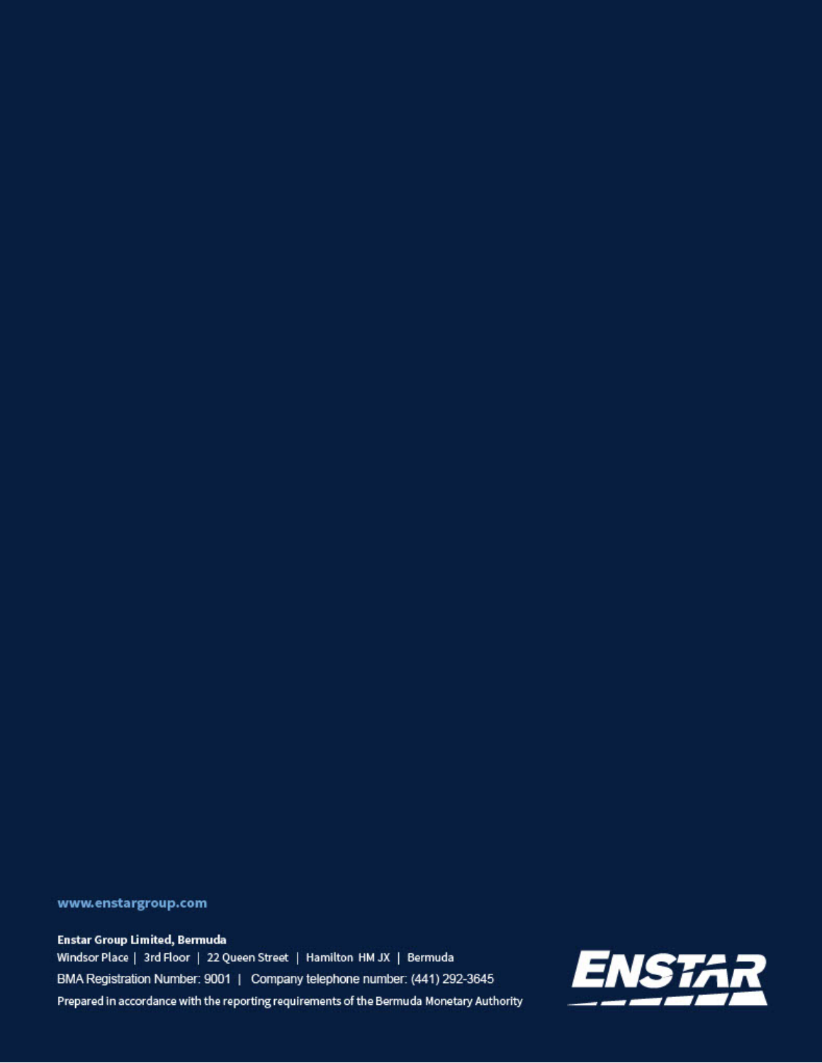www.enstargroup.com

**Enstar Group Limited, Bermuda**
Windsor Place | 3rd Floor | 22 Queen Street | Hamilton HM JX | Bermuda
BMA Registration Number: 9001 | Company telephone number: (441) 292-3645
Prepared in accordance with the reporting requirements of the Bermuda Monetary Authority

ENSTAR